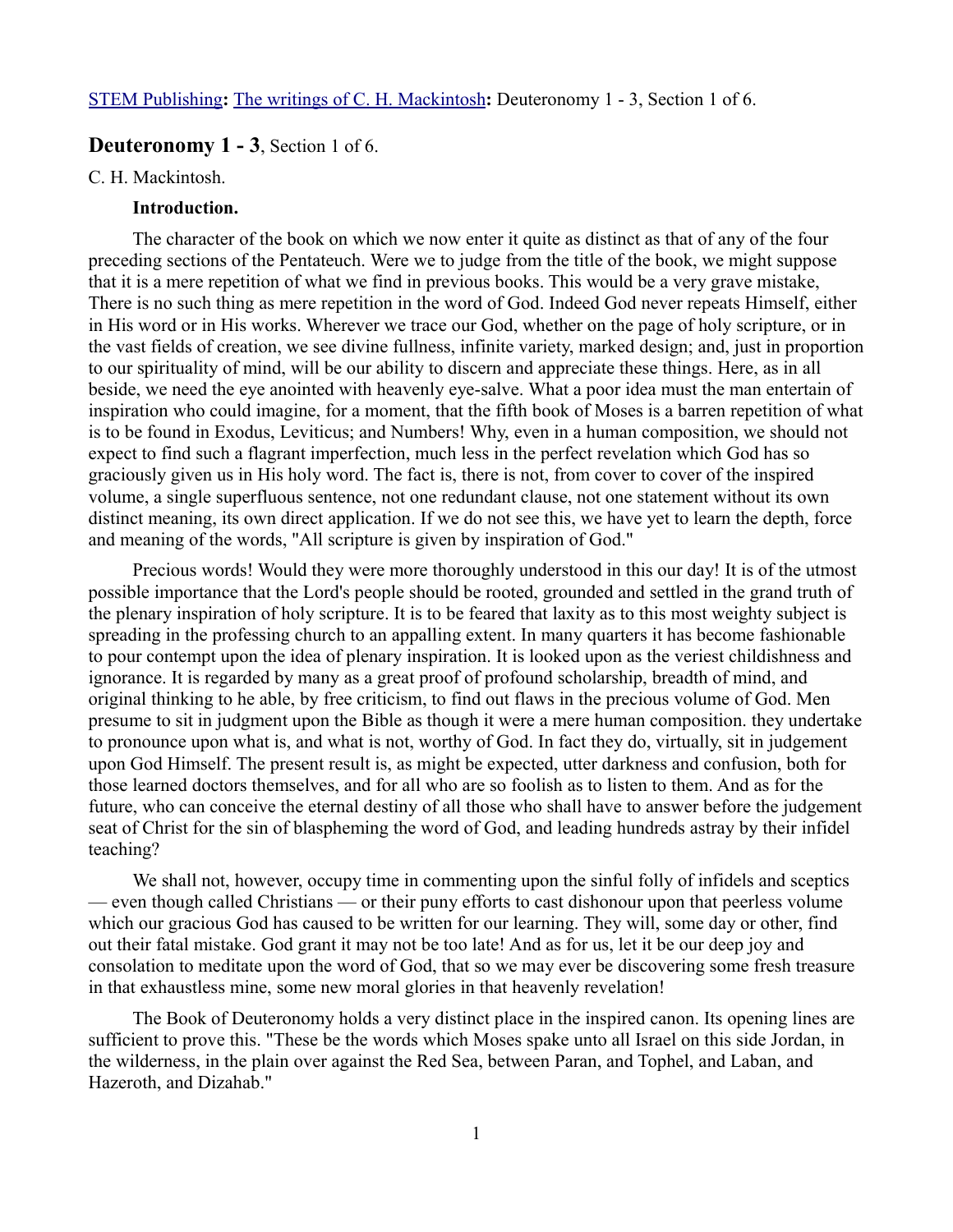STEM Publishing: The writings of C. H. Mackintosh: Deuteronomy 1 - 3, Section 1 of 6.

## **Deuteronomy 1 - 3**, Section 1 of 6.

C. H. Mackintosh.

**Introduction.**

The character of the book on which we now enter it quite as distinct as that of any of the four preceding sections of the Pentateuch. Were we to judge from the title of the book, we might suppose that it is a mere repetition of what we find in previous books. This would be a very grave mistake, There is no such thing as mere repetition in the word of God. Indeed God never repeats Himself, either in His word or in His works. Wherever we trace our God, whether on the page of holy scripture, or in the vast fields of creation, we see divine fullness, infinite variety, marked design; and, just in proportion to our spirituality of mind, will be our ability to discern and appreciate these things. Here, as in all beside, we need the eye anointed with heavenly eye-salve. What a poor idea must the man entertain of inspiration who could imagine, for a moment, that the fifth book of Moses is a barren repetition of what is to be found in Exodus, Leviticus; and Numbers! Why, even in a human composition, we should not expect to find such a flagrant imperfection, much less in the perfect revelation which God has so graciously given us in His holy word. The fact is, there is not, from cover to cover of the inspired volume, a single superfluous sentence, not one redundant clause, not one statement without its own distinct meaning, its own direct application. If we do not see this, we have yet to learn the depth, force and meaning of the words, "All scripture is given by inspiration of God."

Precious words! Would they were more thoroughly understood in this our day! It is of the utmost possible importance that the Lord's people should be rooted, grounded and settled in the grand truth of the plenary inspiration of holy scripture. It is to be feared that laxity as to this most weighty subject is spreading in the professing church to an appalling extent. In many quarters it has become fashionable to pour contempt upon the idea of plenary inspiration. It is looked upon as the veriest childishness and ignorance. It is regarded by many as a great proof of profound scholarship, breadth of mind, and original thinking to he able, by free criticism, to find out flaws in the precious volume of God. Men presume to sit in judgment upon the Bible as though it were a mere human composition. they undertake to pronounce upon what is, and what is not, worthy of God. In fact they do, virtually, sit in judgement upon God Himself. The present result is, as might be expected, utter darkness and confusion, both for those learned doctors themselves, and for all who are so foolish as to listen to them. And as for the future, who can conceive the eternal destiny of all those who shall have to answer before the judgement seat of Christ for the sin of blaspheming the word of God, and leading hundreds astray by their infidel teaching?

We shall not, however, occupy time in commenting upon the sinful folly of infidels and sceptics — even though called Christians — or their puny efforts to cast dishonour upon that peerless volume which our gracious God has caused to be written for our learning. They will, some day or other, find out their fatal mistake. God grant it may not be too late! And as for us, let it be our deep joy and consolation to meditate upon the word of God, that so we may ever be discovering some fresh treasure in that exhaustless mine, some new moral glories in that heavenly revelation!

The Book of Deuteronomy holds a very distinct place in the inspired canon. Its opening lines are sufficient to prove this. "These be the words which Moses spake unto all Israel on this side Jordan, in the wilderness, in the plain over against the Red Sea, between Paran, and Tophel, and Laban, and Hazeroth, and Dizahab."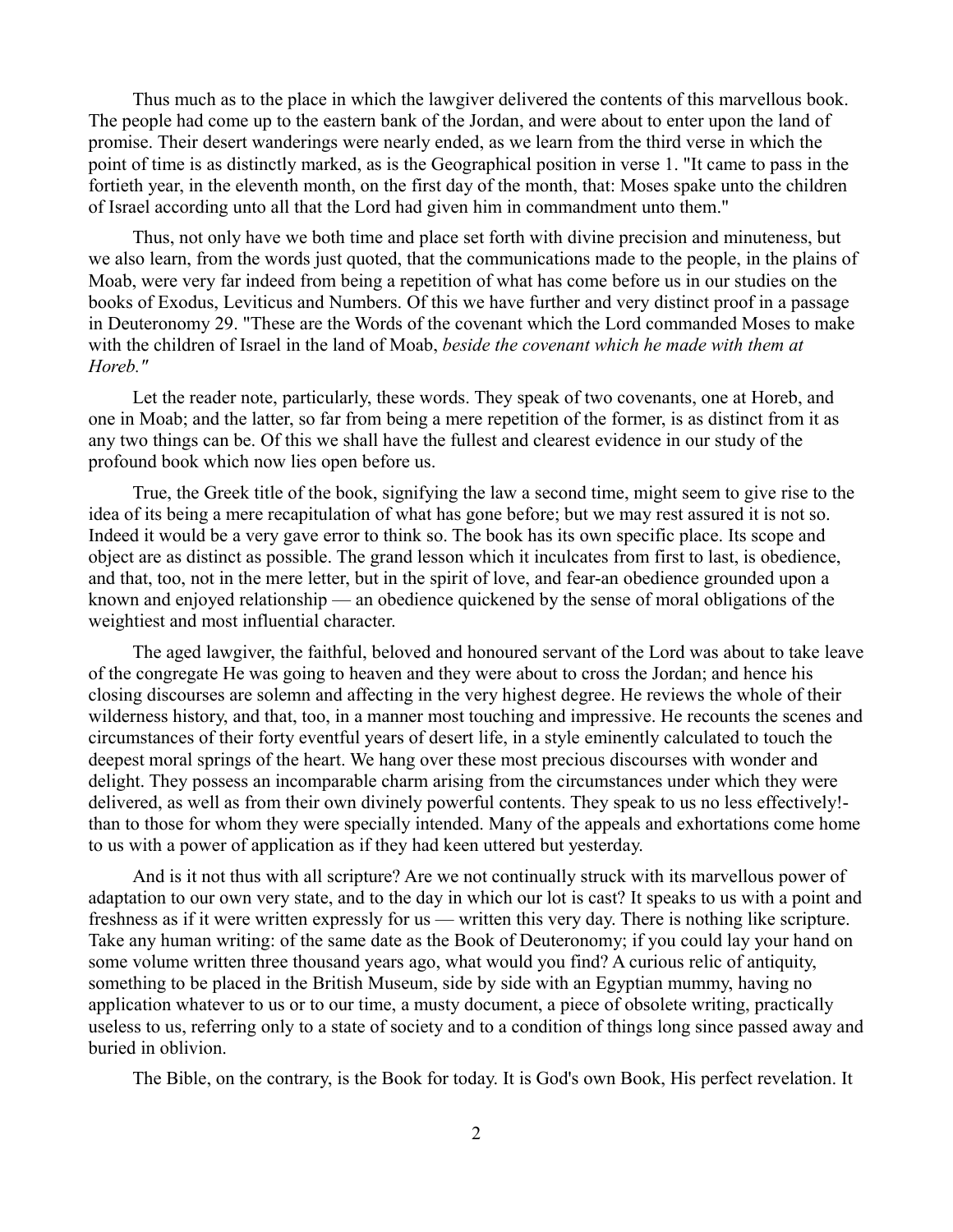Thus much as to the place in which the lawgiver delivered the contents of this marvellous book. The people had come up to the eastern bank of the Jordan, and were about to enter upon the land of promise. Their desert wanderings were nearly ended, as we learn from the third verse in which the point of time is as distinctly marked, as is the Geographical position in verse 1. "It came to pass in the fortieth year, in the eleventh month, on the first day of the month, that: Moses spake unto the children of Israel according unto all that the Lord had given him in commandment unto them."

Thus, not only have we both time and place set forth with divine precision and minuteness, but we also learn, from the words just quoted, that the communications made to the people, in the plains of Moab, were very far indeed from being a repetition of what has come before us in our studies on the books of Exodus, Leviticus and Numbers. Of this we have further and very distinct proof in a passage in Deuteronomy 29. "These are the Words of the covenant which the Lord commanded Moses to make with the children of Israel in the land of Moab, *beside the covenant which he made with them at Horeb."*

Let the reader note, particularly, these words. They speak of two covenants, one at Horeb, and one in Moab; and the latter, so far from being a mere repetition of the former, is as distinct from it as any two things can be. Of this we shall have the fullest and clearest evidence in our study of the profound book which now lies open before us.

True, the Greek title of the book, signifying the law a second time, might seem to give rise to the idea of its being a mere recapitulation of what has gone before; but we may rest assured it is not so. Indeed it would be a very gave error to think so. The book has its own specific place. Its scope and object are as distinct as possible. The grand lesson which it inculcates from first to last, is obedience, and that, too, not in the mere letter, but in the spirit of love, and fear-an obedience grounded upon a known and enjoyed relationship — an obedience quickened by the sense of moral obligations of the weightiest and most influential character.

The aged lawgiver, the faithful, beloved and honoured servant of the Lord was about to take leave of the congregate He was going to heaven and they were about to cross the Jordan; and hence his closing discourses are solemn and affecting in the very highest degree. He reviews the whole of their wilderness history, and that, too, in a manner most touching and impressive. He recounts the scenes and circumstances of their forty eventful years of desert life, in a style eminently calculated to touch the deepest moral springs of the heart. We hang over these most precious discourses with wonder and delight. They possess an incomparable charm arising from the circumstances under which they were delivered, as well as from their own divinely powerful contents. They speak to us no less effectively!- than to those for whom they were specially intended. Many of the appeals and exhortations come home to us with a power of application as if they had keen uttered but yesterday.

And is it not thus with all scripture? Are we not continually struck with its marvellous power of adaptation to our own very state, and to the day in which our lot is cast? It speaks to us with a point and freshness as if it were written expressly for us — written this very day. There is nothing like scripture. Take any human writing: of the same date as the Book of Deuteronomy; if you could lay your hand on some volume written three thousand years ago, what would you find? A curious relic of antiquity, something to be placed in the British Museum, side by side with an Egyptian mummy, having no application whatever to us or to our time, a musty document, a piece of obsolete writing, practically useless to us, referring only to a state of society and to a condition of things long since passed away and buried in oblivion.

The Bible, on the contrary, is the Book for today. It is God's own Book, His perfect revelation. It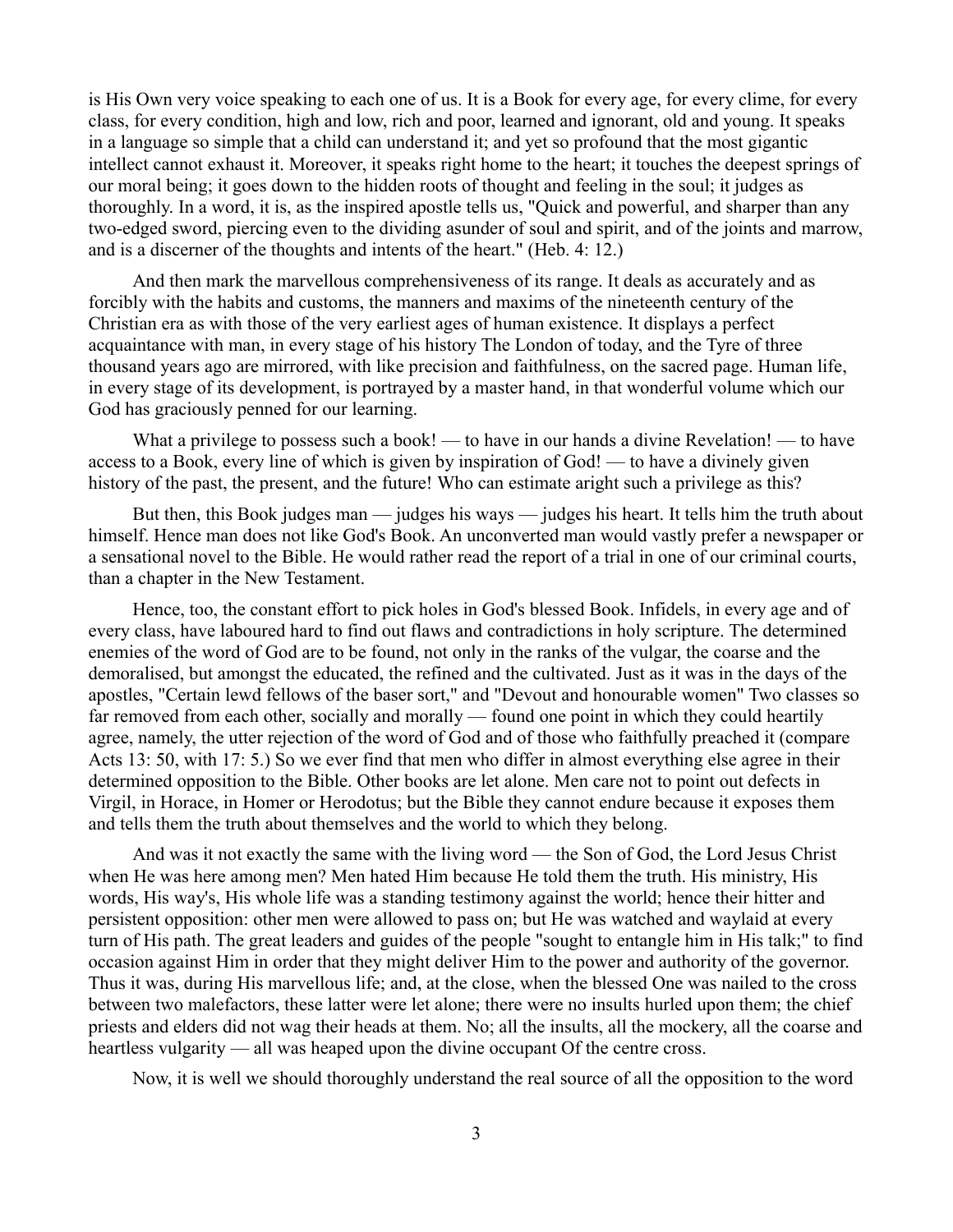is His Own very voice speaking to each one of us. It is a Book for every age, for every clime, for every class, for every condition, high and low, rich and poor, learned and ignorant, old and young. It speaks in a language so simple that a child can understand it; and yet so profound that the most gigantic intellect cannot exhaust it. Moreover, it speaks right home to the heart; it touches the deepest springs of our moral being; it goes down to the hidden roots of thought and feeling in the soul; it judges as thoroughly. In a word, it is, as the inspired apostle tells us, "Quick and powerful, and sharper than any two-edged sword, piercing even to the dividing asunder of soul and spirit, and of the joints and marrow, and is a discerner of the thoughts and intents of the heart." (Heb. 4: 12.)

And then mark the marvellous comprehensiveness of its range. It deals as accurately and as forcibly with the habits and customs, the manners and maxims of the nineteenth century of the Christian era as with those of the very earliest ages of human existence. It displays a perfect acquaintance with man, in every stage of his history The London of today, and the Tyre of three thousand years ago are mirrored, with like precision and faithfulness, on the sacred page. Human life, in every stage of its development, is portrayed by a master hand, in that wonderful volume which our God has graciously penned for our learning.

What a privilege to possess such a book! — to have in our hands a divine Revelation! — to have access to a Book, every line of which is given by inspiration of God! — to have a divinely given history of the past, the present, and the future! Who can estimate aright such a privilege as this?

But then, this Book judges man — judges his ways — judges his heart. It tells him the truth about himself. Hence man does not like God's Book. An unconverted man would vastly prefer a newspaper or a sensational novel to the Bible. He would rather read the report of a trial in one of our criminal courts, than a chapter in the New Testament.

Hence, too, the constant effort to pick holes in God's blessed Book. Infidels, in every age and of every class, have laboured hard to find out flaws and contradictions in holy scripture. The determined enemies of the word of God are to be found, not only in the ranks of the vulgar, the coarse and the demoralised, but amongst the educated, the refined and the cultivated. Just as it was in the days of the apostles, "Certain lewd fellows of the baser sort," and "Devout and honourable women" Two classes so far removed from each other, socially and morally — found one point in which they could heartily agree, namely, the utter rejection of the word of God and of those who faithfully preached it (compare Acts 13: 50, with 17: 5.) So we ever find that men who differ in almost everything else agree in their determined opposition to the Bible. Other books are let alone. Men care not to point out defects in Virgil, in Horace, in Homer or Herodotus; but the Bible they cannot endure because it exposes them and tells them the truth about themselves and the world to which they belong.

And was it not exactly the same with the living word — the Son of God, the Lord Jesus Christ when He was here among men? Men hated Him because He told them the truth. His ministry, His words, His way's, His whole life was a standing testimony against the world; hence their hitter and persistent opposition: other men were allowed to pass on; but He was watched and waylaid at every turn of His path. The great leaders and guides of the people "sought to entangle him in His talk;" to find occasion against Him in order that they might deliver Him to the power and authority of the governor. Thus it was, during His marvellous life; and, at the close, when the blessed One was nailed to the cross between two malefactors, these latter were let alone; there were no insults hurled upon them; the chief priests and elders did not wag their heads at them. No; all the insults, all the mockery, all the coarse and heartless vulgarity — all was heaped upon the divine occupant Of the centre cross.

Now, it is well we should thoroughly understand the real source of all the opposition to the word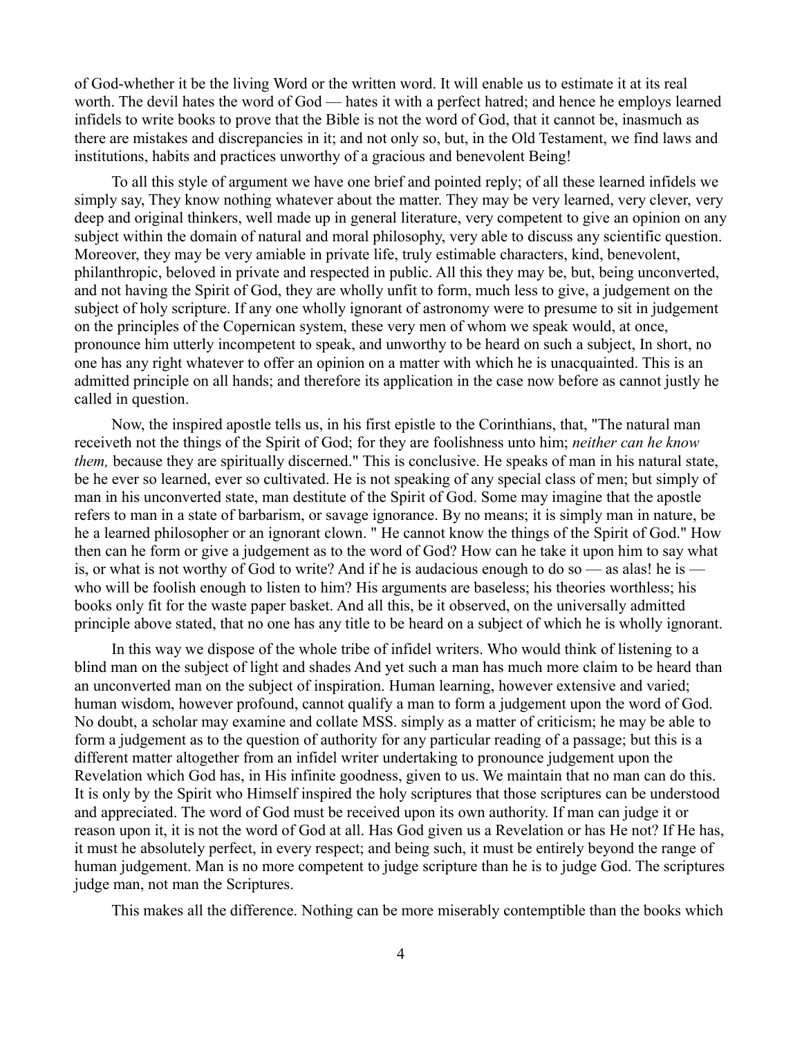of God-whether it be the living Word or the written word. It will enable us to estimate it at its real worth. The devil hates the word of God — hates it with a perfect hatred; and hence he employs learned infidels to write books to prove that the Bible is not the word of God, that it cannot be, inasmuch as there are mistakes and discrepancies in it; and not only so, but, in the Old Testament, we find laws and institutions, habits and practices unworthy of a gracious and benevolent Being!

To all this style of argument we have one brief and pointed reply; of all these learned infidels we simply say, They know nothing whatever about the matter. They may be very learned, very clever, very deep and original thinkers, well made up in general literature, very competent to give an opinion on any subject within the domain of natural and moral philosophy, very able to discuss any scientific question. Moreover, they may be very amiable in private life, truly estimable characters, kind, benevolent, philanthropic, beloved in private and respected in public. All this they may be, but, being unconverted, and not having the Spirit of God, they are wholly unfit to form, much less to give, a judgement on the subject of holy scripture. If any one wholly ignorant of astronomy were to presume to sit in judgement on the principles of the Copernican system, these very men of whom we speak would, at once, pronounce him utterly incompetent to speak, and unworthy to be heard on such a subject, In short, no one has any right whatever to offer an opinion on a matter with which he is unacquainted. This is an admitted principle on all hands; and therefore its application in the case now before as cannot justly he called in question.

Now, the inspired apostle tells us, in his first epistle to the Corinthians, that, "The natural man receiveth not the things of the Spirit of God; for they are foolishness unto him; *neither can he know them,* because they are spiritually discerned." This is conclusive. He speaks of man in his natural state, be he ever so learned, ever so cultivated. He is not speaking of any special class of men; but simply of man in his unconverted state, man destitute of the Spirit of God. Some may imagine that the apostle refers to man in a state of barbarism, or savage ignorance. By no means; it is simply man in nature, be he a learned philosopher or an ignorant clown. " He cannot know the things of the Spirit of God." How then can he form or give a judgement as to the word of God? How can he take it upon him to say what is, or what is not worthy of God to write? And if he is audacious enough to do so — as alas! he is — who will be foolish enough to listen to him? His arguments are baseless; his theories worthless; his books only fit for the waste paper basket. And all this, be it observed, on the universally admitted principle above stated, that no one has any title to be heard on a subject of which he is wholly ignorant.

In this way we dispose of the whole tribe of infidel writers. Who would think of listening to a blind man on the subject of light and shades And yet such a man has much more claim to be heard than an unconverted man on the subject of inspiration. Human learning, however extensive and varied; human wisdom, however profound, cannot qualify a man to form a judgement upon the word of God. No doubt, a scholar may examine and collate MSS. simply as a matter of criticism; he may be able to form a judgement as to the question of authority for any particular reading of a passage; but this is a different matter altogether from an infidel writer undertaking to pronounce judgement upon the Revelation which God has, in His infinite goodness, given to us. We maintain that no man can do this. It is only by the Spirit who Himself inspired the holy scriptures that those scriptures can be understood and appreciated. The word of God must be received upon its own authority. If man can judge it or reason upon it, it is not the word of God at all. Has God given us a Revelation or has He not? If He has, it must he absolutely perfect, in every respect; and being such, it must be entirely beyond the range of human judgement. Man is no more competent to judge scripture than he is to judge God. The scriptures judge man, not man the Scriptures.

This makes all the difference. Nothing can be more miserably contemptible than the books which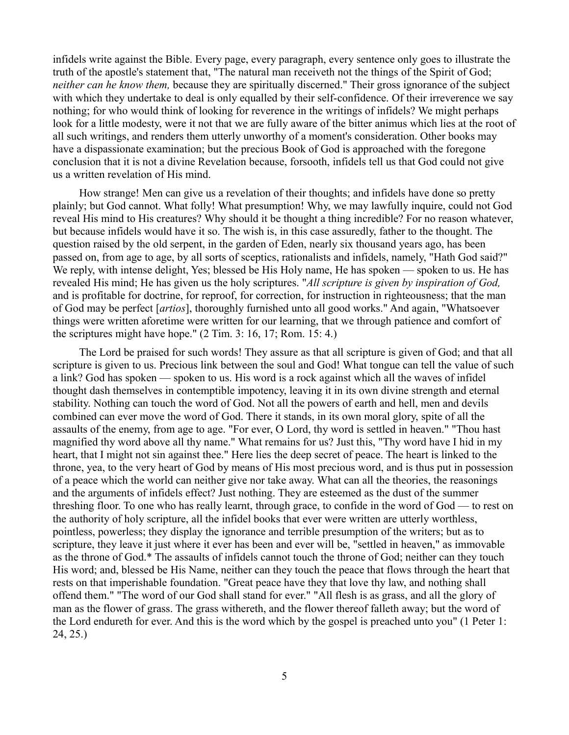infidels write against the Bible. Every page, every paragraph, every sentence only goes to illustrate the truth of the apostle's statement that, "The natural man receiveth not the things of the Spirit of God; *neither can he know them,* because they are spiritually discerned." Their gross ignorance of the subject with which they undertake to deal is only equalled by their self-confidence. Of their irreverence we say nothing; for who would think of looking for reverence in the writings of infidels? We might perhaps look for a little modesty, were it not that we are fully aware of the bitter animus which lies at the root of all such writings, and renders them utterly unworthy of a moment's consideration. Other books may have a dispassionate examination; but the precious Book of God is approached with the foregone conclusion that it is not a divine Revelation because, forsooth, infidels tell us that God could not give us a written revelation of His mind.

How strange! Men can give us a revelation of their thoughts; and infidels have done so pretty plainly; but God cannot. What folly! What presumption! Why, we may lawfully inquire, could not God reveal His mind to His creatures? Why should it be thought a thing incredible? For no reason whatever, but because infidels would have it so. The wish is, in this case assuredly, father to the thought. The question raised by the old serpent, in the garden of Eden, nearly six thousand years ago, has been passed on, from age to age, by all sorts of sceptics, rationalists and infidels, namely, "Hath God said?" We reply, with intense delight, Yes; blessed be His Holy name, He has spoken — spoken to us. He has revealed His mind; He has given us the holy scriptures. "*All scripture is given by inspiration of God,* and is profitable for doctrine, for reproof, for correction, for instruction in righteousness; that the man of God may be perfect [*artios*], thoroughly furnished unto all good works." And again, "Whatsoever things were written aforetime were written for our learning, that we through patience and comfort of the scriptures might have hope." (2 Tim. 3: 16, 17; Rom. 15: 4.)

The Lord be praised for such words! They assure as that all scripture is given of God; and that all scripture is given to us. Precious link between the soul and God! What tongue can tell the value of such a link? God has spoken — spoken to us. His word is a rock against which all the waves of infidel thought dash themselves in contemptible impotency, leaving it in its own divine strength and eternal stability. Nothing can touch the word of God. Not all the powers of earth and hell, men and devils combined can ever move the word of God. There it stands, in its own moral glory, spite of all the assaults of the enemy, from age to age. "For ever, O Lord, thy word is settled in heaven." "Thou hast magnified thy word above all thy name." What remains for us? Just this, "Thy word have I hid in my heart, that I might not sin against thee." Here lies the deep secret of peace. The heart is linked to the throne, yea, to the very heart of God by means of His most precious word, and is thus put in possession of a peace which the world can neither give nor take away. What can all the theories, the reasonings and the arguments of infidels effect? Just nothing. They are esteemed as the dust of the summer threshing floor. To one who has really learnt, through grace, to confide in the word of God — to rest on the authority of holy scripture, all the infidel books that ever were written are utterly worthless, pointless, powerless; they display the ignorance and terrible presumption of the writers; but as to scripture, they leave it just where it ever has been and ever will be, "settled in heaven," as immovable as the throne of God.* The assaults of infidels cannot touch the throne of God; neither can they touch His word; and, blessed be His Name, neither can they touch the peace that flows through the heart that rests on that imperishable foundation. "Great peace have they that love thy law, and nothing shall offend them." "The word of our God shall stand for ever." "All flesh is as grass, and all the glory of man as the flower of grass. The grass withereth, and the flower thereof falleth away; but the word of the Lord endureth for ever. And this is the word which by the gospel is preached unto you" (1 Peter 1: 24, 25.)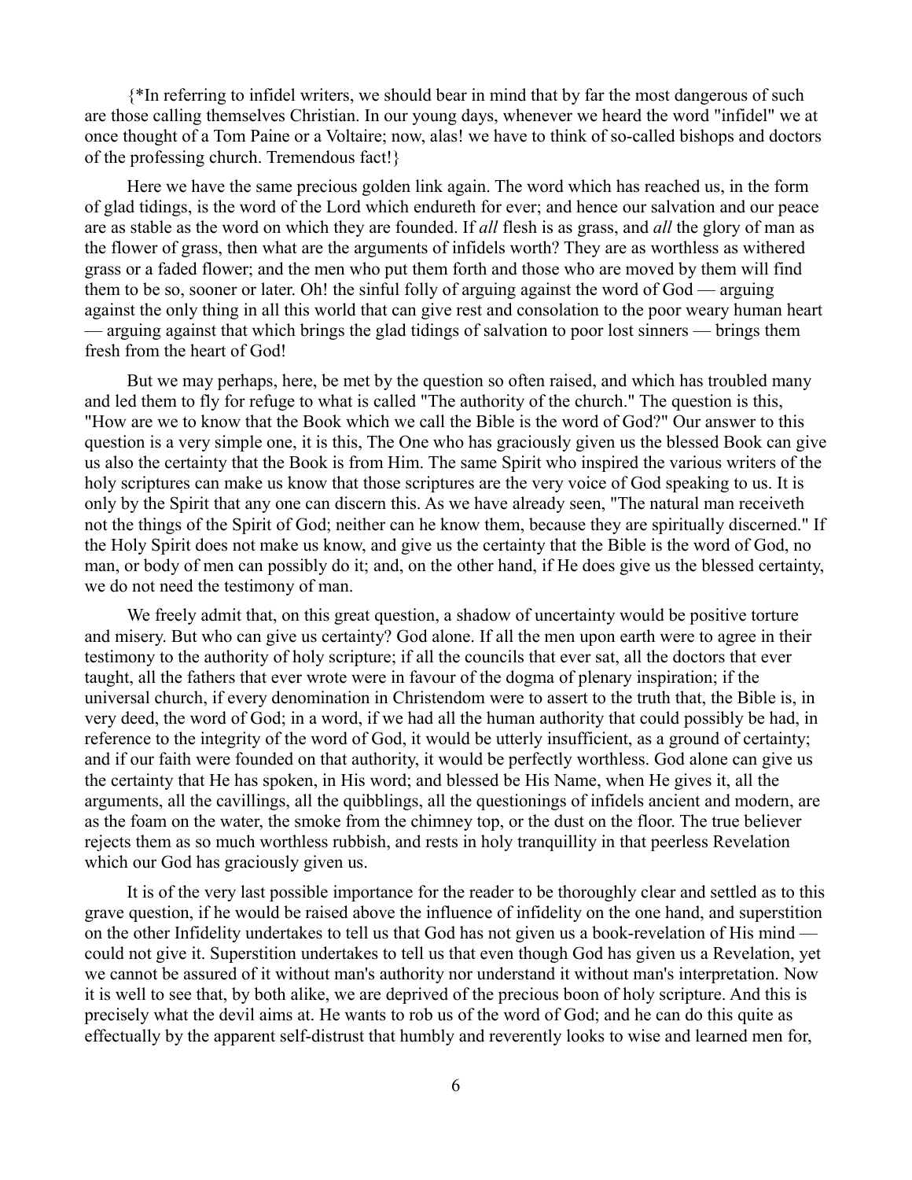{*In referring to infidel writers, we should bear in mind that by far the most dangerous of such are those calling themselves Christian. In our young days, whenever we heard the word "infidel" we at once thought of a Tom Paine or a Voltaire; now, alas! we have to think of so-called bishops and doctors of the professing church. Tremendous fact!}

Here we have the same precious golden link again. The word which has reached us, in the form of glad tidings, is the word of the Lord which endureth for ever; and hence our salvation and our peace are as stable as the word on which they are founded. If *all* flesh is as grass, and *all* the glory of man as the flower of grass, then what are the arguments of infidels worth? They are as worthless as withered grass or a faded flower; and the men who put them forth and those who are moved by them will find them to be so, sooner or later. Oh! the sinful folly of arguing against the word of God — arguing against the only thing in all this world that can give rest and consolation to the poor weary human heart — arguing against that which brings the glad tidings of salvation to poor lost sinners — brings them fresh from the heart of God!

But we may perhaps, here, be met by the question so often raised, and which has troubled many and led them to fly for refuge to what is called "The authority of the church." The question is this, "How are we to know that the Book which we call the Bible is the word of God?" Our answer to this question is a very simple one, it is this, The One who has graciously given us the blessed Book can give us also the certainty that the Book is from Him. The same Spirit who inspired the various writers of the holy scriptures can make us know that those scriptures are the very voice of God speaking to us. It is only by the Spirit that any one can discern this. As we have already seen, "The natural man receiveth not the things of the Spirit of God; neither can he know them, because they are spiritually discerned." If the Holy Spirit does not make us know, and give us the certainty that the Bible is the word of God, no man, or body of men can possibly do it; and, on the other hand, if He does give us the blessed certainty, we do not need the testimony of man.

We freely admit that, on this great question, a shadow of uncertainty would be positive torture and misery. But who can give us certainty? God alone. If all the men upon earth were to agree in their testimony to the authority of holy scripture; if all the councils that ever sat, all the doctors that ever taught, all the fathers that ever wrote were in favour of the dogma of plenary inspiration; if the universal church, if every denomination in Christendom were to assert to the truth that, the Bible is, in very deed, the word of God; in a word, if we had all the human authority that could possibly be had, in reference to the integrity of the word of God, it would be utterly insufficient, as a ground of certainty; and if our faith were founded on that authority, it would be perfectly worthless. God alone can give us the certainty that He has spoken, in His word; and blessed be His Name, when He gives it, all the arguments, all the cavillings, all the quibblings, all the questionings of infidels ancient and modern, are as the foam on the water, the smoke from the chimney top, or the dust on the floor. The true believer rejects them as so much worthless rubbish, and rests in holy tranquillity in that peerless Revelation which our God has graciously given us.

It is of the very last possible importance for the reader to be thoroughly clear and settled as to this grave question, if he would be raised above the influence of infidelity on the one hand, and superstition on the other Infidelity undertakes to tell us that God has not given us a book-revelation of His mind — could not give it. Superstition undertakes to tell us that even though God has given us a Revelation, yet we cannot be assured of it without man's authority nor understand it without man's interpretation. Now it is well to see that, by both alike, we are deprived of the precious boon of holy scripture. And this is precisely what the devil aims at. He wants to rob us of the word of God; and he can do this quite as effectually by the apparent self-distrust that humbly and reverently looks to wise and learned men for,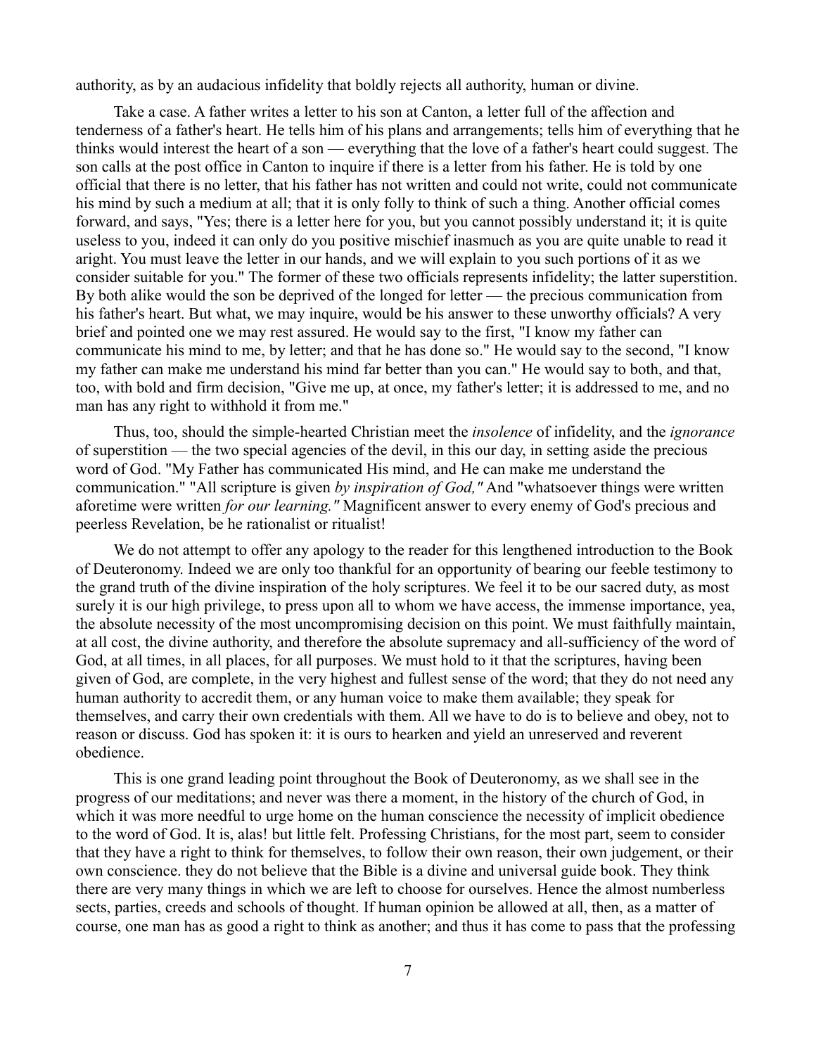authority, as by an audacious infidelity that boldly rejects all authority, human or divine.

Take a case. A father writes a letter to his son at Canton, a letter full of the affection and tenderness of a father's heart. He tells him of his plans and arrangements; tells him of everything that he thinks would interest the heart of a son — everything that the love of a father's heart could suggest. The son calls at the post office in Canton to inquire if there is a letter from his father. He is told by one official that there is no letter, that his father has not written and could not write, could not communicate his mind by such a medium at all; that it is only folly to think of such a thing. Another official comes forward, and says, "Yes; there is a letter here for you, but you cannot possibly understand it; it is quite useless to you, indeed it can only do you positive mischief inasmuch as you are quite unable to read it aright. You must leave the letter in our hands, and we will explain to you such portions of it as we consider suitable for you." The former of these two officials represents infidelity; the latter superstition. By both alike would the son be deprived of the longed for letter — the precious communication from his father's heart. But what, we may inquire, would be his answer to these unworthy officials? A very brief and pointed one we may rest assured. He would say to the first, "I know my father can communicate his mind to me, by letter; and that he has done so." He would say to the second, "I know my father can make me understand his mind far better than you can." He would say to both, and that, too, with bold and firm decision, "Give me up, at once, my father's letter; it is addressed to me, and no man has any right to withhold it from me."

Thus, too, should the simple-hearted Christian meet the *insolence* of infidelity, and the *ignorance* of superstition — the two special agencies of the devil, in this our day, in setting aside the precious word of God. "My Father has communicated His mind, and He can make me understand the communication." "All scripture is given *by inspiration of God,"* And "whatsoever things were written aforetime were written *for our learning."* Magnificent answer to every enemy of God's precious and peerless Revelation, be he rationalist or ritualist!

We do not attempt to offer any apology to the reader for this lengthened introduction to the Book of Deuteronomy. Indeed we are only too thankful for an opportunity of bearing our feeble testimony to the grand truth of the divine inspiration of the holy scriptures. We feel it to be our sacred duty, as most surely it is our high privilege, to press upon all to whom we have access, the immense importance, yea, the absolute necessity of the most uncompromising decision on this point. We must faithfully maintain, at all cost, the divine authority, and therefore the absolute supremacy and all-sufficiency of the word of God, at all times, in all places, for all purposes. We must hold to it that the scriptures, having been given of God, are complete, in the very highest and fullest sense of the word; that they do not need any human authority to accredit them, or any human voice to make them available; they speak for themselves, and carry their own credentials with them. All we have to do is to believe and obey, not to reason or discuss. God has spoken it: it is ours to hearken and yield an unreserved and reverent obedience.

This is one grand leading point throughout the Book of Deuteronomy, as we shall see in the progress of our meditations; and never was there a moment, in the history of the church of God, in which it was more needful to urge home on the human conscience the necessity of implicit obedience to the word of God. It is, alas! but little felt. Professing Christians, for the most part, seem to consider that they have a right to think for themselves, to follow their own reason, their own judgement, or their own conscience. they do not believe that the Bible is a divine and universal guide book. They think there are very many things in which we are left to choose for ourselves. Hence the almost numberless sects, parties, creeds and schools of thought. If human opinion be allowed at all, then, as a matter of course, one man has as good a right to think as another; and thus it has come to pass that the professing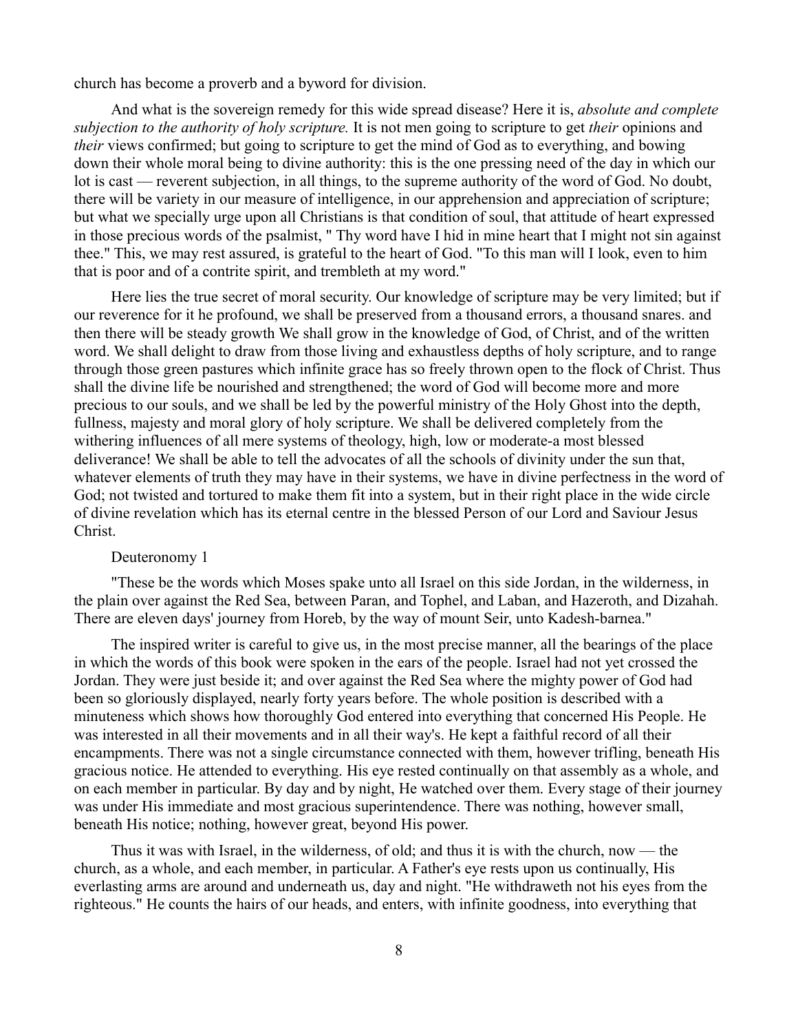church has become a proverb and a byword for division.

And what is the sovereign remedy for this wide spread disease? Here it is, *absolute and complete subjection to the authority of holy scripture.* It is not men going to scripture to get *their* opinions and *their* views confirmed; but going to scripture to get the mind of God as to everything, and bowing down their whole moral being to divine authority: this is the one pressing need of the day in which our lot is cast — reverent subjection, in all things, to the supreme authority of the word of God. No doubt, there will be variety in our measure of intelligence, in our apprehension and appreciation of scripture; but what we specially urge upon all Christians is that condition of soul, that attitude of heart expressed in those precious words of the psalmist, " Thy word have I hid in mine heart that I might not sin against thee." This, we may rest assured, is grateful to the heart of God. "To this man will I look, even to him that is poor and of a contrite spirit, and trembleth at my word."

Here lies the true secret of moral security. Our knowledge of scripture may be very limited; but if our reverence for it he profound, we shall be preserved from a thousand errors, a thousand snares. and then there will be steady growth We shall grow in the knowledge of God, of Christ, and of the written word. We shall delight to draw from those living and exhaustless depths of holy scripture, and to range through those green pastures which infinite grace has so freely thrown open to the flock of Christ. Thus shall the divine life be nourished and strengthened; the word of God will become more and more precious to our souls, and we shall be led by the powerful ministry of the Holy Ghost into the depth, fullness, majesty and moral glory of holy scripture. We shall be delivered completely from the withering influences of all mere systems of theology, high, low or moderate-a most blessed deliverance! We shall be able to tell the advocates of all the schools of divinity under the sun that, whatever elements of truth they may have in their systems, we have in divine perfectness in the word of God; not twisted and tortured to make them fit into a system, but in their right place in the wide circle of divine revelation which has its eternal centre in the blessed Person of our Lord and Saviour Jesus Christ.

## Deuteronomy 1

"These be the words which Moses spake unto all Israel on this side Jordan, in the wilderness, in the plain over against the Red Sea, between Paran, and Tophel, and Laban, and Hazeroth, and Dizahah. There are eleven days' journey from Horeb, by the way of mount Seir, unto Kadesh-barnea."

The inspired writer is careful to give us, in the most precise manner, all the bearings of the place in which the words of this book were spoken in the ears of the people. Israel had not yet crossed the Jordan. They were just beside it; and over against the Red Sea where the mighty power of God had been so gloriously displayed, nearly forty years before. The whole position is described with a minuteness which shows how thoroughly God entered into everything that concerned His People. He was interested in all their movements and in all their way's. He kept a faithful record of all their encampments. There was not a single circumstance connected with them, however trifling, beneath His gracious notice. He attended to everything. His eye rested continually on that assembly as a whole, and on each member in particular. By day and by night, He watched over them. Every stage of their journey was under His immediate and most gracious superintendence. There was nothing, however small, beneath His notice; nothing, however great, beyond His power.

Thus it was with Israel, in the wilderness, of old; and thus it is with the church, now — the church, as a whole, and each member, in particular. A Father's eye rests upon us continually, His everlasting arms are around and underneath us, day and night. "He withdraweth not his eyes from the righteous." He counts the hairs of our heads, and enters, with infinite goodness, into everything that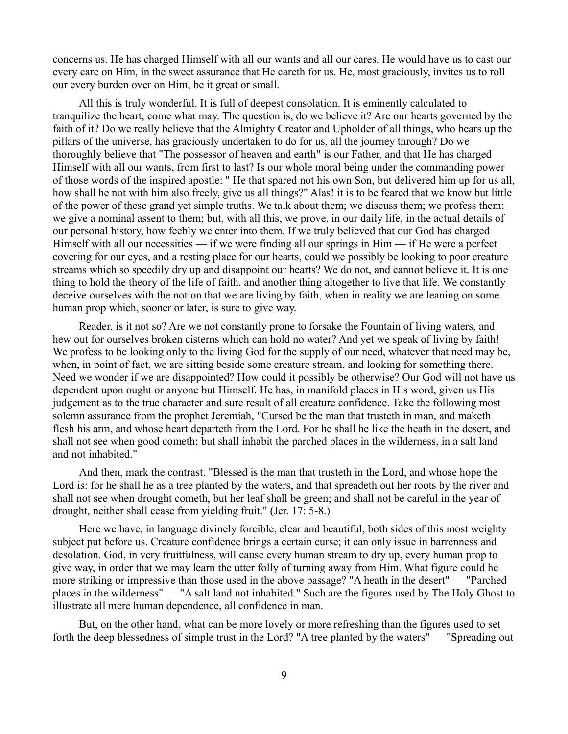concerns us. He has charged Himself with all our wants and all our cares. He would have us to cast our every care on Him, in the sweet assurance that He careth for us. He, most graciously, invites us to roll our every burden over on Him, be it great or small.

All this is truly wonderful. It is full of deepest consolation. It is eminently calculated to tranquilize the heart, come what may. The question is, do we believe it? Are our hearts governed by the faith of it? Do we really believe that the Almighty Creator and Upholder of all things, who bears up the pillars of the universe, has graciously undertaken to do for us, all the journey through? Do we thoroughly believe that "The possessor of heaven and earth" is our Father, and that He has charged Himself with all our wants, from first to last? Is our whole moral being under the commanding power of those words of the inspired apostle: " He that spared not his own Son, but delivered him up for us all, how shall he not with him also freely, give us all things?" Alas! it is to be feared that we know but little of the power of these grand yet simple truths. We talk about them; we discuss them; we profess them; we give a nominal assent to them; but, with all this, we prove, in our daily life, in the actual details of our personal history, how feebly we enter into them. If we truly believed that our God has charged Himself with all our necessities — if we were finding all our springs in Him — if He were a perfect covering for our eyes, and a resting place for our hearts, could we possibly be looking to poor creature streams which so speedily dry up and disappoint our hearts? We do not, and cannot believe it. It is one thing to hold the theory of the life of faith, and another thing altogether to live that life. We constantly deceive ourselves with the notion that we are living by faith, when in reality we are leaning on some human prop which, sooner or later, is sure to give way.

Reader, is it not so? Are we not constantly prone to forsake the Fountain of living waters, and hew out for ourselves broken cisterns which can hold no water? And yet we speak of living by faith! We profess to be looking only to the living God for the supply of our need, whatever that need may be, when, in point of fact, we are sitting beside some creature stream, and looking for something there. Need we wonder if we are disappointed? How could it possibly be otherwise? Our God will not have us dependent upon ought or anyone but Himself. He has, in manifold places in His word, given us His judgement as to the true character and sure result of all creature confidence. Take the following most solemn assurance from the prophet Jeremiah, "Cursed be the man that trusteth in man, and maketh flesh his arm, and whose heart departeth from the Lord. For he shall he like the heath in the desert, and shall not see when good cometh; but shall inhabit the parched places in the wilderness, in a salt land and not inhabited."

And then, mark the contrast. "Blessed is the man that trusteth in the Lord, and whose hope the Lord is: for he shall he as a tree planted by the waters, and that spreadeth out her roots by the river and shall not see when drought cometh, but her leaf shall be green; and shall not be careful in the year of drought, neither shall cease from yielding fruit." (Jer. 17: 5-8.)

Here we have, in language divinely forcible, clear and beautiful, both sides of this most weighty subject put before us. Creature confidence brings a certain curse; it can only issue in barrenness and desolation. God, in very fruitfulness, will cause every human stream to dry up, every human prop to give way, in order that we may learn the utter folly of turning away from Him. What figure could he more striking or impressive than those used in the above passage? "A heath in the desert" — "Parched places in the wilderness" — "A salt land not inhabited." Such are the figures used by The Holy Ghost to illustrate all mere human dependence, all confidence in man.

But, on the other hand, what can be more lovely or more refreshing than the figures used to set forth the deep blessedness of simple trust in the Lord? "A tree planted by the waters" — "Spreading out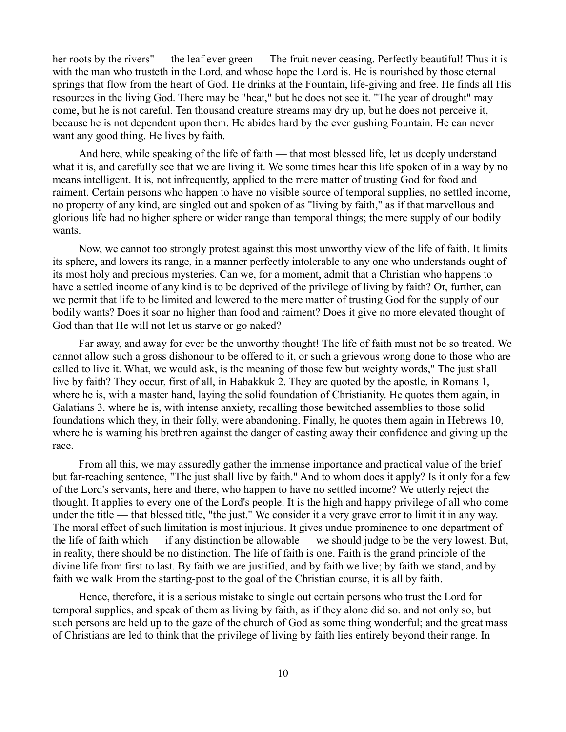her roots by the rivers" — the leaf ever green — The fruit never ceasing. Perfectly beautiful! Thus it is with the man who trusteth in the Lord, and whose hope the Lord is. He is nourished by those eternal springs that flow from the heart of God. He drinks at the Fountain, life-giving and free. He finds all His resources in the living God. There may be "heat," but he does not see it. "The year of drought" may come, but he is not careful. Ten thousand creature streams may dry up, but he does not perceive it, because he is not dependent upon them. He abides hard by the ever gushing Fountain. He can never want any good thing. He lives by faith.

And here, while speaking of the life of faith — that most blessed life, let us deeply understand what it is, and carefully see that we are living it. We some times hear this life spoken of in a way by no means intelligent. It is, not infrequently, applied to the mere matter of trusting God for food and raiment. Certain persons who happen to have no visible source of temporal supplies, no settled income, no property of any kind, are singled out and spoken of as "living by faith," as if that marvellous and glorious life had no higher sphere or wider range than temporal things; the mere supply of our bodily wants.

Now, we cannot too strongly protest against this most unworthy view of the life of faith. It limits its sphere, and lowers its range, in a manner perfectly intolerable to any one who understands ought of its most holy and precious mysteries. Can we, for a moment, admit that a Christian who happens to have a settled income of any kind is to be deprived of the privilege of living by faith? Or, further, can we permit that life to be limited and lowered to the mere matter of trusting God for the supply of our bodily wants? Does it soar no higher than food and raiment? Does it give no more elevated thought of God than that He will not let us starve or go naked?

Far away, and away for ever be the unworthy thought! The life of faith must not be so treated. We cannot allow such a gross dishonour to be offered to it, or such a grievous wrong done to those who are called to live it. What, we would ask, is the meaning of those few but weighty words," The just shall live by faith? They occur, first of all, in Habakkuk 2. They are quoted by the apostle, in Romans 1, where he is, with a master hand, laying the solid foundation of Christianity. He quotes them again, in Galatians 3. where he is, with intense anxiety, recalling those bewitched assemblies to those solid foundations which they, in their folly, were abandoning. Finally, he quotes them again in Hebrews 10, where he is warning his brethren against the danger of casting away their confidence and giving up the race.

From all this, we may assuredly gather the immense importance and practical value of the brief but far-reaching sentence, "The just shall live by faith." And to whom does it apply? Is it only for a few of the Lord's servants, here and there, who happen to have no settled income? We utterly reject the thought. It applies to every one of the Lord's people. It is the high and happy privilege of all who come under the title — that blessed title, "the just." We consider it a very grave error to limit it in any way. The moral effect of such limitation is most injurious. It gives undue prominence to one department of the life of faith which — if any distinction be allowable — we should judge to be the very lowest. But, in reality, there should be no distinction. The life of faith is one. Faith is the grand principle of the divine life from first to last. By faith we are justified, and by faith we live; by faith we stand, and by faith we walk From the starting-post to the goal of the Christian course, it is all by faith.

Hence, therefore, it is a serious mistake to single out certain persons who trust the Lord for temporal supplies, and speak of them as living by faith, as if they alone did so. and not only so, but such persons are held up to the gaze of the church of God as some thing wonderful; and the great mass of Christians are led to think that the privilege of living by faith lies entirely beyond their range. In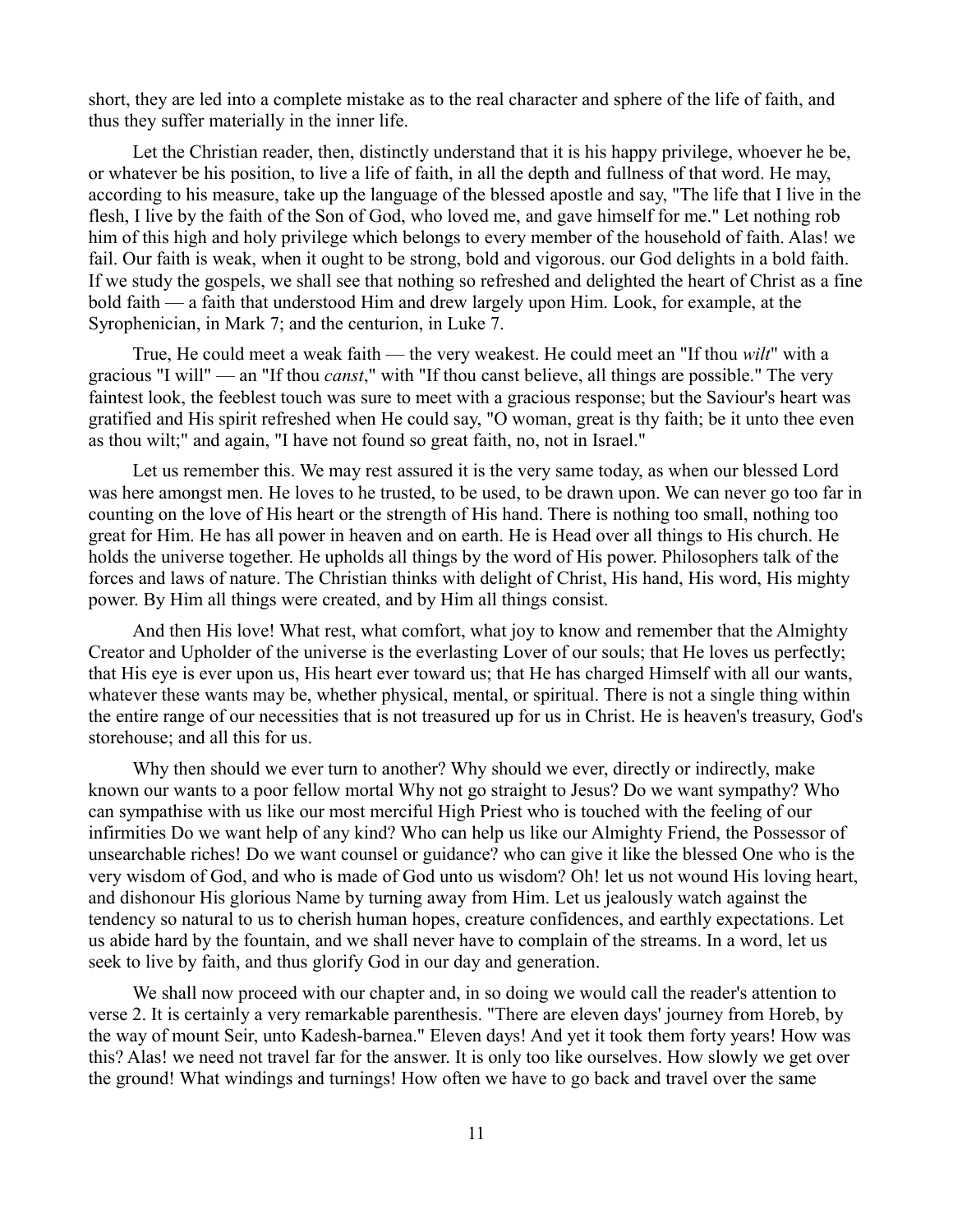short, they are led into a complete mistake as to the real character and sphere of the life of faith, and thus they suffer materially in the inner life.

Let the Christian reader, then, distinctly understand that it is his happy privilege, whoever he be, or whatever be his position, to live a life of faith, in all the depth and fullness of that word. He may, according to his measure, take up the language of the blessed apostle and say, "The life that I live in the flesh, I live by the faith of the Son of God, who loved me, and gave himself for me." Let nothing rob him of this high and holy privilege which belongs to every member of the household of faith. Alas! we fail. Our faith is weak, when it ought to be strong, bold and vigorous. our God delights in a bold faith. If we study the gospels, we shall see that nothing so refreshed and delighted the heart of Christ as a fine bold faith — a faith that understood Him and drew largely upon Him. Look, for example, at the Syrophenician, in Mark 7; and the centurion, in Luke 7.

True, He could meet a weak faith — the very weakest. He could meet an "If thou *wilt*" with a gracious "I will" — an "If thou *canst*," with "If thou canst believe, all things are possible." The very faintest look, the feeblest touch was sure to meet with a gracious response; but the Saviour's heart was gratified and His spirit refreshed when He could say, "O woman, great is thy faith; be it unto thee even as thou wilt;" and again, "I have not found so great faith, no, not in Israel."

Let us remember this. We may rest assured it is the very same today, as when our blessed Lord was here amongst men. He loves to he trusted, to be used, to be drawn upon. We can never go too far in counting on the love of His heart or the strength of His hand. There is nothing too small, nothing too great for Him. He has all power in heaven and on earth. He is Head over all things to His church. He holds the universe together. He upholds all things by the word of His power. Philosophers talk of the forces and laws of nature. The Christian thinks with delight of Christ, His hand, His word, His mighty power. By Him all things were created, and by Him all things consist.

And then His love! What rest, what comfort, what joy to know and remember that the Almighty Creator and Upholder of the universe is the everlasting Lover of our souls; that He loves us perfectly; that His eye is ever upon us, His heart ever toward us; that He has charged Himself with all our wants, whatever these wants may be, whether physical, mental, or spiritual. There is not a single thing within the entire range of our necessities that is not treasured up for us in Christ. He is heaven's treasury, God's storehouse; and all this for us.

Why then should we ever turn to another? Why should we ever, directly or indirectly, make known our wants to a poor fellow mortal Why not go straight to Jesus? Do we want sympathy? Who can sympathise with us like our most merciful High Priest who is touched with the feeling of our infirmities Do we want help of any kind? Who can help us like our Almighty Friend, the Possessor of unsearchable riches! Do we want counsel or guidance? who can give it like the blessed One who is the very wisdom of God, and who is made of God unto us wisdom? Oh! let us not wound His loving heart, and dishonour His glorious Name by turning away from Him. Let us jealously watch against the tendency so natural to us to cherish human hopes, creature confidences, and earthly expectations. Let us abide hard by the fountain, and we shall never have to complain of the streams. In a word, let us seek to live by faith, and thus glorify God in our day and generation.

We shall now proceed with our chapter and, in so doing we would call the reader's attention to verse 2. It is certainly a very remarkable parenthesis. "There are eleven days' journey from Horeb, by the way of mount Seir, unto Kadesh-barnea." Eleven days! And yet it took them forty years! How was this? Alas! we need not travel far for the answer. It is only too like ourselves. How slowly we get over the ground! What windings and turnings! How often we have to go back and travel over the same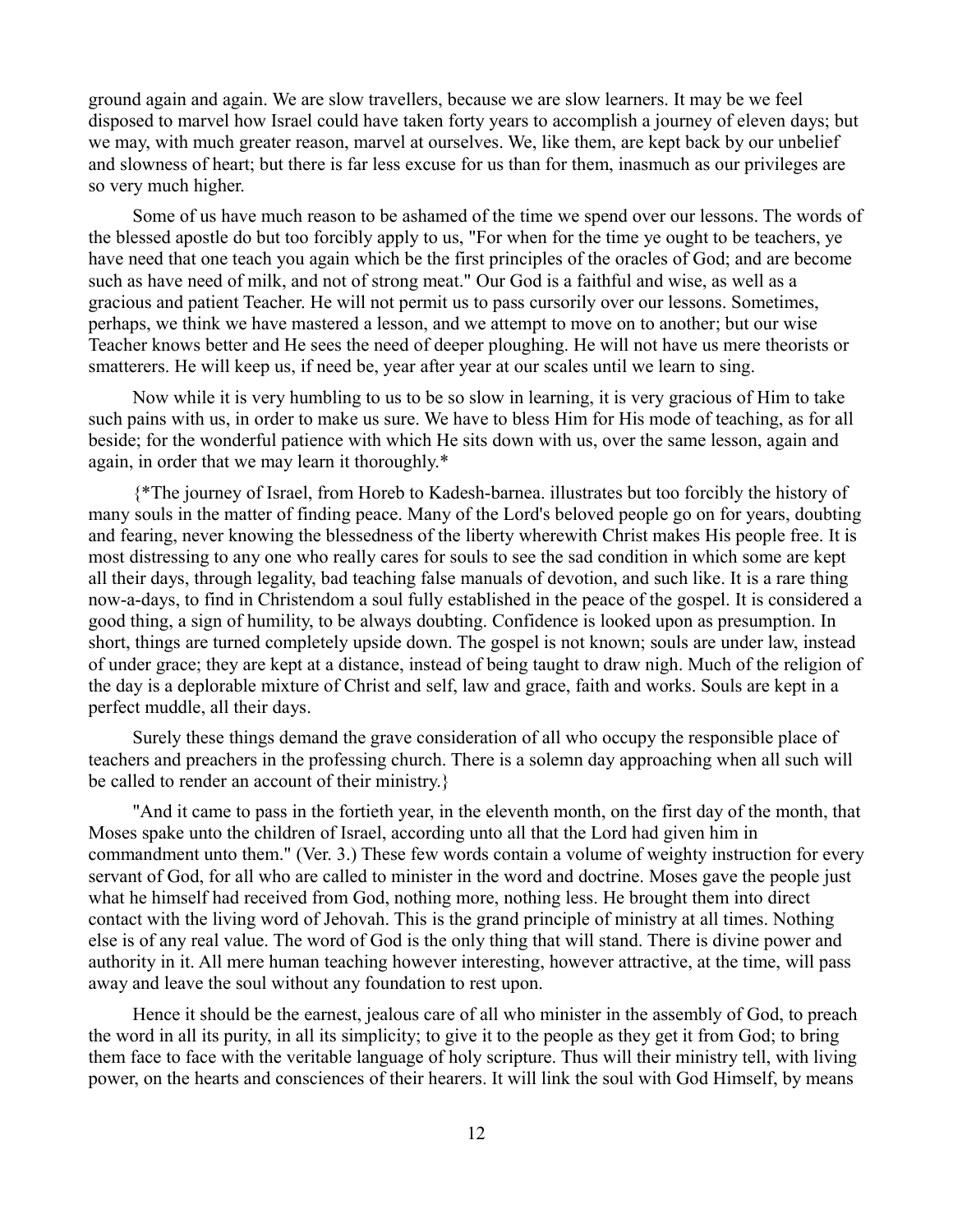ground again and again. We are slow travellers, because we are slow learners. It may be we feel disposed to marvel how Israel could have taken forty years to accomplish a journey of eleven days; but we may, with much greater reason, marvel at ourselves. We, like them, are kept back by our unbelief and slowness of heart; but there is far less excuse for us than for them, inasmuch as our privileges are so very much higher.

Some of us have much reason to be ashamed of the time we spend over our lessons. The words of the blessed apostle do but too forcibly apply to us, "For when for the time ye ought to be teachers, ye have need that one teach you again which be the first principles of the oracles of God; and are become such as have need of milk, and not of strong meat." Our God is a faithful and wise, as well as a gracious and patient Teacher. He will not permit us to pass cursorily over our lessons. Sometimes, perhaps, we think we have mastered a lesson, and we attempt to move on to another; but our wise Teacher knows better and He sees the need of deeper ploughing. He will not have us mere theorists or smatterers. He will keep us, if need be, year after year at our scales until we learn to sing.

Now while it is very humbling to us to be so slow in learning, it is very gracious of Him to take such pains with us, in order to make us sure. We have to bless Him for His mode of teaching, as for all beside; for the wonderful patience with which He sits down with us, over the same lesson, again and again, in order that we may learn it thoroughly.*

{*The journey of Israel, from Horeb to Kadesh-barnea. illustrates but too forcibly the history of many souls in the matter of finding peace. Many of the Lord's beloved people go on for years, doubting and fearing, never knowing the blessedness of the liberty wherewith Christ makes His people free. It is most distressing to any one who really cares for souls to see the sad condition in which some are kept all their days, through legality, bad teaching false manuals of devotion, and such like. It is a rare thing now-a-days, to find in Christendom a soul fully established in the peace of the gospel. It is considered a good thing, a sign of humility, to be always doubting. Confidence is looked upon as presumption. In short, things are turned completely upside down. The gospel is not known; souls are under law, instead of under grace; they are kept at a distance, instead of being taught to draw nigh. Much of the religion of the day is a deplorable mixture of Christ and self, law and grace, faith and works. Souls are kept in a perfect muddle, all their days.

Surely these things demand the grave consideration of all who occupy the responsible place of teachers and preachers in the professing church. There is a solemn day approaching when all such will be called to render an account of their ministry.}

"And it came to pass in the fortieth year, in the eleventh month, on the first day of the month, that Moses spake unto the children of Israel, according unto all that the Lord had given him in commandment unto them." (Ver. 3.) These few words contain a volume of weighty instruction for every servant of God, for all who are called to minister in the word and doctrine. Moses gave the people just what he himself had received from God, nothing more, nothing less. He brought them into direct contact with the living word of Jehovah. This is the grand principle of ministry at all times. Nothing else is of any real value. The word of God is the only thing that will stand. There is divine power and authority in it. All mere human teaching however interesting, however attractive, at the time, will pass away and leave the soul without any foundation to rest upon.

Hence it should be the earnest, jealous care of all who minister in the assembly of God, to preach the word in all its purity, in all its simplicity; to give it to the people as they get it from God; to bring them face to face with the veritable language of holy scripture. Thus will their ministry tell, with living power, on the hearts and consciences of their hearers. It will link the soul with God Himself, by means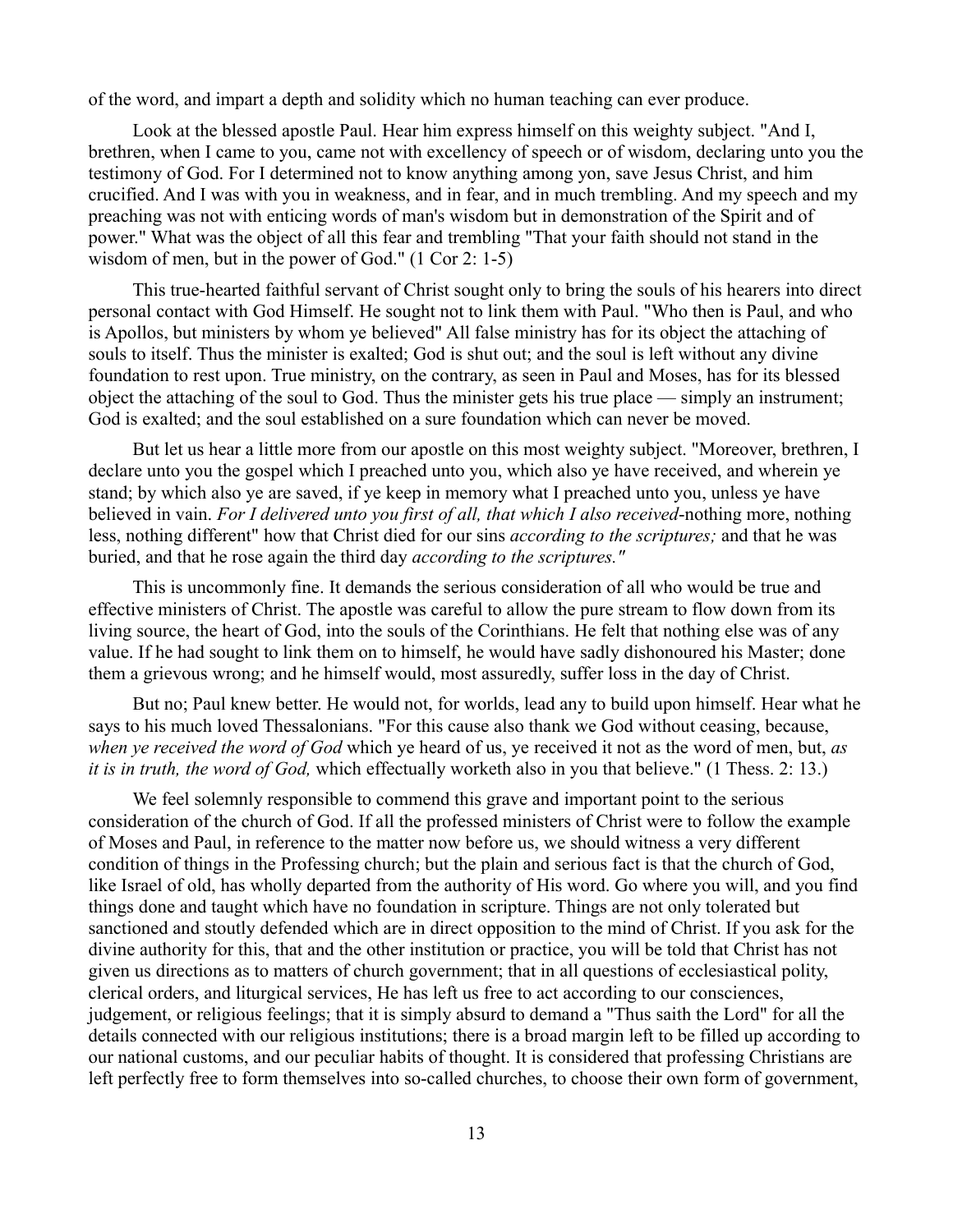of the word, and impart a depth and solidity which no human teaching can ever produce.

Look at the blessed apostle Paul. Hear him express himself on this weighty subject. "And I, brethren, when I came to you, came not with excellency of speech or of wisdom, declaring unto you the testimony of God. For I determined not to know anything among yon, save Jesus Christ, and him crucified. And I was with you in weakness, and in fear, and in much trembling. And my speech and my preaching was not with enticing words of man's wisdom but in demonstration of the Spirit and of power." What was the object of all this fear and trembling "That your faith should not stand in the wisdom of men, but in the power of God." (1 Cor 2: 1-5)

This true-hearted faithful servant of Christ sought only to bring the souls of his hearers into direct personal contact with God Himself. He sought not to link them with Paul. "Who then is Paul, and who is Apollos, but ministers by whom ye believed" All false ministry has for its object the attaching of souls to itself. Thus the minister is exalted; God is shut out; and the soul is left without any divine foundation to rest upon. True ministry, on the contrary, as seen in Paul and Moses, has for its blessed object the attaching of the soul to God. Thus the minister gets his true place — simply an instrument; God is exalted; and the soul established on a sure foundation which can never be moved.

But let us hear a little more from our apostle on this most weighty subject. "Moreover, brethren, I declare unto you the gospel which I preached unto you, which also ye have received, and wherein ye stand; by which also ye are saved, if ye keep in memory what I preached unto you, unless ye have believed in vain. *For I delivered unto you first of all, that which I also received*-nothing more, nothing less, nothing different" how that Christ died for our sins *according to the scriptures;* and that he was buried, and that he rose again the third day *according to the scriptures."*

This is uncommonly fine. It demands the serious consideration of all who would be true and effective ministers of Christ. The apostle was careful to allow the pure stream to flow down from its living source, the heart of God, into the souls of the Corinthians. He felt that nothing else was of any value. If he had sought to link them on to himself, he would have sadly dishonoured his Master; done them a grievous wrong; and he himself would, most assuredly, suffer loss in the day of Christ.

But no; Paul knew better. He would not, for worlds, lead any to build upon himself. Hear what he says to his much loved Thessalonians. "For this cause also thank we God without ceasing, because, *when ye received the word of God* which ye heard of us, ye received it not as the word of men, but, *as it is in truth, the word of God,* which effectually worketh also in you that believe." (1 Thess. 2: 13.)

We feel solemnly responsible to commend this grave and important point to the serious consideration of the church of God. If all the professed ministers of Christ were to follow the example of Moses and Paul, in reference to the matter now before us, we should witness a very different condition of things in the Professing church; but the plain and serious fact is that the church of God, like Israel of old, has wholly departed from the authority of His word. Go where you will, and you find things done and taught which have no foundation in scripture. Things are not only tolerated but sanctioned and stoutly defended which are in direct opposition to the mind of Christ. If you ask for the divine authority for this, that and the other institution or practice, you will be told that Christ has not given us directions as to matters of church government; that in all questions of ecclesiastical polity, clerical orders, and liturgical services, He has left us free to act according to our consciences, judgement, or religious feelings; that it is simply absurd to demand a "Thus saith the Lord" for all the details connected with our religious institutions; there is a broad margin left to be filled up according to our national customs, and our peculiar habits of thought. It is considered that professing Christians are left perfectly free to form themselves into so-called churches, to choose their own form of government,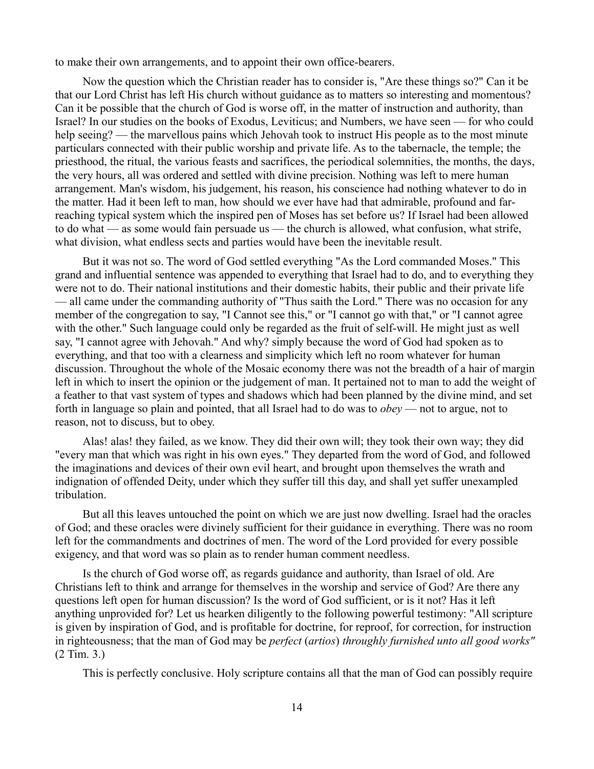to make their own arrangements, and to appoint their own office-bearers.

Now the question which the Christian reader has to consider is, "Are these things so?" Can it be that our Lord Christ has left His church without guidance as to matters so interesting and momentous? Can it be possible that the church of God is worse off, in the matter of instruction and authority, than Israel? In our studies on the books of Exodus, Leviticus; and Numbers, we have seen — for who could help seeing? — the marvellous pains which Jehovah took to instruct His people as to the most minute particulars connected with their public worship and private life. As to the tabernacle, the temple; the priesthood, the ritual, the various feasts and sacrifices, the periodical solemnities, the months, the days, the very hours, all was ordered and settled with divine precision. Nothing was left to mere human arrangement. Man's wisdom, his judgement, his reason, his conscience had nothing whatever to do in the matter. Had it been left to man, how should we ever have had that admirable, profound and far-reaching typical system which the inspired pen of Moses has set before us? If Israel had been allowed to do what — as some would fain persuade us — the church is allowed, what confusion, what strife, what division, what endless sects and parties would have been the inevitable result.

But it was not so. The word of God settled everything "As the Lord commanded Moses." This grand and influential sentence was appended to everything that Israel had to do, and to everything they were not to do. Their national institutions and their domestic habits, their public and their private life — all came under the commanding authority of "Thus saith the Lord." There was no occasion for any member of the congregation to say, "I Cannot see this," or "I cannot go with that," or "I cannot agree with the other." Such language could only be regarded as the fruit of self-will. He might just as well say, "I cannot agree with Jehovah." And why? simply because the word of God had spoken as to everything, and that too with a clearness and simplicity which left no room whatever for human discussion. Throughout the whole of the Mosaic economy there was not the breadth of a hair of margin left in which to insert the opinion or the judgement of man. It pertained not to man to add the weight of a feather to that vast system of types and shadows which had been planned by the divine mind, and set forth in language so plain and pointed, that all Israel had to do was to *obey* — not to argue, not to reason, not to discuss, but to obey.

Alas! alas! they failed, as we know. They did their own will; they took their own way; they did "every man that which was right in his own eyes." They departed from the word of God, and followed the imaginations and devices of their own evil heart, and brought upon themselves the wrath and indignation of offended Deity, under which they suffer till this day, and shall yet suffer unexampled tribulation.

But all this leaves untouched the point on which we are just now dwelling. Israel had the oracles of God; and these oracles were divinely sufficient for their guidance in everything. There was no room left for the commandments and doctrines of men. The word of the Lord provided for every possible exigency, and that word was so plain as to render human comment needless.

Is the church of God worse off, as regards guidance and authority, than Israel of old. Are Christians left to think and arrange for themselves in the worship and service of God? Are there any questions left open for human discussion? Is the word of God sufficient, or is it not? Has it left anything unprovided for? Let us hearken diligently to the following powerful testimony: "All scripture is given by inspiration of God, and is profitable for doctrine, for reproof, for correction, for instruction in righteousness; that the man of God may be *perfect* (*artios*) *throughly furnished unto all good works"* (2 Tim. 3.)

This is perfectly conclusive. Holy scripture contains all that the man of God can possibly require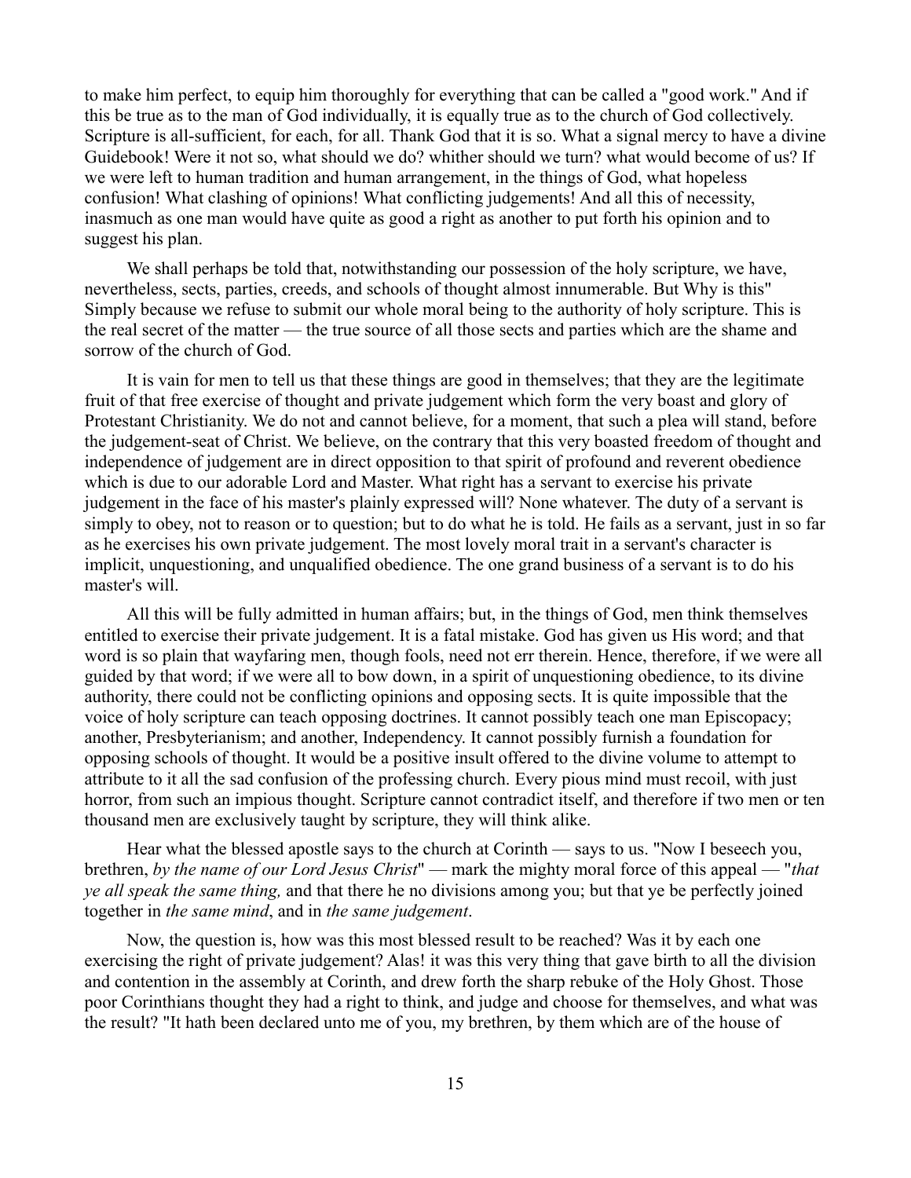to make him perfect, to equip him thoroughly for everything that can be called a "good work." And if this be true as to the man of God individually, it is equally true as to the church of God collectively. Scripture is all-sufficient, for each, for all. Thank God that it is so. What a signal mercy to have a divine Guidebook! Were it not so, what should we do? whither should we turn? what would become of us? If we were left to human tradition and human arrangement, in the things of God, what hopeless confusion! What clashing of opinions! What conflicting judgements! And all this of necessity, inasmuch as one man would have quite as good a right as another to put forth his opinion and to suggest his plan.

We shall perhaps be told that, notwithstanding our possession of the holy scripture, we have, nevertheless, sects, parties, creeds, and schools of thought almost innumerable. But Why is this" Simply because we refuse to submit our whole moral being to the authority of holy scripture. This is the real secret of the matter — the true source of all those sects and parties which are the shame and sorrow of the church of God.

It is vain for men to tell us that these things are good in themselves; that they are the legitimate fruit of that free exercise of thought and private judgement which form the very boast and glory of Protestant Christianity. We do not and cannot believe, for a moment, that such a plea will stand, before the judgement-seat of Christ. We believe, on the contrary that this very boasted freedom of thought and independence of judgement are in direct opposition to that spirit of profound and reverent obedience which is due to our adorable Lord and Master. What right has a servant to exercise his private judgement in the face of his master's plainly expressed will? None whatever. The duty of a servant is simply to obey, not to reason or to question; but to do what he is told. He fails as a servant, just in so far as he exercises his own private judgement. The most lovely moral trait in a servant's character is implicit, unquestioning, and unqualified obedience. The one grand business of a servant is to do his master's will.

All this will be fully admitted in human affairs; but, in the things of God, men think themselves entitled to exercise their private judgement. It is a fatal mistake. God has given us His word; and that word is so plain that wayfaring men, though fools, need not err therein. Hence, therefore, if we were all guided by that word; if we were all to bow down, in a spirit of unquestioning obedience, to its divine authority, there could not be conflicting opinions and opposing sects. It is quite impossible that the voice of holy scripture can teach opposing doctrines. It cannot possibly teach one man Episcopacy; another, Presbyterianism; and another, Independency. It cannot possibly furnish a foundation for opposing schools of thought. It would be a positive insult offered to the divine volume to attempt to attribute to it all the sad confusion of the professing church. Every pious mind must recoil, with just horror, from such an impious thought. Scripture cannot contradict itself, and therefore if two men or ten thousand men are exclusively taught by scripture, they will think alike.

Hear what the blessed apostle says to the church at Corinth — says to us. "Now I beseech you, brethren, *by the name of our Lord Jesus Christ*" — mark the mighty moral force of this appeal — "*that ye all speak the same thing,* and that there be no divisions among you; but that ye be perfectly joined together in *the same mind*, and in *the same judgement*.

Now, the question is, how was this most blessed result to be reached? Was it by each one exercising the right of private judgement? Alas! it was this very thing that gave birth to all the division and contention in the assembly at Corinth, and drew forth the sharp rebuke of the Holy Ghost. Those poor Corinthians thought they had a right to think, and judge and choose for themselves, and what was the result? "It hath been declared unto me of you, my brethren, by them which are of the house of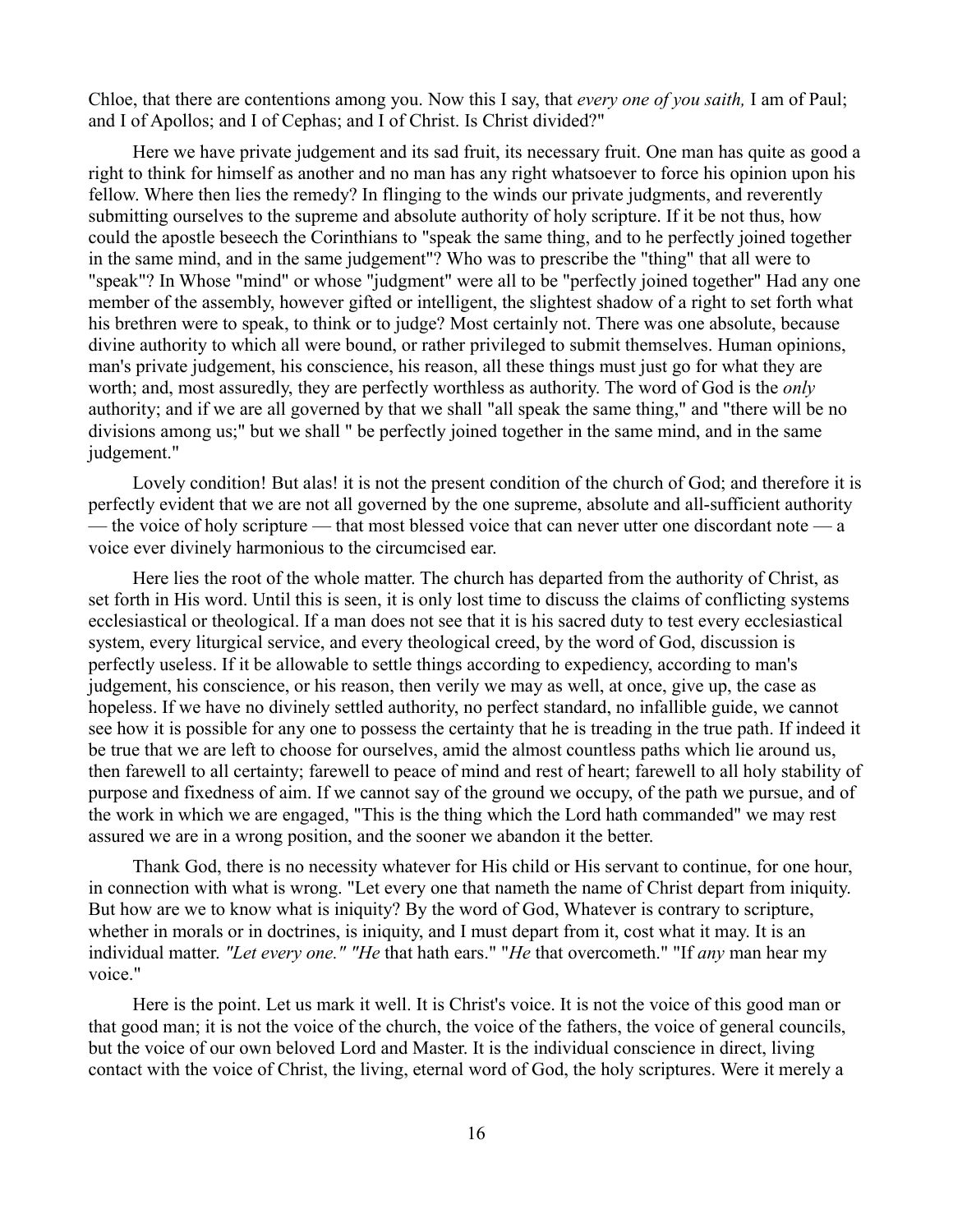Chloe, that there are contentions among you. Now this I say, that *every one of you saith,* I am of Paul; and I of Apollos; and I of Cephas; and I of Christ. Is Christ divided?"

Here we have private judgement and its sad fruit, its necessary fruit. One man has quite as good a right to think for himself as another and no man has any right whatsoever to force his opinion upon his fellow. Where then lies the remedy? In flinging to the winds our private judgments, and reverently submitting ourselves to the supreme and absolute authority of holy scripture. If it be not thus, how could the apostle beseech the Corinthians to "speak the same thing, and to he perfectly joined together in the same mind, and in the same judgement"? Who was to prescribe the "thing" that all were to "speak"? In Whose "mind" or whose "judgment" were all to be "perfectly joined together" Had any one member of the assembly, however gifted or intelligent, the slightest shadow of a right to set forth what his brethren were to speak, to think or to judge? Most certainly not. There was one absolute, because divine authority to which all were bound, or rather privileged to submit themselves. Human opinions, man's private judgement, his conscience, his reason, all these things must just go for what they are worth; and, most assuredly, they are perfectly worthless as authority. The word of God is the *only* authority; and if we are all governed by that we shall "all speak the same thing," and "there will be no divisions among us;" but we shall " be perfectly joined together in the same mind, and in the same judgement."

Lovely condition! But alas! it is not the present condition of the church of God; and therefore it is perfectly evident that we are not all governed by the one supreme, absolute and all-sufficient authority — the voice of holy scripture — that most blessed voice that can never utter one discordant note — a voice ever divinely harmonious to the circumcised ear.

Here lies the root of the whole matter. The church has departed from the authority of Christ, as set forth in His word. Until this is seen, it is only lost time to discuss the claims of conflicting systems ecclesiastical or theological. If a man does not see that it is his sacred duty to test every ecclesiastical system, every liturgical service, and every theological creed, by the word of God, discussion is perfectly useless. If it be allowable to settle things according to expediency, according to man's judgement, his conscience, or his reason, then verily we may as well, at once, give up, the case as hopeless. If we have no divinely settled authority, no perfect standard, no infallible guide, we cannot see how it is possible for any one to possess the certainty that he is treading in the true path. If indeed it be true that we are left to choose for ourselves, amid the almost countless paths which lie around us, then farewell to all certainty; farewell to peace of mind and rest of heart; farewell to all holy stability of purpose and fixedness of aim. If we cannot say of the ground we occupy, of the path we pursue, and of the work in which we are engaged, "This is the thing which the Lord hath commanded" we may rest assured we are in a wrong position, and the sooner we abandon it the better.

Thank God, there is no necessity whatever for His child or His servant to continue, for one hour, in connection with what is wrong. "Let every one that nameth the name of Christ depart from iniquity. But how are we to know what is iniquity? By the word of God, Whatever is contrary to scripture, whether in morals or in doctrines, is iniquity, and I must depart from it, cost what it may. It is an individual matter. *"Let every one." "He* that hath ears." "*He* that overcometh." "If *any* man hear my voice."

Here is the point. Let us mark it well. It is Christ's voice. It is not the voice of this good man or that good man; it is not the voice of the church, the voice of the fathers, the voice of general councils, but the voice of our own beloved Lord and Master. It is the individual conscience in direct, living contact with the voice of Christ, the living, eternal word of God, the holy scriptures. Were it merely a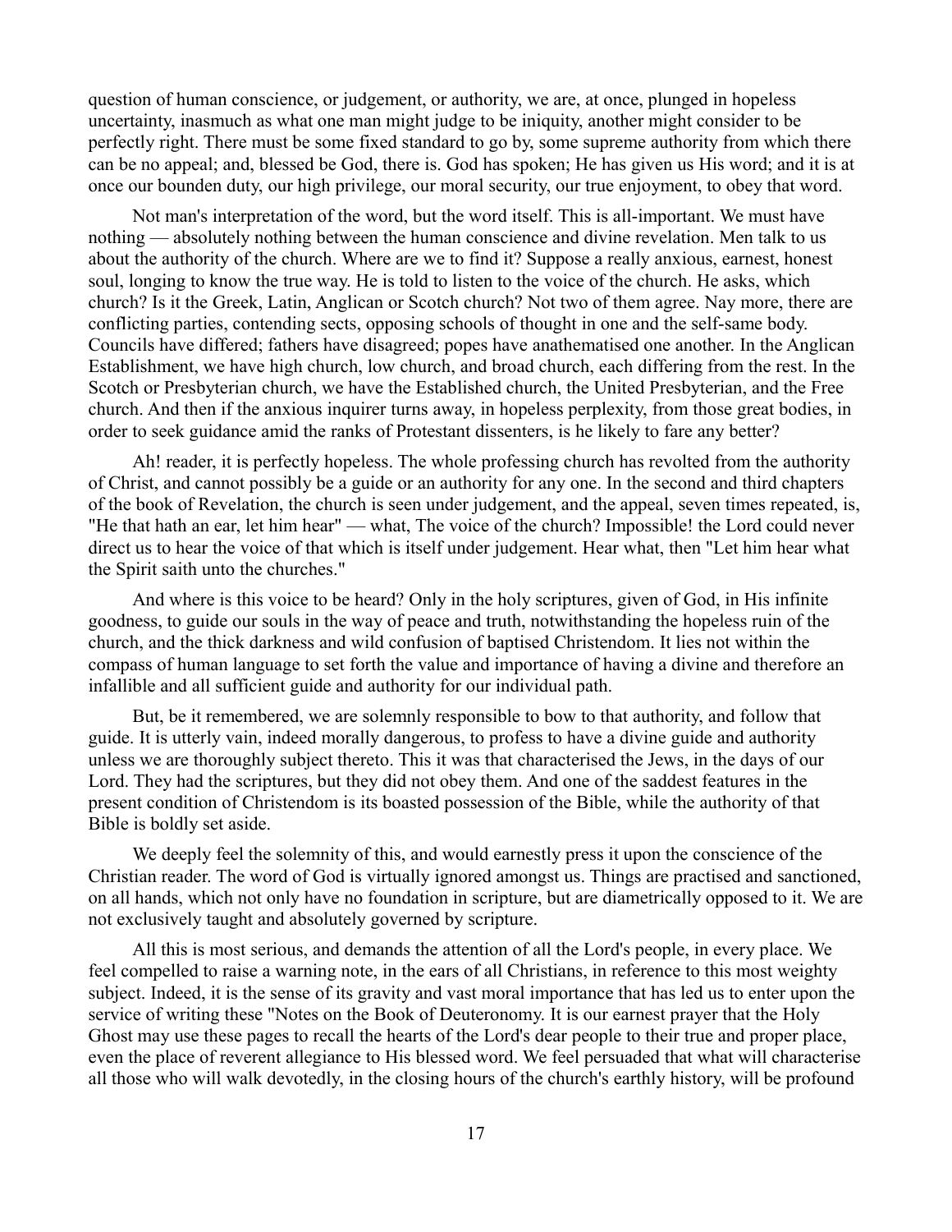question of human conscience, or judgement, or authority, we are, at once, plunged in hopeless uncertainty, inasmuch as what one man might judge to be iniquity, another might consider to be perfectly right. There must be some fixed standard to go by, some supreme authority from which there can be no appeal; and, blessed be God, there is. God has spoken; He has given us His word; and it is at once our bounden duty, our high privilege, our moral security, our true enjoyment, to obey that word.

Not man's interpretation of the word, but the word itself. This is all-important. We must have nothing — absolutely nothing between the human conscience and divine revelation. Men talk to us about the authority of the church. Where are we to find it? Suppose a really anxious, earnest, honest soul, longing to know the true way. He is told to listen to the voice of the church. He asks, which church? Is it the Greek, Latin, Anglican or Scotch church? Not two of them agree. Nay more, there are conflicting parties, contending sects, opposing schools of thought in one and the self-same body. Councils have differed; fathers have disagreed; popes have anathematised one another. In the Anglican Establishment, we have high church, low church, and broad church, each differing from the rest. In the Scotch or Presbyterian church, we have the Established church, the United Presbyterian, and the Free church. And then if the anxious inquirer turns away, in hopeless perplexity, from those great bodies, in order to seek guidance amid the ranks of Protestant dissenters, is he likely to fare any better?

Ah! reader, it is perfectly hopeless. The whole professing church has revolted from the authority of Christ, and cannot possibly be a guide or an authority for any one. In the second and third chapters of the book of Revelation, the church is seen under judgement, and the appeal, seven times repeated, is, "He that hath an ear, let him hear" — what, The voice of the church? Impossible! the Lord could never direct us to hear the voice of that which is itself under judgement. Hear what, then "Let him hear what the Spirit saith unto the churches."

And where is this voice to be heard? Only in the holy scriptures, given of God, in His infinite goodness, to guide our souls in the way of peace and truth, notwithstanding the hopeless ruin of the church, and the thick darkness and wild confusion of baptised Christendom. It lies not within the compass of human language to set forth the value and importance of having a divine and therefore an infallible and all sufficient guide and authority for our individual path.

But, be it remembered, we are solemnly responsible to bow to that authority, and follow that guide. It is utterly vain, indeed morally dangerous, to profess to have a divine guide and authority unless we are thoroughly subject thereto. This it was that characterised the Jews, in the days of our Lord. They had the scriptures, but they did not obey them. And one of the saddest features in the present condition of Christendom is its boasted possession of the Bible, while the authority of that Bible is boldly set aside.

We deeply feel the solemnity of this, and would earnestly press it upon the conscience of the Christian reader. The word of God is virtually ignored amongst us. Things are practised and sanctioned, on all hands, which not only have no foundation in scripture, but are diametrically opposed to it. We are not exclusively taught and absolutely governed by scripture.

All this is most serious, and demands the attention of all the Lord's people, in every place. We feel compelled to raise a warning note, in the ears of all Christians, in reference to this most weighty subject. Indeed, it is the sense of its gravity and vast moral importance that has led us to enter upon the service of writing these "Notes on the Book of Deuteronomy. It is our earnest prayer that the Holy Ghost may use these pages to recall the hearts of the Lord's dear people to their true and proper place, even the place of reverent allegiance to His blessed word. We feel persuaded that what will characterise all those who will walk devotedly, in the closing hours of the church's earthly history, will be profound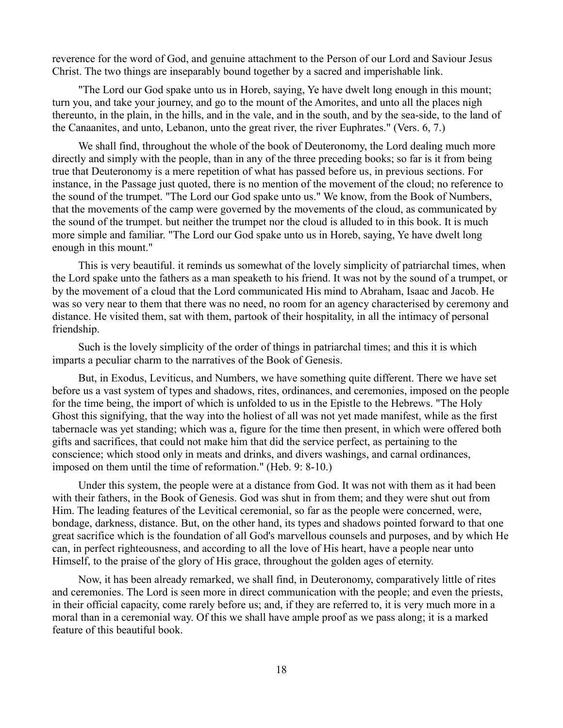reverence for the word of God, and genuine attachment to the Person of our Lord and Saviour Jesus Christ. The two things are inseparably bound together by a sacred and imperishable link.

"The Lord our God spake unto us in Horeb, saying, Ye have dwelt long enough in this mount; turn you, and take your journey, and go to the mount of the Amorites, and unto all the places nigh thereunto, in the plain, in the hills, and in the vale, and in the south, and by the sea-side, to the land of the Canaanites, and unto, Lebanon, unto the great river, the river Euphrates." (Vers. 6, 7.)

We shall find, throughout the whole of the book of Deuteronomy, the Lord dealing much more directly and simply with the people, than in any of the three preceding books; so far is it from being true that Deuteronomy is a mere repetition of what has passed before us, in previous sections. For instance, in the Passage just quoted, there is no mention of the movement of the cloud; no reference to the sound of the trumpet. "The Lord our God spake unto us." We know, from the Book of Numbers, that the movements of the camp were governed by the movements of the cloud, as communicated by the sound of the trumpet. but neither the trumpet nor the cloud is alluded to in this book. It is much more simple and familiar. "The Lord our God spake unto us in Horeb, saying, Ye have dwelt long enough in this mount."

This is very beautiful. it reminds us somewhat of the lovely simplicity of patriarchal times, when the Lord spake unto the fathers as a man speaketh to his friend. It was not by the sound of a trumpet, or by the movement of a cloud that the Lord communicated His mind to Abraham, Isaac and Jacob. He was so very near to them that there was no need, no room for an agency characterised by ceremony and distance. He visited them, sat with them, partook of their hospitality, in all the intimacy of personal friendship.

Such is the lovely simplicity of the order of things in patriarchal times; and this it is which imparts a peculiar charm to the narratives of the Book of Genesis.

But, in Exodus, Leviticus, and Numbers, we have something quite different. There we have set before us a vast system of types and shadows, rites, ordinances, and ceremonies, imposed on the people for the time being, the import of which is unfolded to us in the Epistle to the Hebrews. "The Holy Ghost this signifying, that the way into the holiest of all was not yet made manifest, while as the first tabernacle was yet standing; which was a, figure for the time then present, in which were offered both gifts and sacrifices, that could not make him that did the service perfect, as pertaining to the conscience; which stood only in meats and drinks, and divers washings, and carnal ordinances, imposed on them until the time of reformation." (Heb. 9: 8-10.)

Under this system, the people were at a distance from God. It was not with them as it had been with their fathers, in the Book of Genesis. God was shut in from them; and they were shut out from Him. The leading features of the Levitical ceremonial, so far as the people were concerned, were, bondage, darkness, distance. But, on the other hand, its types and shadows pointed forward to that one great sacrifice which is the foundation of all God's marvellous counsels and purposes, and by which He can, in perfect righteousness, and according to all the love of His heart, have a people near unto Himself, to the praise of the glory of His grace, throughout the golden ages of eternity.

Now, it has been already remarked, we shall find, in Deuteronomy, comparatively little of rites and ceremonies. The Lord is seen more in direct communication with the people; and even the priests, in their official capacity, come rarely before us; and, if they are referred to, it is very much more in a moral than in a ceremonial way. Of this we shall have ample proof as we pass along; it is a marked feature of this beautiful book.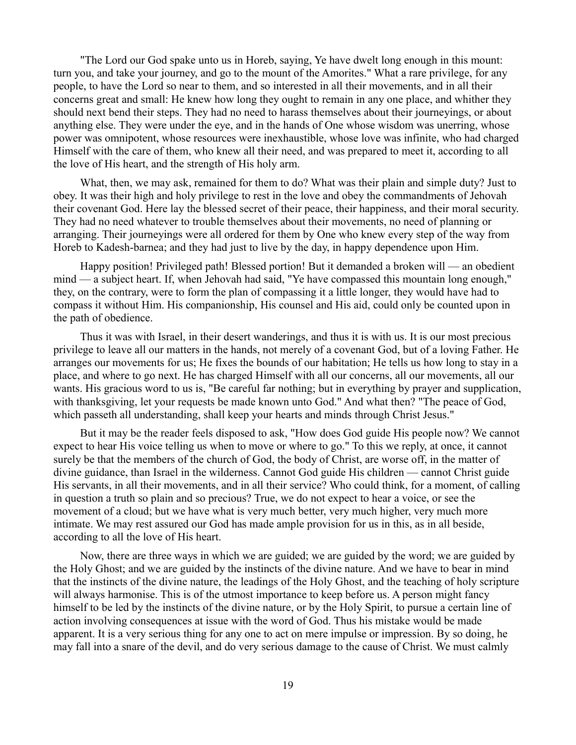"The Lord our God spake unto us in Horeb, saying, Ye have dwelt long enough in this mount: turn you, and take your journey, and go to the mount of the Amorites." What a rare privilege, for any people, to have the Lord so near to them, and so interested in all their movements, and in all their concerns great and small: He knew how long they ought to remain in any one place, and whither they should next bend their steps. They had no need to harass themselves about their journeyings, or about anything else. They were under the eye, and in the hands of One whose wisdom was unerring, whose power was omnipotent, whose resources were inexhaustible, whose love was infinite, who had charged Himself with the care of them, who knew all their need, and was prepared to meet it, according to all the love of His heart, and the strength of His holy arm.

What, then, we may ask, remained for them to do? What was their plain and simple duty? Just to obey. It was their high and holy privilege to rest in the love and obey the commandments of Jehovah their covenant God. Here lay the blessed secret of their peace, their happiness, and their moral security. They had no need whatever to trouble themselves about their movements, no need of planning or arranging. Their journeyings were all ordered for them by One who knew every step of the way from Horeb to Kadesh-barnea; and they had just to live by the day, in happy dependence upon Him.

Happy position! Privileged path! Blessed portion! But it demanded a broken will — an obedient mind — a subject heart. If, when Jehovah had said, "Ye have compassed this mountain long enough," they, on the contrary, were to form the plan of compassing it a little longer, they would have had to compass it without Him. His companionship, His counsel and His aid, could only be counted upon in the path of obedience.

Thus it was with Israel, in their desert wanderings, and thus it is with us. It is our most precious privilege to leave all our matters in the hands, not merely of a covenant God, but of a loving Father. He arranges our movements for us; He fixes the bounds of our habitation; He tells us how long to stay in a place, and where to go next. He has charged Himself with all our concerns, all our movements, all our wants. His gracious word to us is, "Be careful far nothing; but in everything by prayer and supplication, with thanksgiving, let your requests be made known unto God." And what then? "The peace of God, which passeth all understanding, shall keep your hearts and minds through Christ Jesus."

But it may be the reader feels disposed to ask, "How does God guide His people now? We cannot expect to hear His voice telling us when to move or where to go." To this we reply, at once, it cannot surely be that the members of the church of God, the body of Christ, are worse off, in the matter of divine guidance, than Israel in the wilderness. Cannot God guide His children — cannot Christ guide His servants, in all their movements, and in all their service? Who could think, for a moment, of calling in question a truth so plain and so precious? True, we do not expect to hear a voice, or see the movement of a cloud; but we have what is very much better, very much higher, very much more intimate. We may rest assured our God has made ample provision for us in this, as in all beside, according to all the love of His heart.

Now, there are three ways in which we are guided; we are guided by the word; we are guided by the Holy Ghost; and we are guided by the instincts of the divine nature. And we have to bear in mind that the instincts of the divine nature, the leadings of the Holy Ghost, and the teaching of holy scripture will always harmonise. This is of the utmost importance to keep before us. A person might fancy himself to be led by the instincts of the divine nature, or by the Holy Spirit, to pursue a certain line of action involving consequences at issue with the word of God. Thus his mistake would be made apparent. It is a very serious thing for any one to act on mere impulse or impression. By so doing, he may fall into a snare of the devil, and do very serious damage to the cause of Christ. We must calmly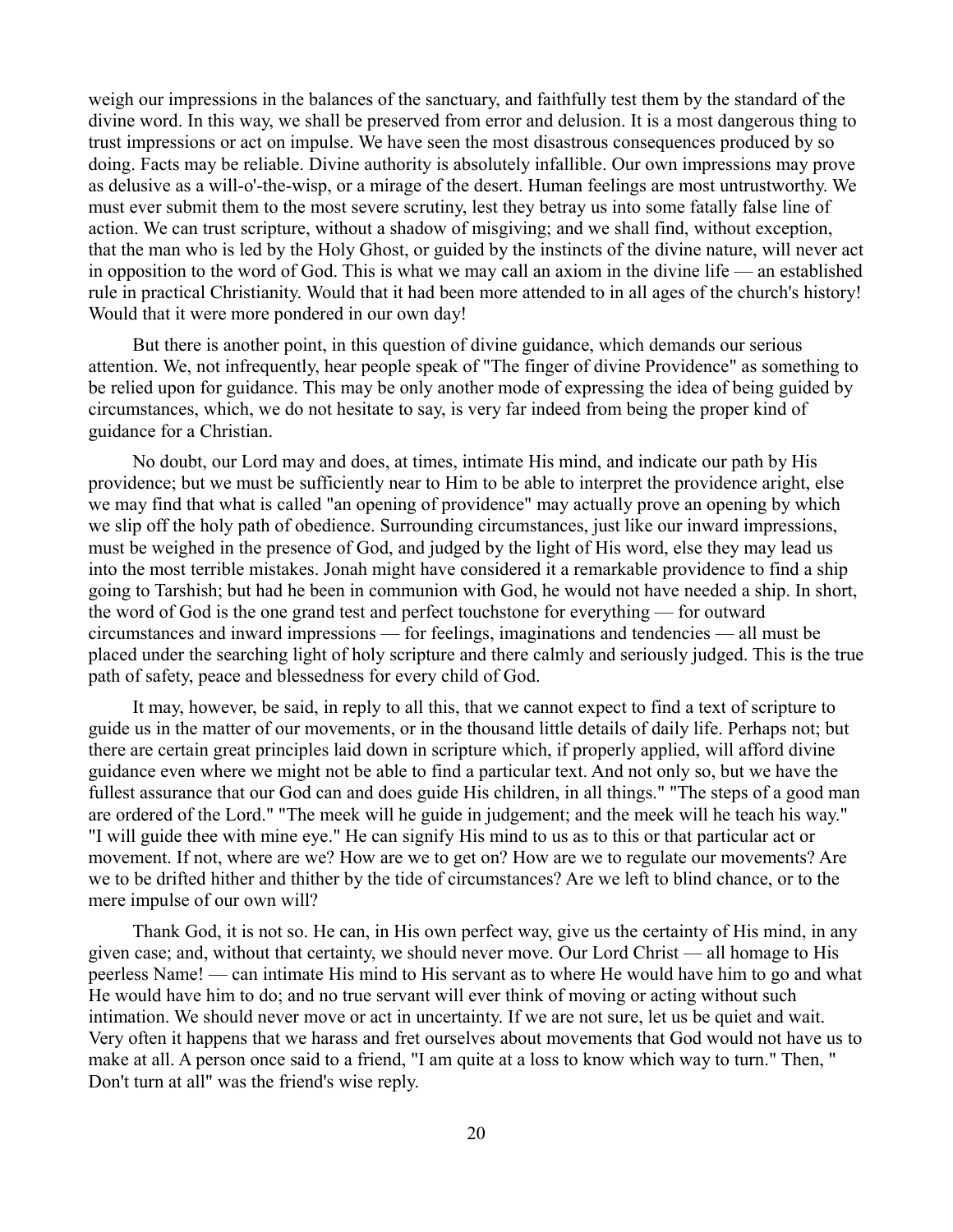weigh our impressions in the balances of the sanctuary, and faithfully test them by the standard of the divine word. In this way, we shall be preserved from error and delusion. It is a most dangerous thing to trust impressions or act on impulse. We have seen the most disastrous consequences produced by so doing. Facts may be reliable. Divine authority is absolutely infallible. Our own impressions may prove as delusive as a will-o'-the-wisp, or a mirage of the desert. Human feelings are most untrustworthy. We must ever submit them to the most severe scrutiny, lest they betray us into some fatally false line of action. We can trust scripture, without a shadow of misgiving; and we shall find, without exception, that the man who is led by the Holy Ghost, or guided by the instincts of the divine nature, will never act in opposition to the word of God. This is what we may call an axiom in the divine life — an established rule in practical Christianity. Would that it had been more attended to in all ages of the church's history! Would that it were more pondered in our own day!

But there is another point, in this question of divine guidance, which demands our serious attention. We, not infrequently, hear people speak of "The finger of divine Providence" as something to be relied upon for guidance. This may be only another mode of expressing the idea of being guided by circumstances, which, we do not hesitate to say, is very far indeed from being the proper kind of guidance for a Christian.

No doubt, our Lord may and does, at times, intimate His mind, and indicate our path by His providence; but we must be sufficiently near to Him to be able to interpret the providence aright, else we may find that what is called "an opening of providence" may actually prove an opening by which we slip off the holy path of obedience. Surrounding circumstances, just like our inward impressions, must be weighed in the presence of God, and judged by the light of His word, else they may lead us into the most terrible mistakes. Jonah might have considered it a remarkable providence to find a ship going to Tarshish; but had he been in communion with God, he would not have needed a ship. In short, the word of God is the one grand test and perfect touchstone for everything — for outward circumstances and inward impressions — for feelings, imaginations and tendencies — all must be placed under the searching light of holy scripture and there calmly and seriously judged. This is the true path of safety, peace and blessedness for every child of God.

It may, however, be said, in reply to all this, that we cannot expect to find a text of scripture to guide us in the matter of our movements, or in the thousand little details of daily life. Perhaps not; but there are certain great principles laid down in scripture which, if properly applied, will afford divine guidance even where we might not be able to find a particular text. And not only so, but we have the fullest assurance that our God can and does guide His children, in all things." "The steps of a good man are ordered of the Lord." "The meek will he guide in judgement; and the meek will he teach his way." "I will guide thee with mine eye." He can signify His mind to us as to this or that particular act or movement. If not, where are we? How are we to get on? How are we to regulate our movements? Are we to be drifted hither and thither by the tide of circumstances? Are we left to blind chance, or to the mere impulse of our own will?

Thank God, it is not so. He can, in His own perfect way, give us the certainty of His mind, in any given case; and, without that certainty, we should never move. Our Lord Christ — all homage to His peerless Name! — can intimate His mind to His servant as to where He would have him to go and what He would have him to do; and no true servant will ever think of moving or acting without such intimation. We should never move or act in uncertainty. If we are not sure, let us be quiet and wait. Very often it happens that we harass and fret ourselves about movements that God would not have us to make at all. A person once said to a friend, "I am quite at a loss to know which way to turn." Then, " Don't turn at all" was the friend's wise reply.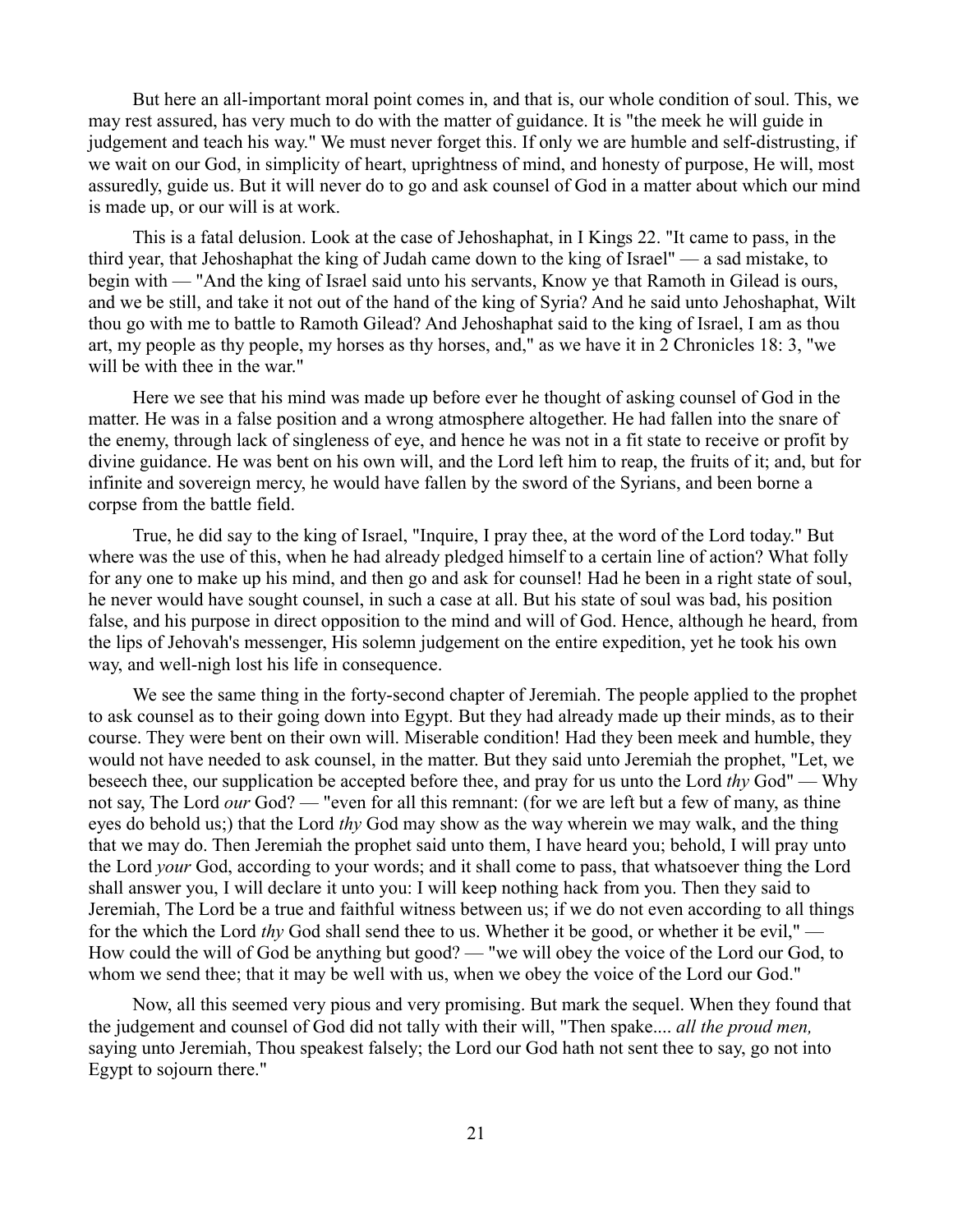But here an all-important moral point comes in, and that is, our whole condition of soul. This, we may rest assured, has very much to do with the matter of guidance. It is "the meek he will guide in judgement and teach his way." We must never forget this. If only we are humble and self-distrusting, if we wait on our God, in simplicity of heart, uprightness of mind, and honesty of purpose, He will, most assuredly, guide us. But it will never do to go and ask counsel of God in a matter about which our mind is made up, or our will is at work.

This is a fatal delusion. Look at the case of Jehoshaphat, in I Kings 22. "It came to pass, in the third year, that Jehoshaphat the king of Judah came down to the king of Israel" — a sad mistake, to begin with — "And the king of Israel said unto his servants, Know ye that Ramoth in Gilead is ours, and we be still, and take it not out of the hand of the king of Syria? And he said unto Jehoshaphat, Wilt thou go with me to battle to Ramoth Gilead? And Jehoshaphat said to the king of Israel, I am as thou art, my people as thy people, my horses as thy horses, and," as we have it in 2 Chronicles 18: 3, "we will be with thee in the war."

Here we see that his mind was made up before ever he thought of asking counsel of God in the matter. He was in a false position and a wrong atmosphere altogether. He had fallen into the snare of the enemy, through lack of singleness of eye, and hence he was not in a fit state to receive or profit by divine guidance. He was bent on his own will, and the Lord left him to reap, the fruits of it; and, but for infinite and sovereign mercy, he would have fallen by the sword of the Syrians, and been borne a corpse from the battle field.

True, he did say to the king of Israel, "Inquire, I pray thee, at the word of the Lord today." But where was the use of this, when he had already pledged himself to a certain line of action? What folly for any one to make up his mind, and then go and ask for counsel! Had he been in a right state of soul, he never would have sought counsel, in such a case at all. But his state of soul was bad, his position false, and his purpose in direct opposition to the mind and will of God. Hence, although he heard, from the lips of Jehovah's messenger, His solemn judgement on the entire expedition, yet he took his own way, and well-nigh lost his life in consequence.

We see the same thing in the forty-second chapter of Jeremiah. The people applied to the prophet to ask counsel as to their going down into Egypt. But they had already made up their minds, as to their course. They were bent on their own will. Miserable condition! Had they been meek and humble, they would not have needed to ask counsel, in the matter. But they said unto Jeremiah the prophet, "Let, we beseech thee, our supplication be accepted before thee, and pray for us unto the Lord *thy* God" — Why not say, The Lord *our* God? — "even for all this remnant: (for we are left but a few of many, as thine eyes do behold us;) that the Lord *thy* God may show as the way wherein we may walk, and the thing that we may do. Then Jeremiah the prophet said unto them, I have heard you; behold, I will pray unto the Lord *your* God, according to your words; and it shall come to pass, that whatsoever thing the Lord shall answer you, I will declare it unto you: I will keep nothing hack from you. Then they said to Jeremiah, The Lord be a true and faithful witness between us; if we do not even according to all things for the which the Lord *thy* God shall send thee to us. Whether it be good, or whether it be evil," — How could the will of God be anything but good? — "we will obey the voice of the Lord our God, to whom we send thee; that it may be well with us, when we obey the voice of the Lord our God."

Now, all this seemed very pious and very promising. But mark the sequel. When they found that the judgement and counsel of God did not tally with their will, "Then spake.... *all the proud men,* saying unto Jeremiah, Thou speakest falsely; the Lord our God hath not sent thee to say, go not into Egypt to sojourn there."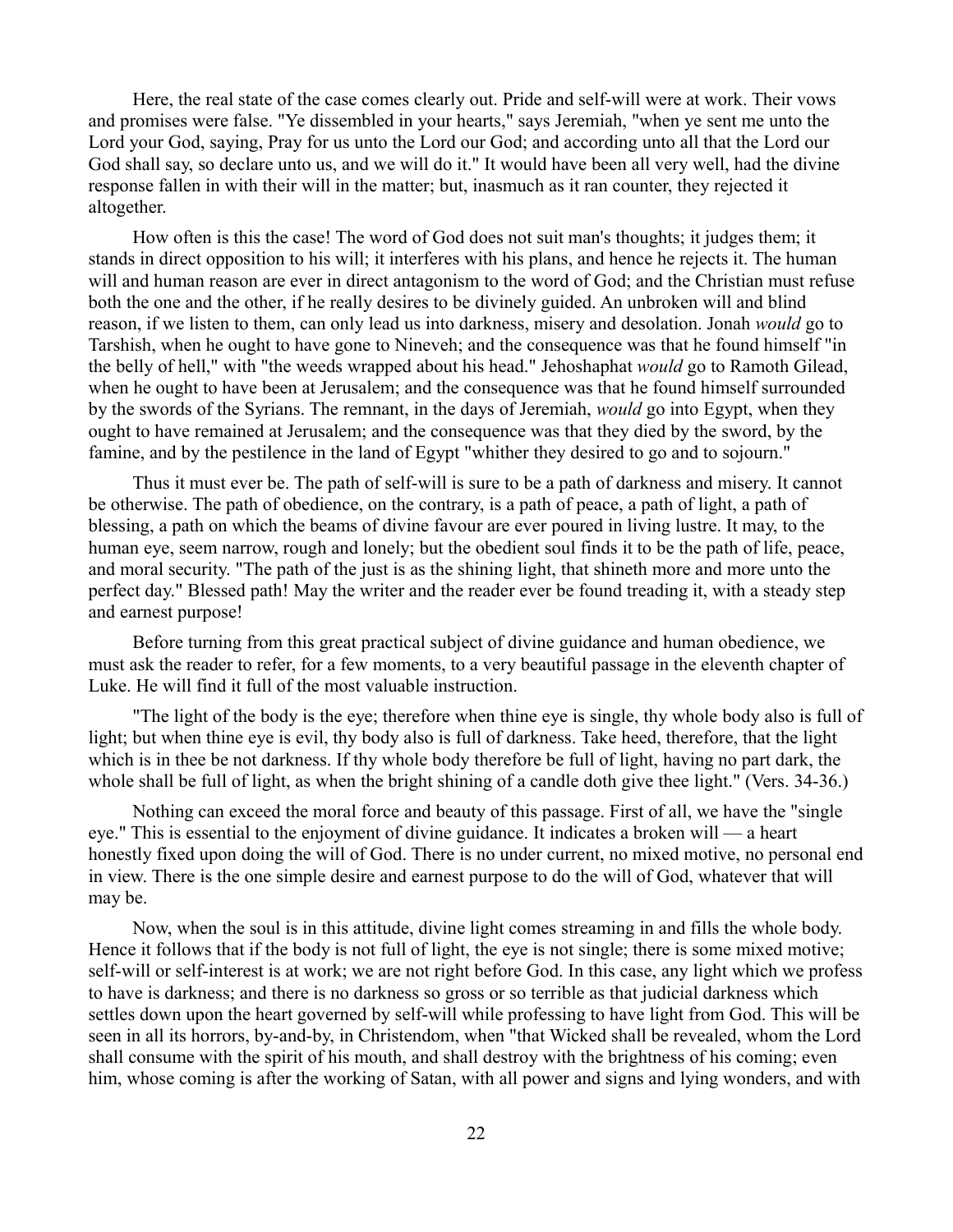Here, the real state of the case comes clearly out. Pride and self-will were at work. Their vows and promises were false. "Ye dissembled in your hearts," says Jeremiah, "when ye sent me unto the Lord your God, saying, Pray for us unto the Lord our God; and according unto all that the Lord our God shall say, so declare unto us, and we will do it." It would have been all very well, had the divine response fallen in with their will in the matter; but, inasmuch as it ran counter, they rejected it altogether.

How often is this the case! The word of God does not suit man's thoughts; it judges them; it stands in direct opposition to his will; it interferes with his plans, and hence he rejects it. The human will and human reason are ever in direct antagonism to the word of God; and the Christian must refuse both the one and the other, if he really desires to be divinely guided. An unbroken will and blind reason, if we listen to them, can only lead us into darkness, misery and desolation. Jonah *would* go to Tarshish, when he ought to have gone to Nineveh; and the consequence was that he found himself "in the belly of hell," with "the weeds wrapped about his head." Jehoshaphat *would* go to Ramoth Gilead, when he ought to have been at Jerusalem; and the consequence was that he found himself surrounded by the swords of the Syrians. The remnant, in the days of Jeremiah, *would* go into Egypt, when they ought to have remained at Jerusalem; and the consequence was that they died by the sword, by the famine, and by the pestilence in the land of Egypt "whither they desired to go and to sojourn."

Thus it must ever be. The path of self-will is sure to be a path of darkness and misery. It cannot be otherwise. The path of obedience, on the contrary, is a path of peace, a path of light, a path of blessing, a path on which the beams of divine favour are ever poured in living lustre. It may, to the human eye, seem narrow, rough and lonely; but the obedient soul finds it to be the path of life, peace, and moral security. "The path of the just is as the shining light, that shineth more and more unto the perfect day." Blessed path! May the writer and the reader ever be found treading it, with a steady step and earnest purpose!

Before turning from this great practical subject of divine guidance and human obedience, we must ask the reader to refer, for a few moments, to a very beautiful passage in the eleventh chapter of Luke. He will find it full of the most valuable instruction.

"The light of the body is the eye; therefore when thine eye is single, thy whole body also is full of light; but when thine eye is evil, thy body also is full of darkness. Take heed, therefore, that the light which is in thee be not darkness. If thy whole body therefore be full of light, having no part dark, the whole shall be full of light, as when the bright shining of a candle doth give thee light." (Vers. 34-36.)

Nothing can exceed the moral force and beauty of this passage. First of all, we have the "single eye." This is essential to the enjoyment of divine guidance. It indicates a broken will — a heart honestly fixed upon doing the will of God. There is no under current, no mixed motive, no personal end in view. There is the one simple desire and earnest purpose to do the will of God, whatever that will may be.

Now, when the soul is in this attitude, divine light comes streaming in and fills the whole body. Hence it follows that if the body is not full of light, the eye is not single; there is some mixed motive; self-will or self-interest is at work; we are not right before God. In this case, any light which we profess to have is darkness; and there is no darkness so gross or so terrible as that judicial darkness which settles down upon the heart governed by self-will while professing to have light from God. This will be seen in all its horrors, by-and-by, in Christendom, when "that Wicked shall be revealed, whom the Lord shall consume with the spirit of his mouth, and shall destroy with the brightness of his coming; even him, whose coming is after the working of Satan, with all power and signs and lying wonders, and with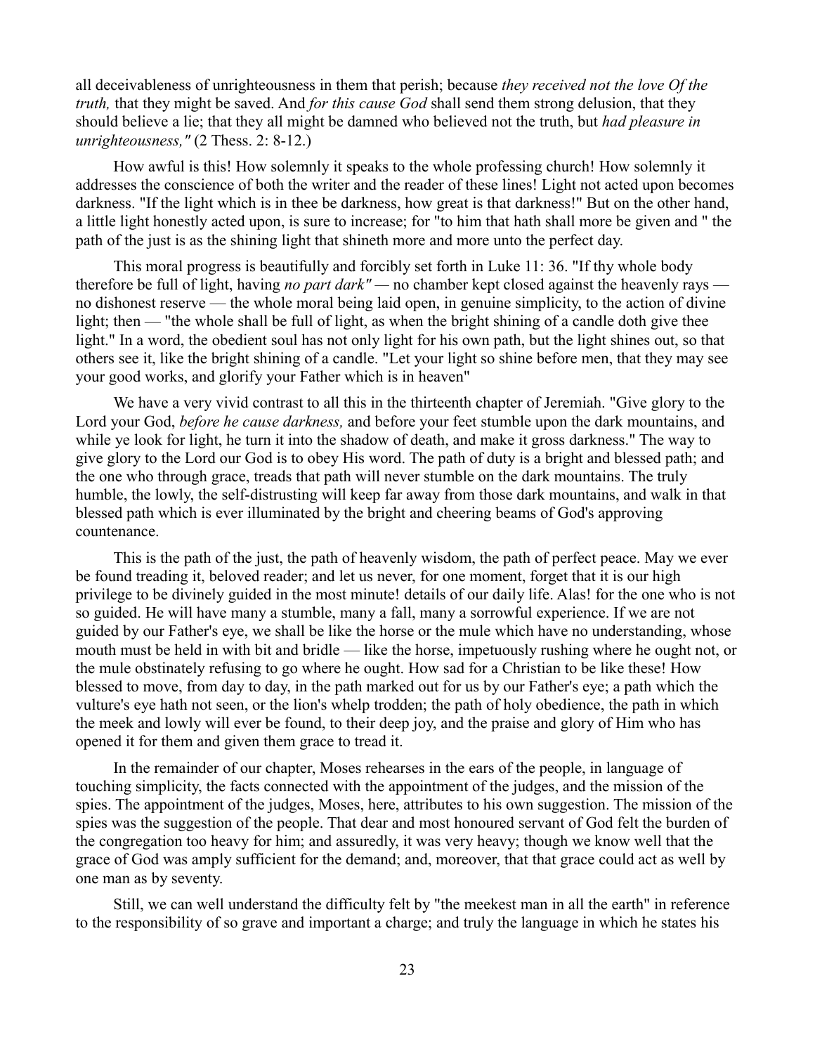all deceivableness of unrighteousness in them that perish; because *they received not the love Of the truth,* that they might be saved. And *for this cause God* shall send them strong delusion, that they should believe a lie; that they all might be damned who believed not the truth, but *had pleasure in unrighteousness,"* (2 Thess. 2: 8-12.)

How awful is this! How solemnly it speaks to the whole professing church! How solemnly it addresses the conscience of both the writer and the reader of these lines! Light not acted upon becomes darkness. "If the light which is in thee be darkness, how great is that darkness!" But on the other hand, a little light honestly acted upon, is sure to increase; for "to him that hath shall more be given and " the path of the just is as the shining light that shineth more and more unto the perfect day.

This moral progress is beautifully and forcibly set forth in Luke 11: 36. "If thy whole body therefore be full of light, having *no part dark"* — no chamber kept closed against the heavenly rays — no dishonest reserve — the whole moral being laid open, in genuine simplicity, to the action of divine light; then — "the whole shall be full of light, as when the bright shining of a candle doth give thee light." In a word, the obedient soul has not only light for his own path, but the light shines out, so that others see it, like the bright shining of a candle. "Let your light so shine before men, that they may see your good works, and glorify your Father which is in heaven"

We have a very vivid contrast to all this in the thirteenth chapter of Jeremiah. "Give glory to the Lord your God, *before he cause darkness,* and before your feet stumble upon the dark mountains, and while ye look for light, he turn it into the shadow of death, and make it gross darkness." The way to give glory to the Lord our God is to obey His word. The path of duty is a bright and blessed path; and the one who through grace, treads that path will never stumble on the dark mountains. The truly humble, the lowly, the self-distrusting will keep far away from those dark mountains, and walk in that blessed path which is ever illuminated by the bright and cheering beams of God's approving countenance.

This is the path of the just, the path of heavenly wisdom, the path of perfect peace. May we ever be found treading it, beloved reader; and let us never, for one moment, forget that it is our high privilege to be divinely guided in the most minute! details of our daily life. Alas! for the one who is not so guided. He will have many a stumble, many a fall, many a sorrowful experience. If we are not guided by our Father's eye, we shall be like the horse or the mule which have no understanding, whose mouth must be held in with bit and bridle — like the horse, impetuously rushing where he ought not, or the mule obstinately refusing to go where he ought. How sad for a Christian to be like these! How blessed to move, from day to day, in the path marked out for us by our Father's eye; a path which the vulture's eye hath not seen, or the lion's whelp trodden; the path of holy obedience, the path in which the meek and lowly will ever be found, to their deep joy, and the praise and glory of Him who has opened it for them and given them grace to tread it.

In the remainder of our chapter, Moses rehearses in the ears of the people, in language of touching simplicity, the facts connected with the appointment of the judges, and the mission of the spies. The appointment of the judges, Moses, here, attributes to his own suggestion. The mission of the spies was the suggestion of the people. That dear and most honoured servant of God felt the burden of the congregation too heavy for him; and assuredly, it was very heavy; though we know well that the grace of God was amply sufficient for the demand; and, moreover, that that grace could act as well by one man as by seventy.

Still, we can well understand the difficulty felt by "the meekest man in all the earth" in reference to the responsibility of so grave and important a charge; and truly the language in which he states his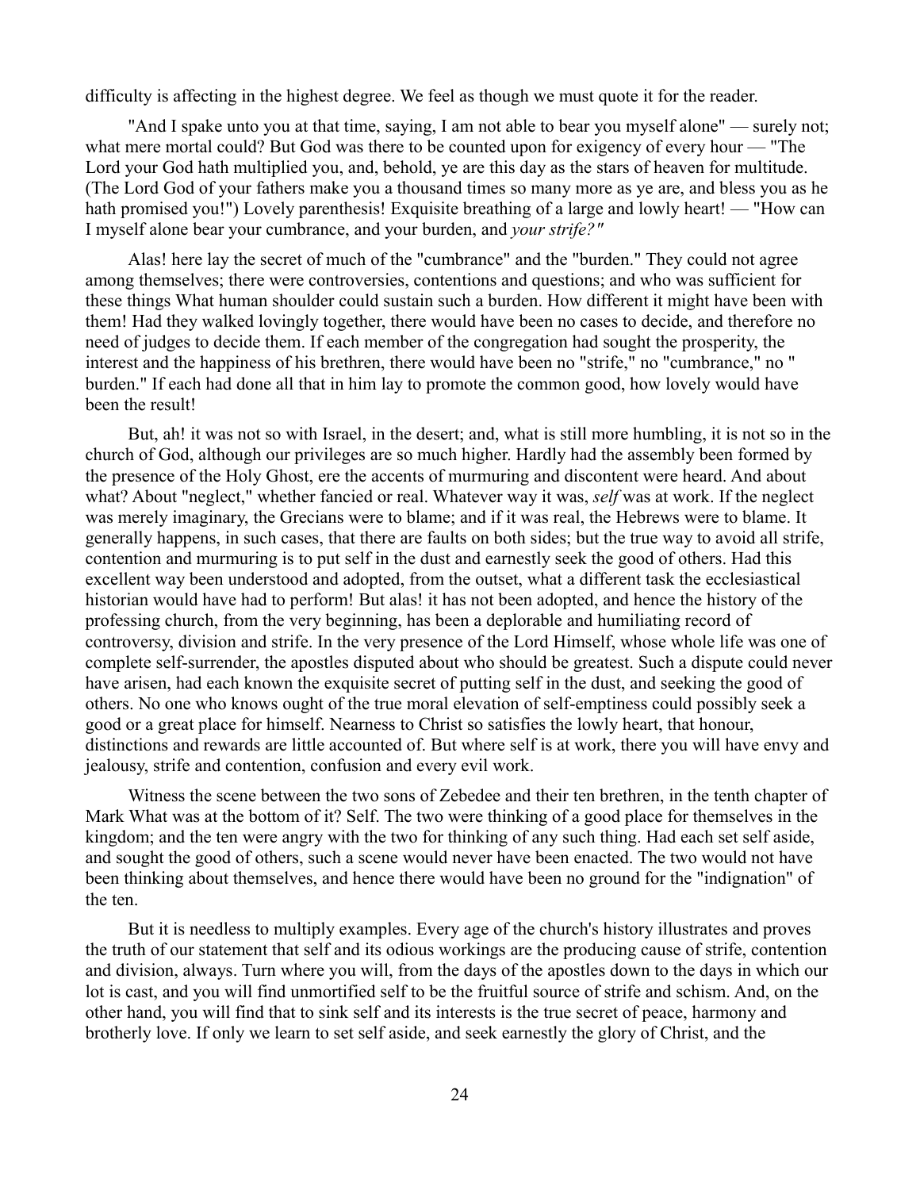difficulty is affecting in the highest degree. We feel as though we must quote it for the reader.

"And I spake unto you at that time, saying, I am not able to bear you myself alone" — surely not; what mere mortal could? But God was there to be counted upon for exigency of every hour — "The Lord your God hath multiplied you, and, behold, ye are this day as the stars of heaven for multitude. (The Lord God of your fathers make you a thousand times so many more as ye are, and bless you as he hath promised you!") Lovely parenthesis! Exquisite breathing of a large and lowly heart! — "How can I myself alone bear your cumbrance, and your burden, and *your strife?"*

Alas! here lay the secret of much of the "cumbrance" and the "burden." They could not agree among themselves; there were controversies, contentions and questions; and who was sufficient for these things What human shoulder could sustain such a burden. How different it might have been with them! Had they walked lovingly together, there would have been no cases to decide, and therefore no need of judges to decide them. If each member of the congregation had sought the prosperity, the interest and the happiness of his brethren, there would have been no "strife," no "cumbrance," no " burden." If each had done all that in him lay to promote the common good, how lovely would have been the result!

But, ah! it was not so with Israel, in the desert; and, what is still more humbling, it is not so in the church of God, although our privileges are so much higher. Hardly had the assembly been formed by the presence of the Holy Ghost, ere the accents of murmuring and discontent were heard. And about what? About "neglect," whether fancied or real. Whatever way it was, *self* was at work. If the neglect was merely imaginary, the Grecians were to blame; and if it was real, the Hebrews were to blame. It generally happens, in such cases, that there are faults on both sides; but the true way to avoid all strife, contention and murmuring is to put self in the dust and earnestly seek the good of others. Had this excellent way been understood and adopted, from the outset, what a different task the ecclesiastical historian would have had to perform! But alas! it has not been adopted, and hence the history of the professing church, from the very beginning, has been a deplorable and humiliating record of controversy, division and strife. In the very presence of the Lord Himself, whose whole life was one of complete self-surrender, the apostles disputed about who should be greatest. Such a dispute could never have arisen, had each known the exquisite secret of putting self in the dust, and seeking the good of others. No one who knows ought of the true moral elevation of self-emptiness could possibly seek a good or a great place for himself. Nearness to Christ so satisfies the lowly heart, that honour, distinctions and rewards are little accounted of. But where self is at work, there you will have envy and jealousy, strife and contention, confusion and every evil work.

Witness the scene between the two sons of Zebedee and their ten brethren, in the tenth chapter of Mark What was at the bottom of it? Self. The two were thinking of a good place for themselves in the kingdom; and the ten were angry with the two for thinking of any such thing. Had each set self aside, and sought the good of others, such a scene would never have been enacted. The two would not have been thinking about themselves, and hence there would have been no ground for the "indignation" of the ten.

But it is needless to multiply examples. Every age of the church's history illustrates and proves the truth of our statement that self and its odious workings are the producing cause of strife, contention and division, always. Turn where you will, from the days of the apostles down to the days in which our lot is cast, and you will find unmortified self to be the fruitful source of strife and schism. And, on the other hand, you will find that to sink self and its interests is the true secret of peace, harmony and brotherly love. If only we learn to set self aside, and seek earnestly the glory of Christ, and the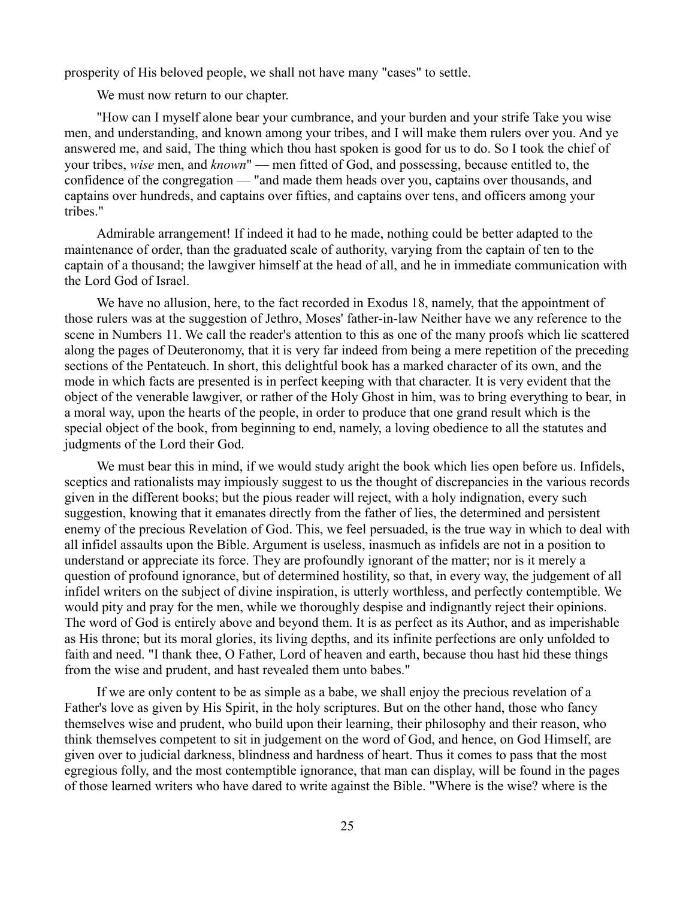prosperity of His beloved people, we shall not have many "cases" to settle.

We must now return to our chapter.

"How can I myself alone bear your cumbrance, and your burden and your strife Take you wise men, and understanding, and known among your tribes, and I will make them rulers over you. And ye answered me, and said, The thing which thou hast spoken is good for us to do. So I took the chief of your tribes, *wise* men, and *known*" — men fitted of God, and possessing, because entitled to, the confidence of the congregation — "and made them heads over you, captains over thousands, and captains over hundreds, and captains over fifties, and captains over tens, and officers among your tribes."

Admirable arrangement! If indeed it had to he made, nothing could be better adapted to the maintenance of order, than the graduated scale of authority, varying from the captain of ten to the captain of a thousand; the lawgiver himself at the head of all, and he in immediate communication with the Lord God of Israel.

We have no allusion, here, to the fact recorded in Exodus 18, namely, that the appointment of those rulers was at the suggestion of Jethro, Moses' father-in-law Neither have we any reference to the scene in Numbers 11. We call the reader's attention to this as one of the many proofs which lie scattered along the pages of Deuteronomy, that it is very far indeed from being a mere repetition of the preceding sections of the Pentateuch. In short, this delightful book has a marked character of its own, and the mode in which facts are presented is in perfect keeping with that character. It is very evident that the object of the venerable lawgiver, or rather of the Holy Ghost in him, was to bring everything to bear, in a moral way, upon the hearts of the people, in order to produce that one grand result which is the special object of the book, from beginning to end, namely, a loving obedience to all the statutes and judgments of the Lord their God.

We must bear this in mind, if we would study aright the book which lies open before us. Infidels, sceptics and rationalists may impiously suggest to us the thought of discrepancies in the various records given in the different books; but the pious reader will reject, with a holy indignation, every such suggestion, knowing that it emanates directly from the father of lies, the determined and persistent enemy of the precious Revelation of God. This, we feel persuaded, is the true way in which to deal with all infidel assaults upon the Bible. Argument is useless, inasmuch as infidels are not in a position to understand or appreciate its force. They are profoundly ignorant of the matter; nor is it merely a question of profound ignorance, but of determined hostility, so that, in every way, the judgement of all infidel writers on the subject of divine inspiration, is utterly worthless, and perfectly contemptible. We would pity and pray for the men, while we thoroughly despise and indignantly reject their opinions. The word of God is entirely above and beyond them. It is as perfect as its Author, and as imperishable as His throne; but its moral glories, its living depths, and its infinite perfections are only unfolded to faith and need. "I thank thee, O Father, Lord of heaven and earth, because thou hast hid these things from the wise and prudent, and hast revealed them unto babes."

If we are only content to be as simple as a babe, we shall enjoy the precious revelation of a Father's love as given by His Spirit, in the holy scriptures. But on the other hand, those who fancy themselves wise and prudent, who build upon their learning, their philosophy and their reason, who think themselves competent to sit in judgement on the word of God, and hence, on God Himself, are given over to judicial darkness, blindness and hardness of heart. Thus it comes to pass that the most egregious folly, and the most contemptible ignorance, that man can display, will be found in the pages of those learned writers who have dared to write against the Bible. "Where is the wise? where is the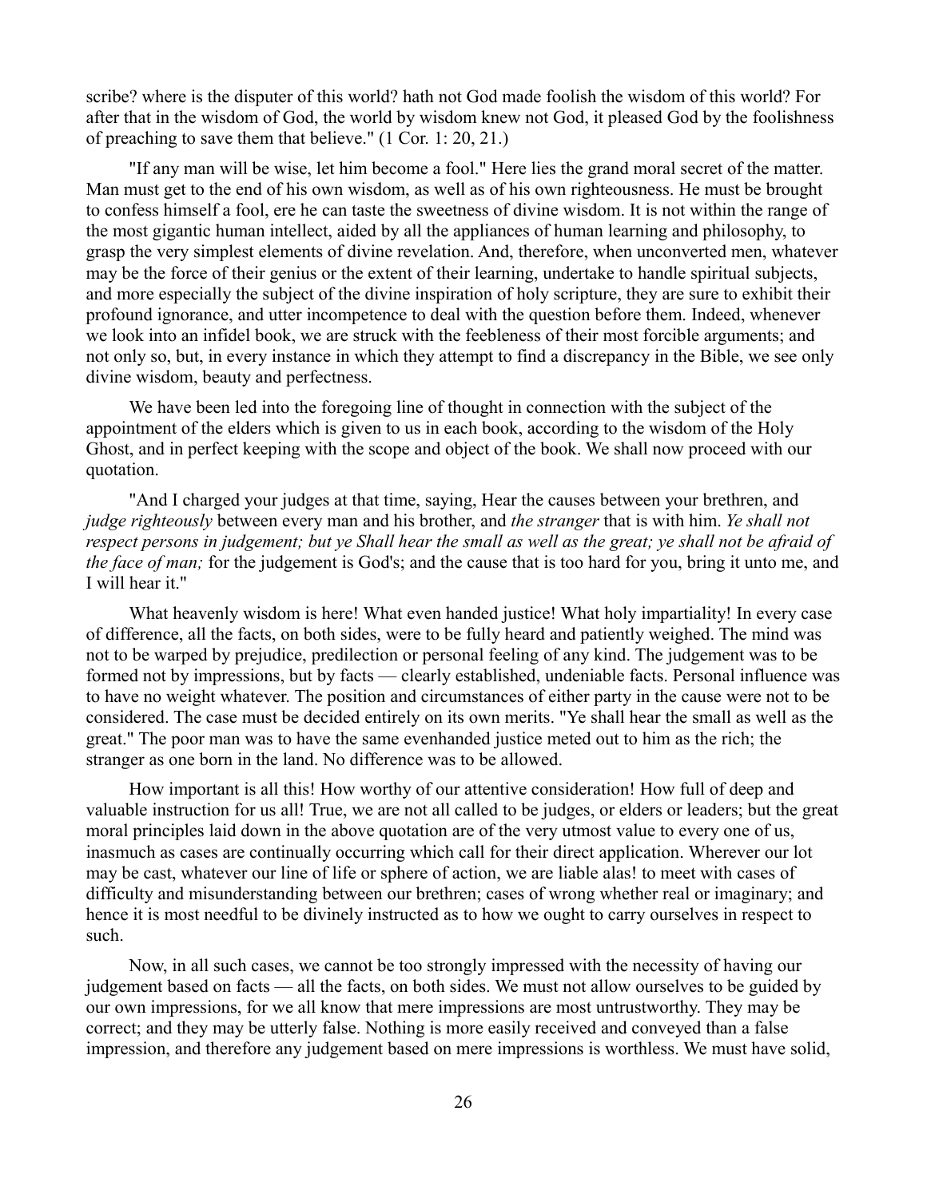scribe? where is the disputer of this world? hath not God made foolish the wisdom of this world? For after that in the wisdom of God, the world by wisdom knew not God, it pleased God by the foolishness of preaching to save them that believe." (1 Cor. 1: 20, 21.)

"If any man will be wise, let him become a fool." Here lies the grand moral secret of the matter. Man must get to the end of his own wisdom, as well as of his own righteousness. He must be brought to confess himself a fool, ere he can taste the sweetness of divine wisdom. It is not within the range of the most gigantic human intellect, aided by all the appliances of human learning and philosophy, to grasp the very simplest elements of divine revelation. And, therefore, when unconverted men, whatever may be the force of their genius or the extent of their learning, undertake to handle spiritual subjects, and more especially the subject of the divine inspiration of holy scripture, they are sure to exhibit their profound ignorance, and utter incompetence to deal with the question before them. Indeed, whenever we look into an infidel book, we are struck with the feebleness of their most forcible arguments; and not only so, but, in every instance in which they attempt to find a discrepancy in the Bible, we see only divine wisdom, beauty and perfectness.

We have been led into the foregoing line of thought in connection with the subject of the appointment of the elders which is given to us in each book, according to the wisdom of the Holy Ghost, and in perfect keeping with the scope and object of the book. We shall now proceed with our quotation.

"And I charged your judges at that time, saying, Hear the causes between your brethren, and *judge righteously* between every man and his brother, and *the stranger* that is with him. *Ye shall not respect persons in judgement; but ye Shall hear the small as well as the great; ye shall not be afraid of the face of man;* for the judgement is God's; and the cause that is too hard for you, bring it unto me, and I will hear it."

What heavenly wisdom is here! What even handed justice! What holy impartiality! In every case of difference, all the facts, on both sides, were to be fully heard and patiently weighed. The mind was not to be warped by prejudice, predilection or personal feeling of any kind. The judgement was to be formed not by impressions, but by facts — clearly established, undeniable facts. Personal influence was to have no weight whatever. The position and circumstances of either party in the cause were not to be considered. The case must be decided entirely on its own merits. "Ye shall hear the small as well as the great." The poor man was to have the same evenhanded justice meted out to him as the rich; the stranger as one born in the land. No difference was to be allowed.

How important is all this! How worthy of our attentive consideration! How full of deep and valuable instruction for us all! True, we are not all called to be judges, or elders or leaders; but the great moral principles laid down in the above quotation are of the very utmost value to every one of us, inasmuch as cases are continually occurring which call for their direct application. Wherever our lot may be cast, whatever our line of life or sphere of action, we are liable alas! to meet with cases of difficulty and misunderstanding between our brethren; cases of wrong whether real or imaginary; and hence it is most needful to be divinely instructed as to how we ought to carry ourselves in respect to such.

Now, in all such cases, we cannot be too strongly impressed with the necessity of having our judgement based on facts — all the facts, on both sides. We must not allow ourselves to be guided by our own impressions, for we all know that mere impressions are most untrustworthy. They may be correct; and they may be utterly false. Nothing is more easily received and conveyed than a false impression, and therefore any judgement based on mere impressions is worthless. We must have solid,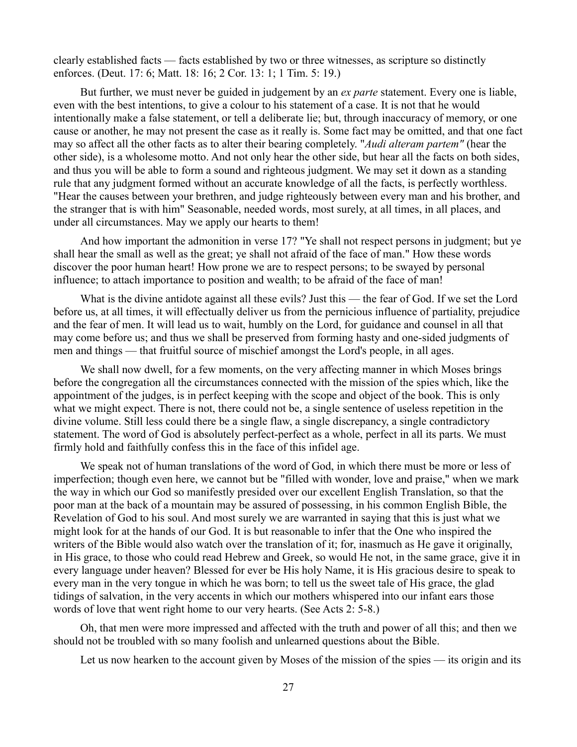clearly established facts — facts established by two or three witnesses, as scripture so distinctly enforces. (Deut. 17: 6; Matt. 18: 16; 2 Cor. 13: 1; 1 Tim. 5: 19.)

But further, we must never be guided in judgement by an *ex parte* statement. Every one is liable, even with the best intentions, to give a colour to his statement of a case. It is not that he would intentionally make a false statement, or tell a deliberate lie; but, through inaccuracy of memory, or one cause or another, he may not present the case as it really is. Some fact may be omitted, and that one fact may so affect all the other facts as to alter their bearing completely. "*Audi alteram partem"* (hear the other side), is a wholesome motto. And not only hear the other side, but hear all the facts on both sides, and thus you will be able to form a sound and righteous judgment. We may set it down as a standing rule that any judgment formed without an accurate knowledge of all the facts, is perfectly worthless. "Hear the causes between your brethren, and judge righteously between every man and his brother, and the stranger that is with him" Seasonable, needed words, most surely, at all times, in all places, and under all circumstances. May we apply our hearts to them!

And how important the admonition in verse 17? "Ye shall not respect persons in judgment; but ye shall hear the small as well as the great; ye shall not afraid of the face of man." How these words discover the poor human heart! How prone we are to respect persons; to be swayed by personal influence; to attach importance to position and wealth; to be afraid of the face of man!

What is the divine antidote against all these evils? Just this — the fear of God. If we set the Lord before us, at all times, it will effectually deliver us from the pernicious influence of partiality, prejudice and the fear of men. It will lead us to wait, humbly on the Lord, for guidance and counsel in all that may come before us; and thus we shall be preserved from forming hasty and one-sided judgments of men and things — that fruitful source of mischief amongst the Lord's people, in all ages.

We shall now dwell, for a few moments, on the very affecting manner in which Moses brings before the congregation all the circumstances connected with the mission of the spies which, like the appointment of the judges, is in perfect keeping with the scope and object of the book. This is only what we might expect. There is not, there could not be, a single sentence of useless repetition in the divine volume. Still less could there be a single flaw, a single discrepancy, a single contradictory statement. The word of God is absolutely perfect-perfect as a whole, perfect in all its parts. We must firmly hold and faithfully confess this in the face of this infidel age.

We speak not of human translations of the word of God, in which there must be more or less of imperfection; though even here, we cannot but be "filled with wonder, love and praise," when we mark the way in which our God so manifestly presided over our excellent English Translation, so that the poor man at the back of a mountain may be assured of possessing, in his common English Bible, the Revelation of God to his soul. And most surely we are warranted in saying that this is just what we might look for at the hands of our God. It is but reasonable to infer that the One who inspired the writers of the Bible would also watch over the translation of it; for, inasmuch as He gave it originally, in His grace, to those who could read Hebrew and Greek, so would He not, in the same grace, give it in every language under heaven? Blessed for ever be His holy Name, it is His gracious desire to speak to every man in the very tongue in which he was born; to tell us the sweet tale of His grace, the glad tidings of salvation, in the very accents in which our mothers whispered into our infant ears those words of love that went right home to our very hearts. (See Acts 2: 5-8.)

Oh, that men were more impressed and affected with the truth and power of all this; and then we should not be troubled with so many foolish and unlearned questions about the Bible.

Let us now hearken to the account given by Moses of the mission of the spies — its origin and its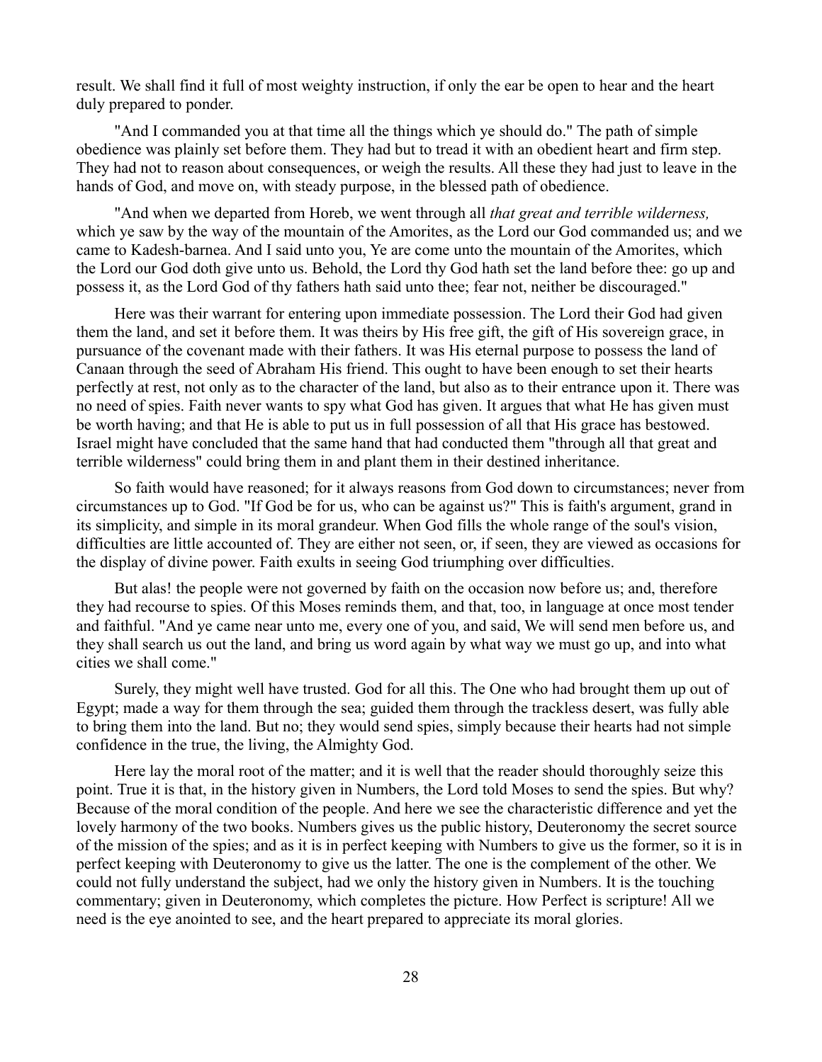result. We shall find it full of most weighty instruction, if only the ear be open to hear and the heart duly prepared to ponder.

"And I commanded you at that time all the things which ye should do." The path of simple obedience was plainly set before them. They had but to tread it with an obedient heart and firm step. They had not to reason about consequences, or weigh the results. All these they had just to leave in the hands of God, and move on, with steady purpose, in the blessed path of obedience.

"And when we departed from Horeb, we went through all *that great and terrible wilderness,* which ye saw by the way of the mountain of the Amorites, as the Lord our God commanded us; and we came to Kadesh-barnea. And I said unto you, Ye are come unto the mountain of the Amorites, which the Lord our God doth give unto us. Behold, the Lord thy God hath set the land before thee: go up and possess it, as the Lord God of thy fathers hath said unto thee; fear not, neither be discouraged."

Here was their warrant for entering upon immediate possession. The Lord their God had given them the land, and set it before them. It was theirs by His free gift, the gift of His sovereign grace, in pursuance of the covenant made with their fathers. It was His eternal purpose to possess the land of Canaan through the seed of Abraham His friend. This ought to have been enough to set their hearts perfectly at rest, not only as to the character of the land, but also as to their entrance upon it. There was no need of spies. Faith never wants to spy what God has given. It argues that what He has given must be worth having; and that He is able to put us in full possession of all that His grace has bestowed. Israel might have concluded that the same hand that had conducted them "through all that great and terrible wilderness" could bring them in and plant them in their destined inheritance.

So faith would have reasoned; for it always reasons from God down to circumstances; never from circumstances up to God. "If God be for us, who can be against us?" This is faith's argument, grand in its simplicity, and simple in its moral grandeur. When God fills the whole range of the soul's vision, difficulties are little accounted of. They are either not seen, or, if seen, they are viewed as occasions for the display of divine power. Faith exults in seeing God triumphing over difficulties.

But alas! the people were not governed by faith on the occasion now before us; and, therefore they had recourse to spies. Of this Moses reminds them, and that, too, in language at once most tender and faithful. "And ye came near unto me, every one of you, and said, We will send men before us, and they shall search us out the land, and bring us word again by what way we must go up, and into what cities we shall come."

Surely, they might well have trusted. God for all this. The One who had brought them up out of Egypt; made a way for them through the sea; guided them through the trackless desert, was fully able to bring them into the land. But no; they would send spies, simply because their hearts had not simple confidence in the true, the living, the Almighty God.

Here lay the moral root of the matter; and it is well that the reader should thoroughly seize this point. True it is that, in the history given in Numbers, the Lord told Moses to send the spies. But why? Because of the moral condition of the people. And here we see the characteristic difference and yet the lovely harmony of the two books. Numbers gives us the public history, Deuteronomy the secret source of the mission of the spies; and as it is in perfect keeping with Numbers to give us the former, so it is in perfect keeping with Deuteronomy to give us the latter. The one is the complement of the other. We could not fully understand the subject, had we only the history given in Numbers. It is the touching commentary; given in Deuteronomy, which completes the picture. How Perfect is scripture! All we need is the eye anointed to see, and the heart prepared to appreciate its moral glories.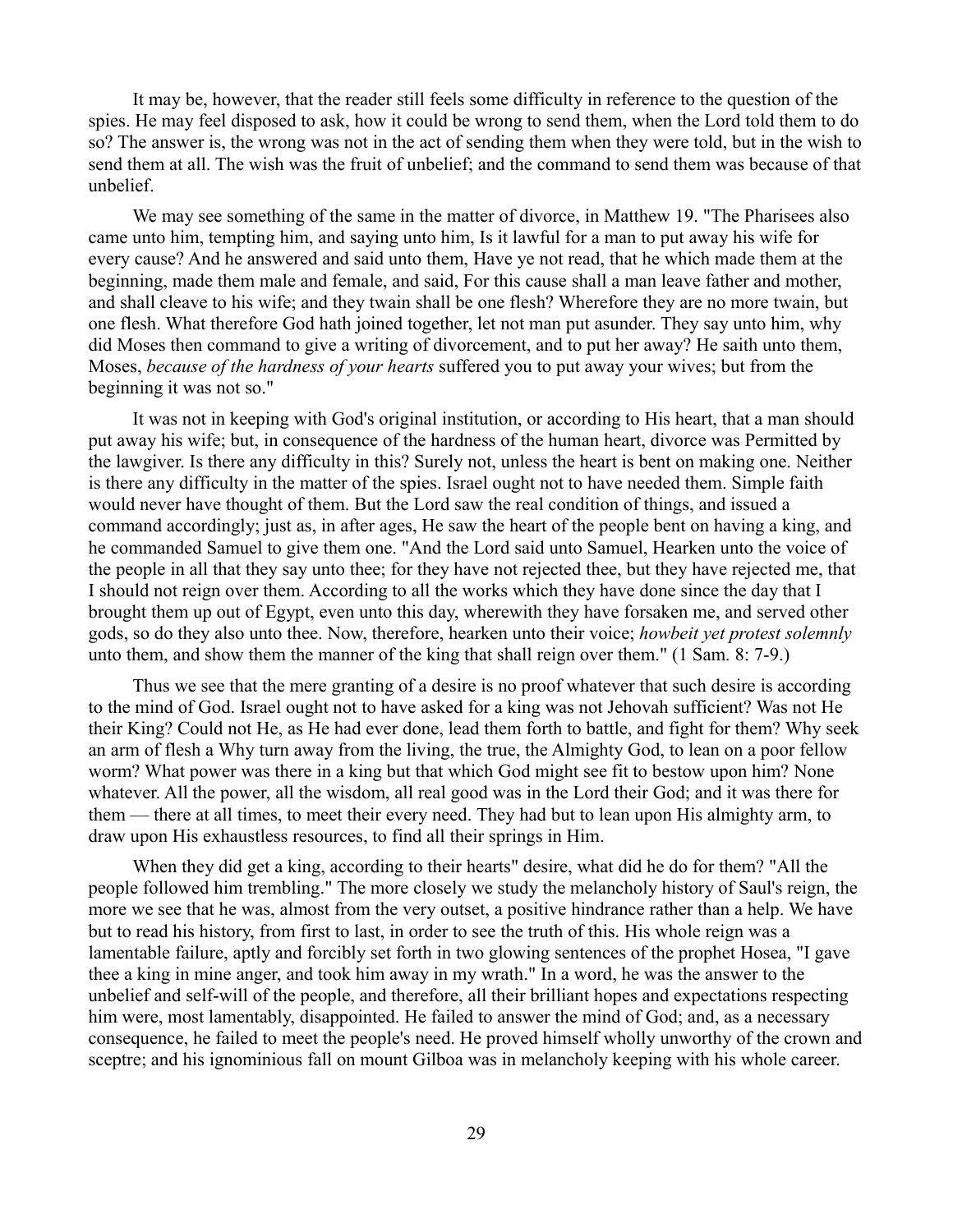It may be, however, that the reader still feels some difficulty in reference to the question of the spies. He may feel disposed to ask, how it could be wrong to send them, when the Lord told them to do so? The answer is, the wrong was not in the act of sending them when they were told, but in the wish to send them at all. The wish was the fruit of unbelief; and the command to send them was because of that unbelief.

We may see something of the same in the matter of divorce, in Matthew 19. "The Pharisees also came unto him, tempting him, and saying unto him, Is it lawful for a man to put away his wife for every cause? And he answered and said unto them, Have ye not read, that he which made them at the beginning, made them male and female, and said, For this cause shall a man leave father and mother, and shall cleave to his wife; and they twain shall be one flesh? Wherefore they are no more twain, but one flesh. What therefore God hath joined together, let not man put asunder. They say unto him, why did Moses then command to give a writing of divorcement, and to put her away? He saith unto them, Moses, *because of the hardness of your hearts* suffered you to put away your wives; but from the beginning it was not so."

It was not in keeping with God's original institution, or according to His heart, that a man should put away his wife; but, in consequence of the hardness of the human heart, divorce was Permitted by the lawgiver. Is there any difficulty in this? Surely not, unless the heart is bent on making one. Neither is there any difficulty in the matter of the spies. Israel ought not to have needed them. Simple faith would never have thought of them. But the Lord saw the real condition of things, and issued a command accordingly; just as, in after ages, He saw the heart of the people bent on having a king, and he commanded Samuel to give them one. "And the Lord said unto Samuel, Hearken unto the voice of the people in all that they say unto thee; for they have not rejected thee, but they have rejected me, that I should not reign over them. According to all the works which they have done since the day that I brought them up out of Egypt, even unto this day, wherewith they have forsaken me, and served other gods, so do they also unto thee. Now, therefore, hearken unto their voice; *howbeit yet protest solemnly* unto them, and show them the manner of the king that shall reign over them." (1 Sam. 8: 7-9.)

Thus we see that the mere granting of a desire is no proof whatever that such desire is according to the mind of God. Israel ought not to have asked for a king was not Jehovah sufficient? Was not He their King? Could not He, as He had ever done, lead them forth to battle, and fight for them? Why seek an arm of flesh a Why turn away from the living, the true, the Almighty God, to lean on a poor fellow worm? What power was there in a king but that which God might see fit to bestow upon him? None whatever. All the power, all the wisdom, all real good was in the Lord their God; and it was there for them — there at all times, to meet their every need. They had but to lean upon His almighty arm, to draw upon His exhaustless resources, to find all their springs in Him.

When they did get a king, according to their hearts" desire, what did he do for them? "All the people followed him trembling." The more closely we study the melancholy history of Saul's reign, the more we see that he was, almost from the very outset, a positive hindrance rather than a help. We have but to read his history, from first to last, in order to see the truth of this. His whole reign was a lamentable failure, aptly and forcibly set forth in two glowing sentences of the prophet Hosea, "I gave thee a king in mine anger, and took him away in my wrath." In a word, he was the answer to the unbelief and self-will of the people, and therefore, all their brilliant hopes and expectations respecting him were, most lamentably, disappointed. He failed to answer the mind of God; and, as a necessary consequence, he failed to meet the people's need. He proved himself wholly unworthy of the crown and sceptre; and his ignominious fall on mount Gilboa was in melancholy keeping with his whole career.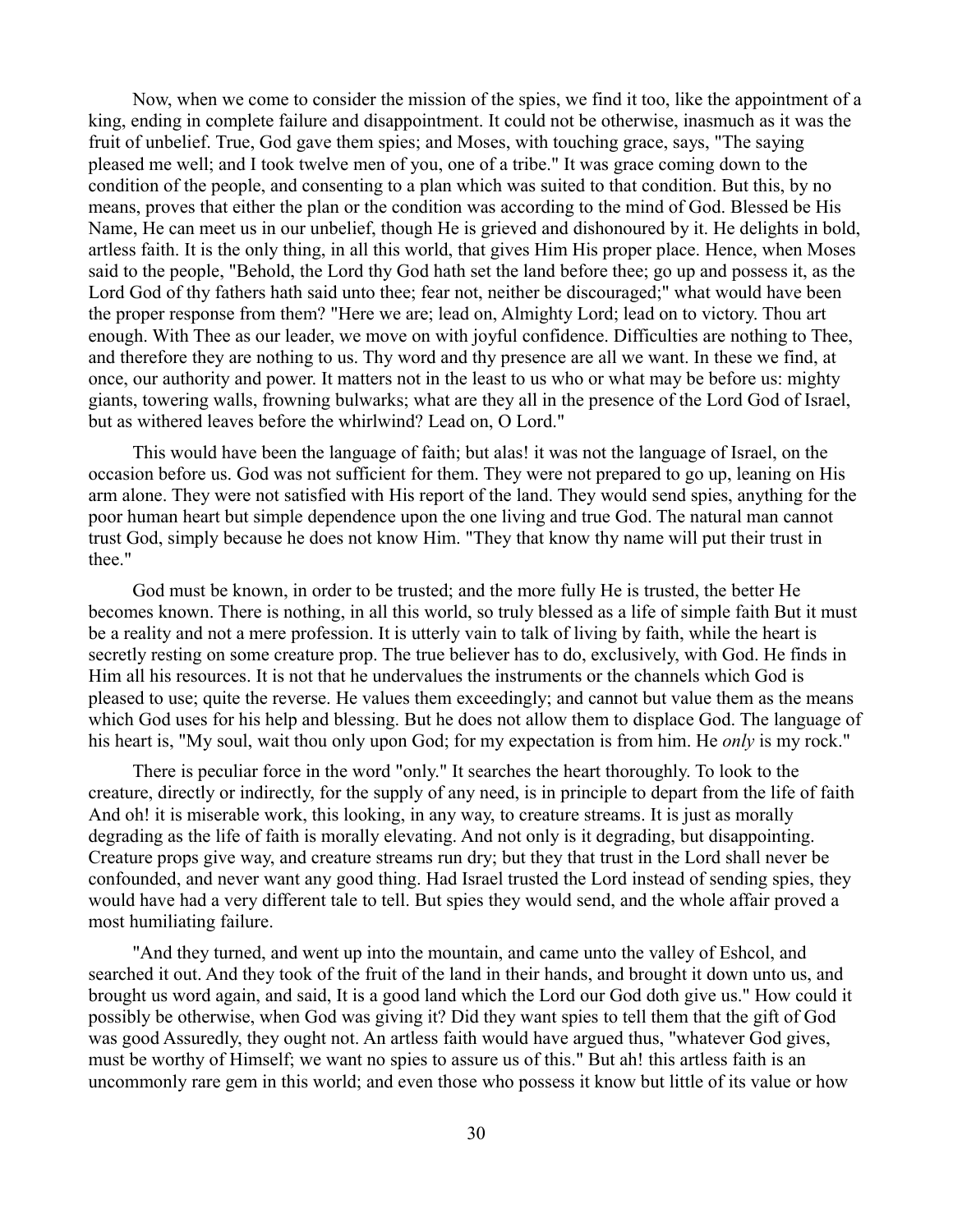Now, when we come to consider the mission of the spies, we find it too, like the appointment of a king, ending in complete failure and disappointment. It could not be otherwise, inasmuch as it was the fruit of unbelief. True, God gave them spies; and Moses, with touching grace, says, "The saying pleased me well; and I took twelve men of you, one of a tribe." It was grace coming down to the condition of the people, and consenting to a plan which was suited to that condition. But this, by no means, proves that either the plan or the condition was according to the mind of God. Blessed be His Name, He can meet us in our unbelief, though He is grieved and dishonoured by it. He delights in bold, artless faith. It is the only thing, in all this world, that gives Him His proper place. Hence, when Moses said to the people, "Behold, the Lord thy God hath set the land before thee; go up and possess it, as the Lord God of thy fathers hath said unto thee; fear not, neither be discouraged;" what would have been the proper response from them? "Here we are; lead on, Almighty Lord; lead on to victory. Thou art enough. With Thee as our leader, we move on with joyful confidence. Difficulties are nothing to Thee, and therefore they are nothing to us. Thy word and thy presence are all we want. In these we find, at once, our authority and power. It matters not in the least to us who or what may be before us: mighty giants, towering walls, frowning bulwarks; what are they all in the presence of the Lord God of Israel, but as withered leaves before the whirlwind? Lead on, O Lord."

This would have been the language of faith; but alas! it was not the language of Israel, on the occasion before us. God was not sufficient for them. They were not prepared to go up, leaning on His arm alone. They were not satisfied with His report of the land. They would send spies, anything for the poor human heart but simple dependence upon the one living and true God. The natural man cannot trust God, simply because he does not know Him. "They that know thy name will put their trust in thee."

God must be known, in order to be trusted; and the more fully He is trusted, the better He becomes known. There is nothing, in all this world, so truly blessed as a life of simple faith But it must be a reality and not a mere profession. It is utterly vain to talk of living by faith, while the heart is secretly resting on some creature prop. The true believer has to do, exclusively, with God. He finds in Him all his resources. It is not that he undervalues the instruments or the channels which God is pleased to use; quite the reverse. He values them exceedingly; and cannot but value them as the means which God uses for his help and blessing. But he does not allow them to displace God. The language of his heart is, "My soul, wait thou only upon God; for my expectation is from him. He *only* is my rock."

There is peculiar force in the word "only." It searches the heart thoroughly. To look to the creature, directly or indirectly, for the supply of any need, is in principle to depart from the life of faith And oh! it is miserable work, this looking, in any way, to creature streams. It is just as morally degrading as the life of faith is morally elevating. And not only is it degrading, but disappointing. Creature props give way, and creature streams run dry; but they that trust in the Lord shall never be confounded, and never want any good thing. Had Israel trusted the Lord instead of sending spies, they would have had a very different tale to tell. But spies they would send, and the whole affair proved a most humiliating failure.

"And they turned, and went up into the mountain, and came unto the valley of Eshcol, and searched it out. And they took of the fruit of the land in their hands, and brought it down unto us, and brought us word again, and said, It is a good land which the Lord our God doth give us." How could it possibly be otherwise, when God was giving it? Did they want spies to tell them that the gift of God was good Assuredly, they ought not. An artless faith would have argued thus, "whatever God gives, must be worthy of Himself; we want no spies to assure us of this." But ah! this artless faith is an uncommonly rare gem in this world; and even those who possess it know but little of its value or how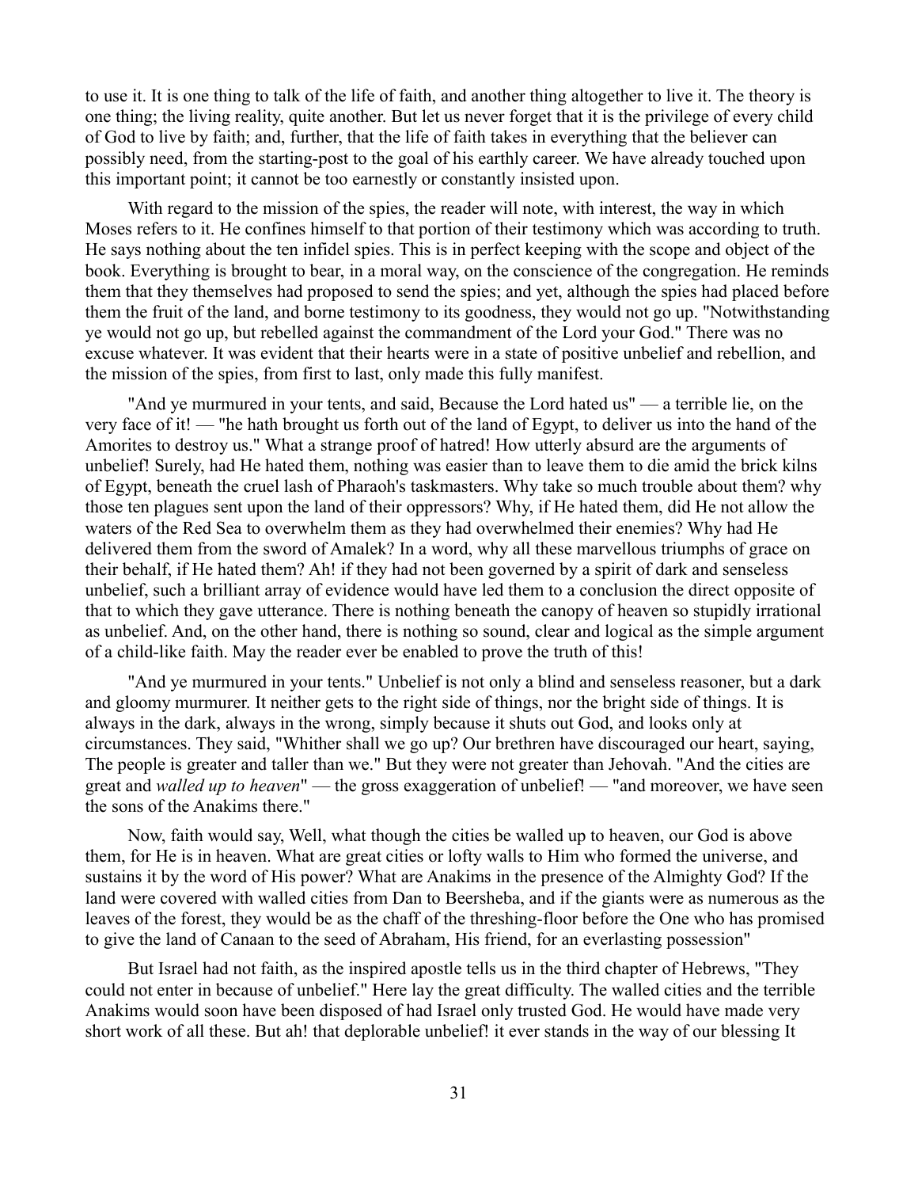to use it. It is one thing to talk of the life of faith, and another thing altogether to live it. The theory is one thing; the living reality, quite another. But let us never forget that it is the privilege of every child of God to live by faith; and, further, that the life of faith takes in everything that the believer can possibly need, from the starting-post to the goal of his earthly career. We have already touched upon this important point; it cannot be too earnestly or constantly insisted upon.

With regard to the mission of the spies, the reader will note, with interest, the way in which Moses refers to it. He confines himself to that portion of their testimony which was according to truth. He says nothing about the ten infidel spies. This is in perfect keeping with the scope and object of the book. Everything is brought to bear, in a moral way, on the conscience of the congregation. He reminds them that they themselves had proposed to send the spies; and yet, although the spies had placed before them the fruit of the land, and borne testimony to its goodness, they would not go up. "Notwithstanding ye would not go up, but rebelled against the commandment of the Lord your God." There was no excuse whatever. It was evident that their hearts were in a state of positive unbelief and rebellion, and the mission of the spies, from first to last, only made this fully manifest.

"And ye murmured in your tents, and said, Because the Lord hated us" — a terrible lie, on the very face of it! — "he hath brought us forth out of the land of Egypt, to deliver us into the hand of the Amorites to destroy us." What a strange proof of hatred! How utterly absurd are the arguments of unbelief! Surely, had He hated them, nothing was easier than to leave them to die amid the brick kilns of Egypt, beneath the cruel lash of Pharaoh's taskmasters. Why take so much trouble about them? why those ten plagues sent upon the land of their oppressors? Why, if He hated them, did He not allow the waters of the Red Sea to overwhelm them as they had overwhelmed their enemies? Why had He delivered them from the sword of Amalek? In a word, why all these marvellous triumphs of grace on their behalf, if He hated them? Ah! if they had not been governed by a spirit of dark and senseless unbelief, such a brilliant array of evidence would have led them to a conclusion the direct opposite of that to which they gave utterance. There is nothing beneath the canopy of heaven so stupidly irrational as unbelief. And, on the other hand, there is nothing so sound, clear and logical as the simple argument of a child-like faith. May the reader ever be enabled to prove the truth of this!

"And ye murmured in your tents." Unbelief is not only a blind and senseless reasoner, but a dark and gloomy murmurer. It neither gets to the right side of things, nor the bright side of things. It is always in the dark, always in the wrong, simply because it shuts out God, and looks only at circumstances. They said, "Whither shall we go up? Our brethren have discouraged our heart, saying, The people is greater and taller than we." But they were not greater than Jehovah. "And the cities are great and *walled up to heaven*" — the gross exaggeration of unbelief! — "and moreover, we have seen the sons of the Anakims there."

Now, faith would say, Well, what though the cities be walled up to heaven, our God is above them, for He is in heaven. What are great cities or lofty walls to Him who formed the universe, and sustains it by the word of His power? What are Anakims in the presence of the Almighty God? If the land were covered with walled cities from Dan to Beersheba, and if the giants were as numerous as the leaves of the forest, they would be as the chaff of the threshing-floor before the One who has promised to give the land of Canaan to the seed of Abraham, His friend, for an everlasting possession"

But Israel had not faith, as the inspired apostle tells us in the third chapter of Hebrews, "They could not enter in because of unbelief." Here lay the great difficulty. The walled cities and the terrible Anakims would soon have been disposed of had Israel only trusted God. He would have made very short work of all these. But ah! that deplorable unbelief! it ever stands in the way of our blessing It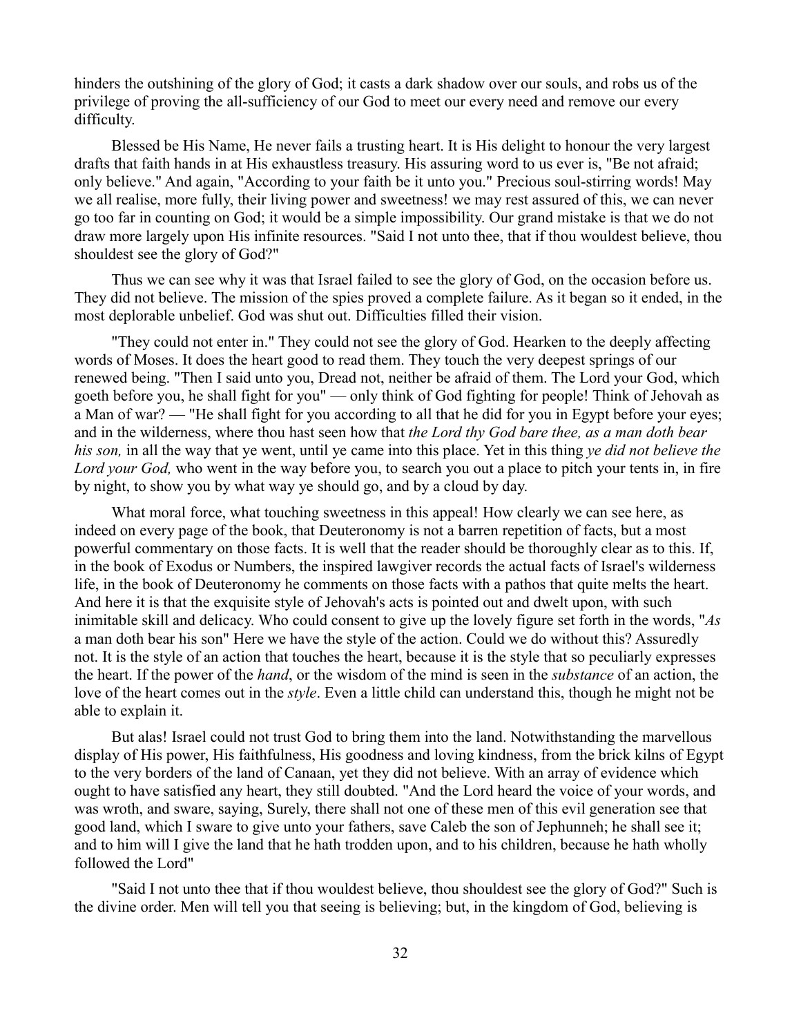hinders the outshining of the glory of God; it casts a dark shadow over our souls, and robs us of the privilege of proving the all-sufficiency of our God to meet our every need and remove our every difficulty.

Blessed be His Name, He never fails a trusting heart. It is His delight to honour the very largest drafts that faith hands in at His exhaustless treasury. His assuring word to us ever is, "Be not afraid; only believe." And again, "According to your faith be it unto you." Precious soul-stirring words! May we all realise, more fully, their living power and sweetness! we may rest assured of this, we can never go too far in counting on God; it would be a simple impossibility. Our grand mistake is that we do not draw more largely upon His infinite resources. "Said I not unto thee, that if thou wouldest believe, thou shouldest see the glory of God?"

Thus we can see why it was that Israel failed to see the glory of God, on the occasion before us. They did not believe. The mission of the spies proved a complete failure. As it began so it ended, in the most deplorable unbelief. God was shut out. Difficulties filled their vision.

"They could not enter in." They could not see the glory of God. Hearken to the deeply affecting words of Moses. It does the heart good to read them. They touch the very deepest springs of our renewed being. "Then I said unto you, Dread not, neither be afraid of them. The Lord your God, which goeth before you, he shall fight for you" — only think of God fighting for people! Think of Jehovah as a Man of war? — "He shall fight for you according to all that he did for you in Egypt before your eyes; and in the wilderness, where thou hast seen how that *the Lord thy God bare thee, as a man doth bear his son,* in all the way that ye went, until ye came into this place. Yet in this thing *ye did not believe the Lord your God,* who went in the way before you, to search you out a place to pitch your tents in, in fire by night, to show you by what way ye should go, and by a cloud by day.

What moral force, what touching sweetness in this appeal! How clearly we can see here, as indeed on every page of the book, that Deuteronomy is not a barren repetition of facts, but a most powerful commentary on those facts. It is well that the reader should be thoroughly clear as to this. If, in the book of Exodus or Numbers, the inspired lawgiver records the actual facts of Israel's wilderness life, in the book of Deuteronomy he comments on those facts with a pathos that quite melts the heart. And here it is that the exquisite style of Jehovah's acts is pointed out and dwelt upon, with such inimitable skill and delicacy. Who could consent to give up the lovely figure set forth in the words, "*As* a man doth bear his son" Here we have the style of the action. Could we do without this? Assuredly not. It is the style of an action that touches the heart, because it is the style that so peculiarly expresses the heart. If the power of the *hand*, or the wisdom of the mind is seen in the *substance* of an action, the love of the heart comes out in the *style*. Even a little child can understand this, though he might not be able to explain it.

But alas! Israel could not trust God to bring them into the land. Notwithstanding the marvellous display of His power, His faithfulness, His goodness and loving kindness, from the brick kilns of Egypt to the very borders of the land of Canaan, yet they did not believe. With an array of evidence which ought to have satisfied any heart, they still doubted. "And the Lord heard the voice of your words, and was wroth, and sware, saying, Surely, there shall not one of these men of this evil generation see that good land, which I sware to give unto your fathers, save Caleb the son of Jephunneh; he shall see it; and to him will I give the land that he hath trodden upon, and to his children, because he hath wholly followed the Lord"

"Said I not unto thee that if thou wouldest believe, thou shouldest see the glory of God?" Such is the divine order. Men will tell you that seeing is believing; but, in the kingdom of God, believing is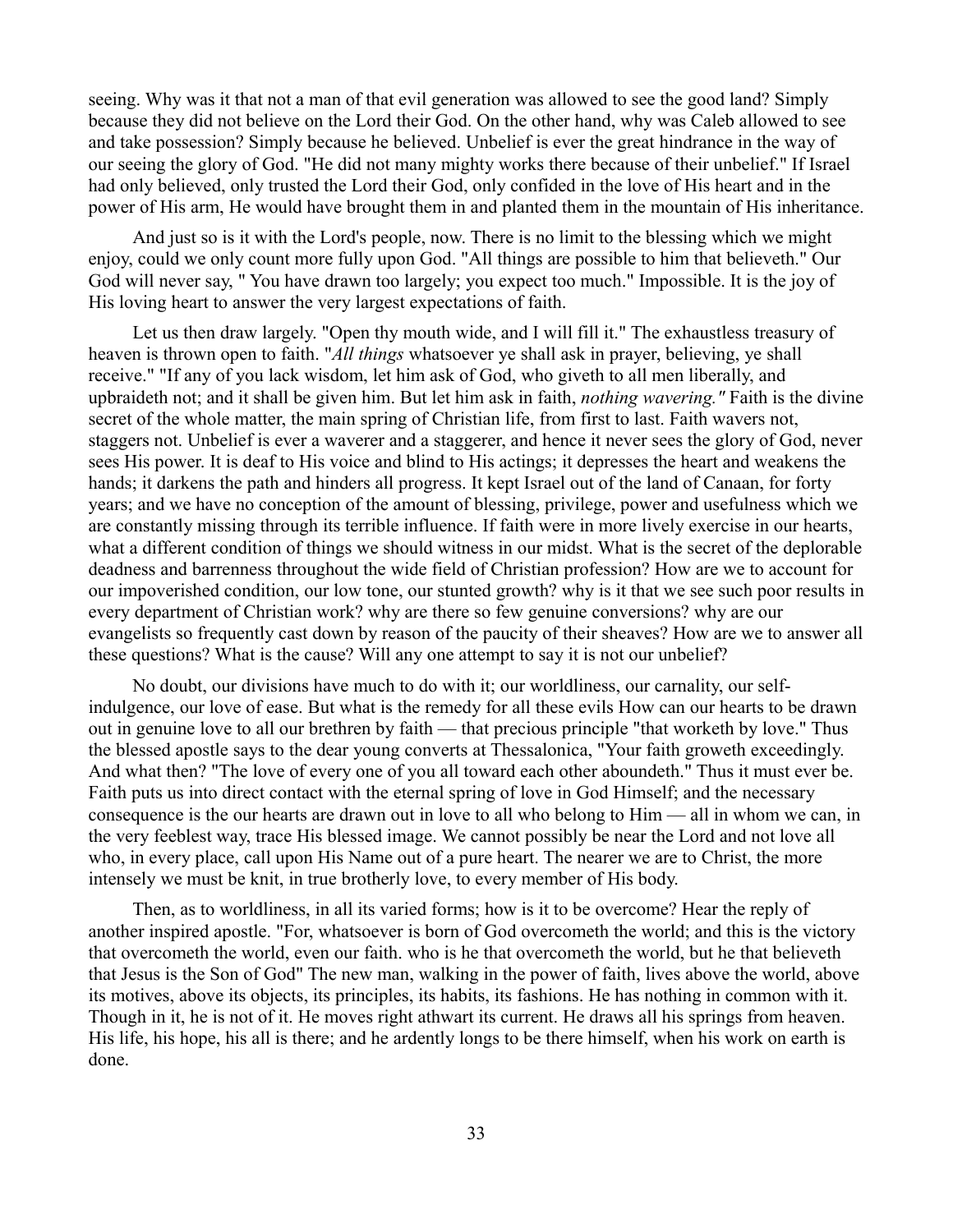seeing. Why was it that not a man of that evil generation was allowed to see the good land? Simply because they did not believe on the Lord their God. On the other hand, why was Caleb allowed to see and take possession? Simply because he believed. Unbelief is ever the great hindrance in the way of our seeing the glory of God. "He did not many mighty works there because of their unbelief." If Israel had only believed, only trusted the Lord their God, only confided in the love of His heart and in the power of His arm, He would have brought them in and planted them in the mountain of His inheritance.

And just so is it with the Lord's people, now. There is no limit to the blessing which we might enjoy, could we only count more fully upon God. "All things are possible to him that believeth." Our God will never say, " You have drawn too largely; you expect too much." Impossible. It is the joy of His loving heart to answer the very largest expectations of faith.

Let us then draw largely. "Open thy mouth wide, and I will fill it." The exhaustless treasury of heaven is thrown open to faith. "*All things* whatsoever ye shall ask in prayer, believing, ye shall receive." "If any of you lack wisdom, let him ask of God, who giveth to all men liberally, and upbraideth not; and it shall be given him. But let him ask in faith, *nothing wavering."* Faith is the divine secret of the whole matter, the main spring of Christian life, from first to last. Faith wavers not, staggers not. Unbelief is ever a waverer and a staggerer, and hence it never sees the glory of God, never sees His power. It is deaf to His voice and blind to His actings; it depresses the heart and weakens the hands; it darkens the path and hinders all progress. It kept Israel out of the land of Canaan, for forty years; and we have no conception of the amount of blessing, privilege, power and usefulness which we are constantly missing through its terrible influence. If faith were in more lively exercise in our hearts, what a different condition of things we should witness in our midst. What is the secret of the deplorable deadness and barrenness throughout the wide field of Christian profession? How are we to account for our impoverished condition, our low tone, our stunted growth? why is it that we see such poor results in every department of Christian work? why are there so few genuine conversions? why are our evangelists so frequently cast down by reason of the paucity of their sheaves? How are we to answer all these questions? What is the cause? Will any one attempt to say it is not our unbelief?

No doubt, our divisions have much to do with it; our worldliness, our carnality, our self-indulgence, our love of ease. But what is the remedy for all these evils How can our hearts to be drawn out in genuine love to all our brethren by faith — that precious principle "that worketh by love." Thus the blessed apostle says to the dear young converts at Thessalonica, "Your faith groweth exceedingly. And what then? "The love of every one of you all toward each other aboundeth." Thus it must ever be. Faith puts us into direct contact with the eternal spring of love in God Himself; and the necessary consequence is the our hearts are drawn out in love to all who belong to Him — all in whom we can, in the very feeblest way, trace His blessed image. We cannot possibly be near the Lord and not love all who, in every place, call upon His Name out of a pure heart. The nearer we are to Christ, the more intensely we must be knit, in true brotherly love, to every member of His body.

Then, as to worldliness, in all its varied forms; how is it to be overcome? Hear the reply of another inspired apostle. "For, whatsoever is born of God overcometh the world; and this is the victory that overcometh the world, even our faith. who is he that overcometh the world, but he that believeth that Jesus is the Son of God" The new man, walking in the power of faith, lives above the world, above its motives, above its objects, its principles, its habits, its fashions. He has nothing in common with it. Though in it, he is not of it. He moves right athwart its current. He draws all his springs from heaven. His life, his hope, his all is there; and he ardently longs to be there himself, when his work on earth is done.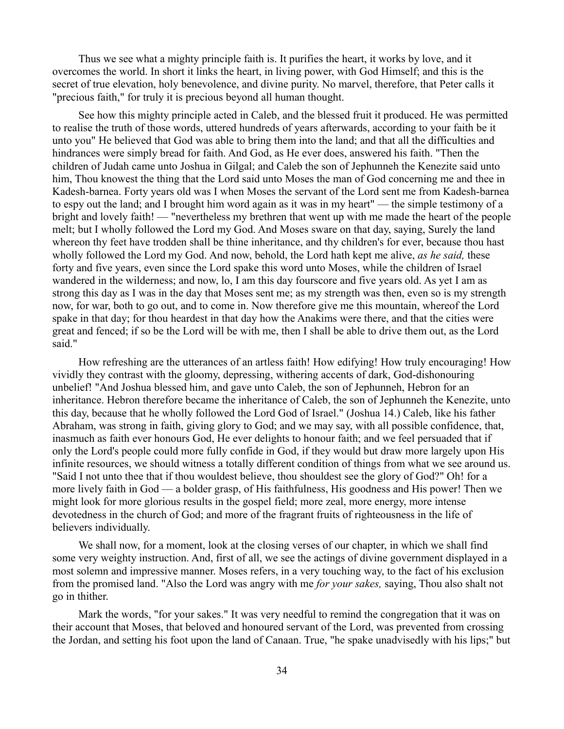Thus we see what a mighty principle faith is. It purifies the heart, it works by love, and it overcomes the world. In short it links the heart, in living power, with God Himself; and this is the secret of true elevation, holy benevolence, and divine purity. No marvel, therefore, that Peter calls it "precious faith," for truly it is precious beyond all human thought.

See how this mighty principle acted in Caleb, and the blessed fruit it produced. He was permitted to realise the truth of those words, uttered hundreds of years afterwards, according to your faith be it unto you" He believed that God was able to bring them into the land; and that all the difficulties and hindrances were simply bread for faith. And God, as He ever does, answered his faith. "Then the children of Judah came unto Joshua in Gilgal; and Caleb the son of Jephunneh the Kenezite said unto him, Thou knowest the thing that the Lord said unto Moses the man of God concerning me and thee in Kadesh-barnea. Forty years old was I when Moses the servant of the Lord sent me from Kadesh-barnea to espy out the land; and I brought him word again as it was in my heart" — the simple testimony of a bright and lovely faith! — "nevertheless my brethren that went up with me made the heart of the people melt; but I wholly followed the Lord my God. And Moses sware on that day, saying, Surely the land whereon thy feet have trodden shall be thine inheritance, and thy children's for ever, because thou hast wholly followed the Lord my God. And now, behold, the Lord hath kept me alive, *as he said,* these forty and five years, even since the Lord spake this word unto Moses, while the children of Israel wandered in the wilderness; and now, lo, I am this day fourscore and five years old. As yet I am as strong this day as I was in the day that Moses sent me; as my strength was then, even so is my strength now, for war, both to go out, and to come in. Now therefore give me this mountain, whereof the Lord spake in that day; for thou heardest in that day how the Anakims were there, and that the cities were great and fenced; if so be the Lord will be with me, then I shall be able to drive them out, as the Lord said."

How refreshing are the utterances of an artless faith! How edifying! How truly encouraging! How vividly they contrast with the gloomy, depressing, withering accents of dark, God-dishonouring unbelief! "And Joshua blessed him, and gave unto Caleb, the son of Jephunneh, Hebron for an inheritance. Hebron therefore became the inheritance of Caleb, the son of Jephunneh the Kenezite, unto this day, because that he wholly followed the Lord God of Israel." (Joshua 14.) Caleb, like his father Abraham, was strong in faith, giving glory to God; and we may say, with all possible confidence, that, inasmuch as faith ever honours God, He ever delights to honour faith; and we feel persuaded that if only the Lord's people could more fully confide in God, if they would but draw more largely upon His infinite resources, we should witness a totally different condition of things from what we see around us. "Said I not unto thee that if thou wouldest believe, thou shouldest see the glory of God?" Oh! for a more lively faith in God — a bolder grasp, of His faithfulness, His goodness and His power! Then we might look for more glorious results in the gospel field; more zeal, more energy, more intense devotedness in the church of God; and more of the fragrant fruits of righteousness in the life of believers individually.

We shall now, for a moment, look at the closing verses of our chapter, in which we shall find some very weighty instruction. And, first of all, we see the actings of divine government displayed in a most solemn and impressive manner. Moses refers, in a very touching way, to the fact of his exclusion from the promised land. "Also the Lord was angry with me *for your sakes,* saying, Thou also shalt not go in thither.

Mark the words, "for your sakes." It was very needful to remind the congregation that it was on their account that Moses, that beloved and honoured servant of the Lord, was prevented from crossing the Jordan, and setting his foot upon the land of Canaan. True, "he spake unadvisedly with his lips;" but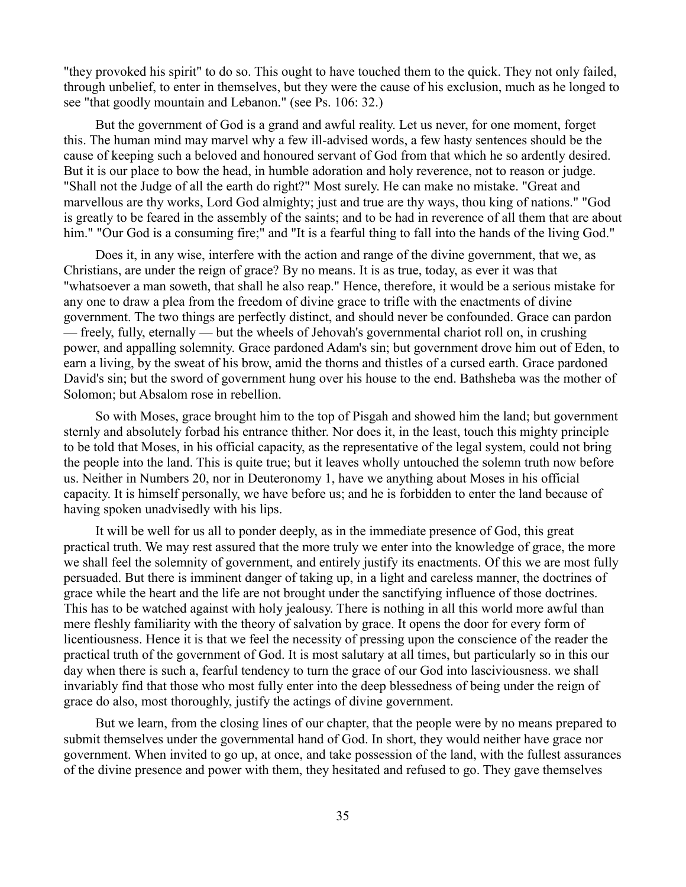"they provoked his spirit" to do so. This ought to have touched them to the quick. They not only failed, through unbelief, to enter in themselves, but they were the cause of his exclusion, much as he longed to see "that goodly mountain and Lebanon." (see Ps. 106: 32.)

But the government of God is a grand and awful reality. Let us never, for one moment, forget this. The human mind may marvel why a few ill-advised words, a few hasty sentences should be the cause of keeping such a beloved and honoured servant of God from that which he so ardently desired. But it is our place to bow the head, in humble adoration and holy reverence, not to reason or judge. "Shall not the Judge of all the earth do right?" Most surely. He can make no mistake. "Great and marvellous are thy works, Lord God almighty; just and true are thy ways, thou king of nations." "God is greatly to be feared in the assembly of the saints; and to be had in reverence of all them that are about him." "Our God is a consuming fire;" and "It is a fearful thing to fall into the hands of the living God."

Does it, in any wise, interfere with the action and range of the divine government, that we, as Christians, are under the reign of grace? By no means. It is as true, today, as ever it was that "whatsoever a man soweth, that shall he also reap." Hence, therefore, it would be a serious mistake for any one to draw a plea from the freedom of divine grace to trifle with the enactments of divine government. The two things are perfectly distinct, and should never be confounded. Grace can pardon — freely, fully, eternally — but the wheels of Jehovah's governmental chariot roll on, in crushing power, and appalling solemnity. Grace pardoned Adam's sin; but government drove him out of Eden, to earn a living, by the sweat of his brow, amid the thorns and thistles of a cursed earth. Grace pardoned David's sin; but the sword of government hung over his house to the end. Bathsheba was the mother of Solomon; but Absalom rose in rebellion.

So with Moses, grace brought him to the top of Pisgah and showed him the land; but government sternly and absolutely forbad his entrance thither. Nor does it, in the least, touch this mighty principle to be told that Moses, in his official capacity, as the representative of the legal system, could not bring the people into the land. This is quite true; but it leaves wholly untouched the solemn truth now before us. Neither in Numbers 20, nor in Deuteronomy 1, have we anything about Moses in his official capacity. It is himself personally, we have before us; and he is forbidden to enter the land because of having spoken unadvisedly with his lips.

It will be well for us all to ponder deeply, as in the immediate presence of God, this great practical truth. We may rest assured that the more truly we enter into the knowledge of grace, the more we shall feel the solemnity of government, and entirely justify its enactments. Of this we are most fully persuaded. But there is imminent danger of taking up, in a light and careless manner, the doctrines of grace while the heart and the life are not brought under the sanctifying influence of those doctrines. This has to be watched against with holy jealousy. There is nothing in all this world more awful than mere fleshly familiarity with the theory of salvation by grace. It opens the door for every form of licentiousness. Hence it is that we feel the necessity of pressing upon the conscience of the reader the practical truth of the government of God. It is most salutary at all times, but particularly so in this our day when there is such a, fearful tendency to turn the grace of our God into lasciviousness. we shall invariably find that those who most fully enter into the deep blessedness of being under the reign of grace do also, most thoroughly, justify the actings of divine government.

But we learn, from the closing lines of our chapter, that the people were by no means prepared to submit themselves under the governmental hand of God. In short, they would neither have grace nor government. When invited to go up, at once, and take possession of the land, with the fullest assurances of the divine presence and power with them, they hesitated and refused to go. They gave themselves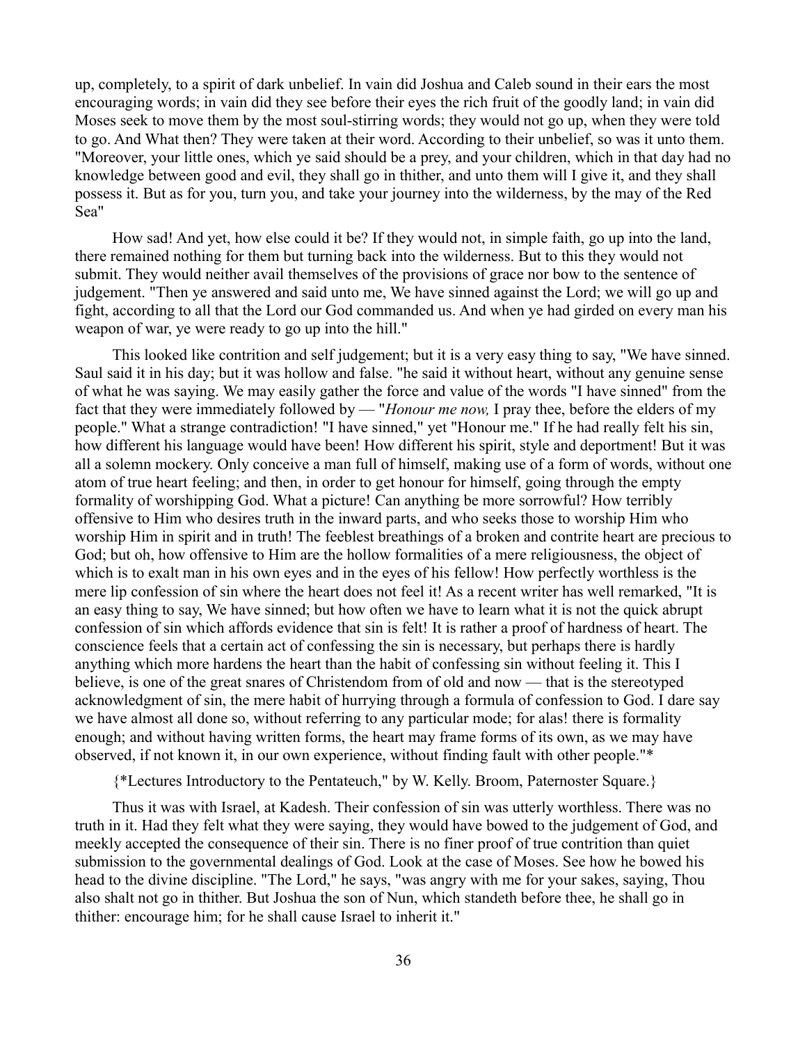up, completely, to a spirit of dark unbelief. In vain did Joshua and Caleb sound in their ears the most encouraging words; in vain did they see before their eyes the rich fruit of the goodly land; in vain did Moses seek to move them by the most soul-stirring words; they would not go up, when they were told to go. And What then? They were taken at their word. According to their unbelief, so was it unto them. "Moreover, your little ones, which ye said should be a prey, and your children, which in that day had no knowledge between good and evil, they shall go in thither, and unto them will I give it, and they shall possess it. But as for you, turn you, and take your journey into the wilderness, by the may of the Red Sea"

How sad! And yet, how else could it be? If they would not, in simple faith, go up into the land, there remained nothing for them but turning back into the wilderness. But to this they would not submit. They would neither avail themselves of the provisions of grace nor bow to the sentence of judgement. "Then ye answered and said unto me, We have sinned against the Lord; we will go up and fight, according to all that the Lord our God commanded us. And when ye had girded on every man his weapon of war, ye were ready to go up into the hill."

This looked like contrition and self judgement; but it is a very easy thing to say, "We have sinned. Saul said it in his day; but it was hollow and false. "he said it without heart, without any genuine sense of what he was saying. We may easily gather the force and value of the words "I have sinned" from the fact that they were immediately followed by — "*Honour me now,* I pray thee, before the elders of my people." What a strange contradiction! "I have sinned," yet "Honour me." If he had really felt his sin, how different his language would have been! How different his spirit, style and deportment! But it was all a solemn mockery. Only conceive a man full of himself, making use of a form of words, without one atom of true heart feeling; and then, in order to get honour for himself, going through the empty formality of worshipping God. What a picture! Can anything be more sorrowful? How terribly offensive to Him who desires truth in the inward parts, and who seeks those to worship Him who worship Him in spirit and in truth! The feeblest breathings of a broken and contrite heart are precious to God; but oh, how offensive to Him are the hollow formalities of a mere religiousness, the object of which is to exalt man in his own eyes and in the eyes of his fellow! How perfectly worthless is the mere lip confession of sin where the heart does not feel it! As a recent writer has well remarked, "It is an easy thing to say, We have sinned; but how often we have to learn what it is not the quick abrupt confession of sin which affords evidence that sin is felt! It is rather a proof of hardness of heart. The conscience feels that a certain act of confessing the sin is necessary, but perhaps there is hardly anything which more hardens the heart than the habit of confessing sin without feeling it. This I believe, is one of the great snares of Christendom from of old and now — that is the stereotyped acknowledgment of sin, the mere habit of hurrying through a formula of confession to God. I dare say we have almost all done so, without referring to any particular mode; for alas! there is formality enough; and without having written forms, the heart may frame forms of its own, as we may have observed, if not known it, in our own experience, without finding fault with other people."*

{*Lectures Introductory to the Pentateuch," by W. Kelly. Broom, Paternoster Square.}

Thus it was with Israel, at Kadesh. Their confession of sin was utterly worthless. There was no truth in it. Had they felt what they were saying, they would have bowed to the judgement of God, and meekly accepted the consequence of their sin. There is no finer proof of true contrition than quiet submission to the governmental dealings of God. Look at the case of Moses. See how he bowed his head to the divine discipline. "The Lord," he says, "was angry with me for your sakes, saying, Thou also shalt not go in thither. But Joshua the son of Nun, which standeth before thee, he shall go in thither: encourage him; for he shall cause Israel to inherit it."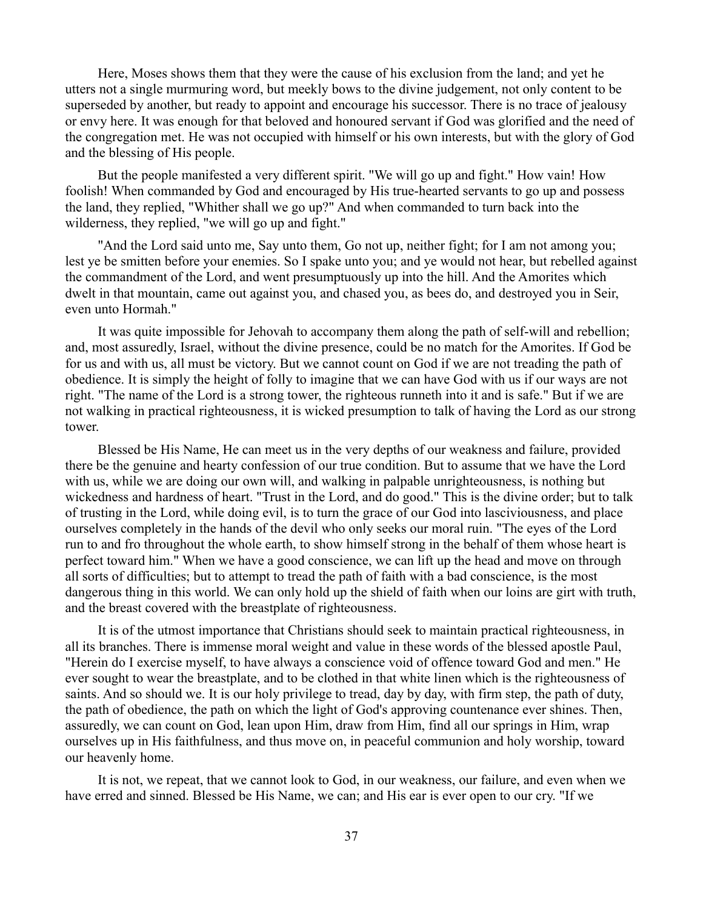Here, Moses shows them that they were the cause of his exclusion from the land; and yet he utters not a single murmuring word, but meekly bows to the divine judgement, not only content to be superseded by another, but ready to appoint and encourage his successor. There is no trace of jealousy or envy here. It was enough for that beloved and honoured servant if God was glorified and the need of the congregation met. He was not occupied with himself or his own interests, but with the glory of God and the blessing of His people.

But the people manifested a very different spirit. "We will go up and fight." How vain! How foolish! When commanded by God and encouraged by His true-hearted servants to go up and possess the land, they replied, "Whither shall we go up?" And when commanded to turn back into the wilderness, they replied, "we will go up and fight."

"And the Lord said unto me, Say unto them, Go not up, neither fight; for I am not among you; lest ye be smitten before your enemies. So I spake unto you; and ye would not hear, but rebelled against the commandment of the Lord, and went presumptuously up into the hill. And the Amorites which dwelt in that mountain, came out against you, and chased you, as bees do, and destroyed you in Seir, even unto Hormah."

It was quite impossible for Jehovah to accompany them along the path of self-will and rebellion; and, most assuredly, Israel, without the divine presence, could be no match for the Amorites. If God be for us and with us, all must be victory. But we cannot count on God if we are not treading the path of obedience. It is simply the height of folly to imagine that we can have God with us if our ways are not right. "The name of the Lord is a strong tower, the righteous runneth into it and is safe." But if we are not walking in practical righteousness, it is wicked presumption to talk of having the Lord as our strong tower.

Blessed be His Name, He can meet us in the very depths of our weakness and failure, provided there be the genuine and hearty confession of our true condition. But to assume that we have the Lord with us, while we are doing our own will, and walking in palpable unrighteousness, is nothing but wickedness and hardness of heart. "Trust in the Lord, and do good." This is the divine order; but to talk of trusting in the Lord, while doing evil, is to turn the grace of our God into lasciviousness, and place ourselves completely in the hands of the devil who only seeks our moral ruin. "The eyes of the Lord run to and fro throughout the whole earth, to show himself strong in the behalf of them whose heart is perfect toward him." When we have a good conscience, we can lift up the head and move on through all sorts of difficulties; but to attempt to tread the path of faith with a bad conscience, is the most dangerous thing in this world. We can only hold up the shield of faith when our loins are girt with truth, and the breast covered with the breastplate of righteousness.

It is of the utmost importance that Christians should seek to maintain practical righteousness, in all its branches. There is immense moral weight and value in these words of the blessed apostle Paul, "Herein do I exercise myself, to have always a conscience void of offence toward God and men." He ever sought to wear the breastplate, and to be clothed in that white linen which is the righteousness of saints. And so should we. It is our holy privilege to tread, day by day, with firm step, the path of duty, the path of obedience, the path on which the light of God's approving countenance ever shines. Then, assuredly, we can count on God, lean upon Him, draw from Him, find all our springs in Him, wrap ourselves up in His faithfulness, and thus move on, in peaceful communion and holy worship, toward our heavenly home.

It is not, we repeat, that we cannot look to God, in our weakness, our failure, and even when we have erred and sinned. Blessed be His Name, we can; and His ear is ever open to our cry. "If we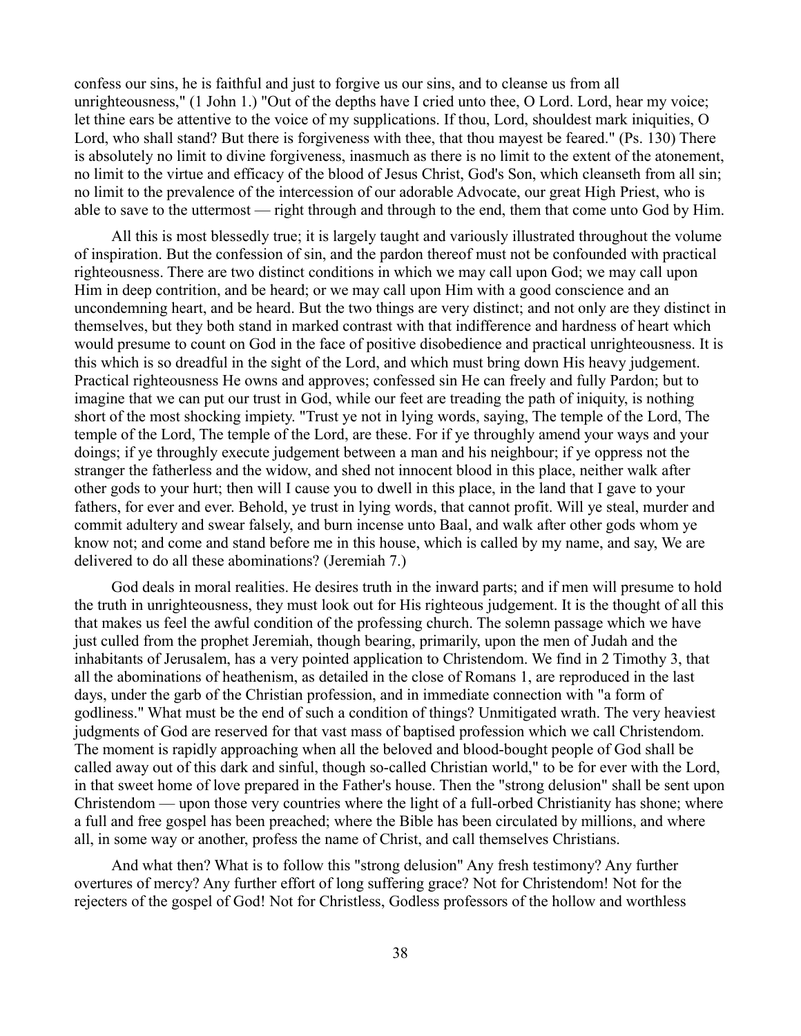confess our sins, he is faithful and just to forgive us our sins, and to cleanse us from all unrighteousness," (1 John 1.) "Out of the depths have I cried unto thee, O Lord. Lord, hear my voice; let thine ears be attentive to the voice of my supplications. If thou, Lord, shouldest mark iniquities, O Lord, who shall stand? But there is forgiveness with thee, that thou mayest be feared." (Ps. 130) There is absolutely no limit to divine forgiveness, inasmuch as there is no limit to the extent of the atonement, no limit to the virtue and efficacy of the blood of Jesus Christ, God's Son, which cleanseth from all sin; no limit to the prevalence of the intercession of our adorable Advocate, our great High Priest, who is able to save to the uttermost — right through and through to the end, them that come unto God by Him.

All this is most blessedly true; it is largely taught and variously illustrated throughout the volume of inspiration. But the confession of sin, and the pardon thereof must not be confounded with practical righteousness. There are two distinct conditions in which we may call upon God; we may call upon Him in deep contrition, and be heard; or we may call upon Him with a good conscience and an uncondemning heart, and be heard. But the two things are very distinct; and not only are they distinct in themselves, but they both stand in marked contrast with that indifference and hardness of heart which would presume to count on God in the face of positive disobedience and practical unrighteousness. It is this which is so dreadful in the sight of the Lord, and which must bring down His heavy judgement. Practical righteousness He owns and approves; confessed sin He can freely and fully Pardon; but to imagine that we can put our trust in God, while our feet are treading the path of iniquity, is nothing short of the most shocking impiety. "Trust ye not in lying words, saying, The temple of the Lord, The temple of the Lord, The temple of the Lord, are these. For if ye throughly amend your ways and your doings; if ye throughly execute judgement between a man and his neighbour; if ye oppress not the stranger the fatherless and the widow, and shed not innocent blood in this place, neither walk after other gods to your hurt; then will I cause you to dwell in this place, in the land that I gave to your fathers, for ever and ever. Behold, ye trust in lying words, that cannot profit. Will ye steal, murder and commit adultery and swear falsely, and burn incense unto Baal, and walk after other gods whom ye know not; and come and stand before me in this house, which is called by my name, and say, We are delivered to do all these abominations? (Jeremiah 7.)

God deals in moral realities. He desires truth in the inward parts; and if men will presume to hold the truth in unrighteousness, they must look out for His righteous judgement. It is the thought of all this that makes us feel the awful condition of the professing church. The solemn passage which we have just culled from the prophet Jeremiah, though bearing, primarily, upon the men of Judah and the inhabitants of Jerusalem, has a very pointed application to Christendom. We find in 2 Timothy 3, that all the abominations of heathenism, as detailed in the close of Romans 1, are reproduced in the last days, under the garb of the Christian profession, and in immediate connection with "a form of godliness." What must be the end of such a condition of things? Unmitigated wrath. The very heaviest judgments of God are reserved for that vast mass of baptised profession which we call Christendom. The moment is rapidly approaching when all the beloved and blood-bought people of God shall be called away out of this dark and sinful, though so-called Christian world," to be for ever with the Lord, in that sweet home of love prepared in the Father's house. Then the "strong delusion" shall be sent upon Christendom — upon those very countries where the light of a full-orbed Christianity has shone; where a full and free gospel has been preached; where the Bible has been circulated by millions, and where all, in some way or another, profess the name of Christ, and call themselves Christians.

And what then? What is to follow this "strong delusion" Any fresh testimony? Any further overtures of mercy? Any further effort of long suffering grace? Not for Christendom! Not for the rejecters of the gospel of God! Not for Christless, Godless professors of the hollow and worthless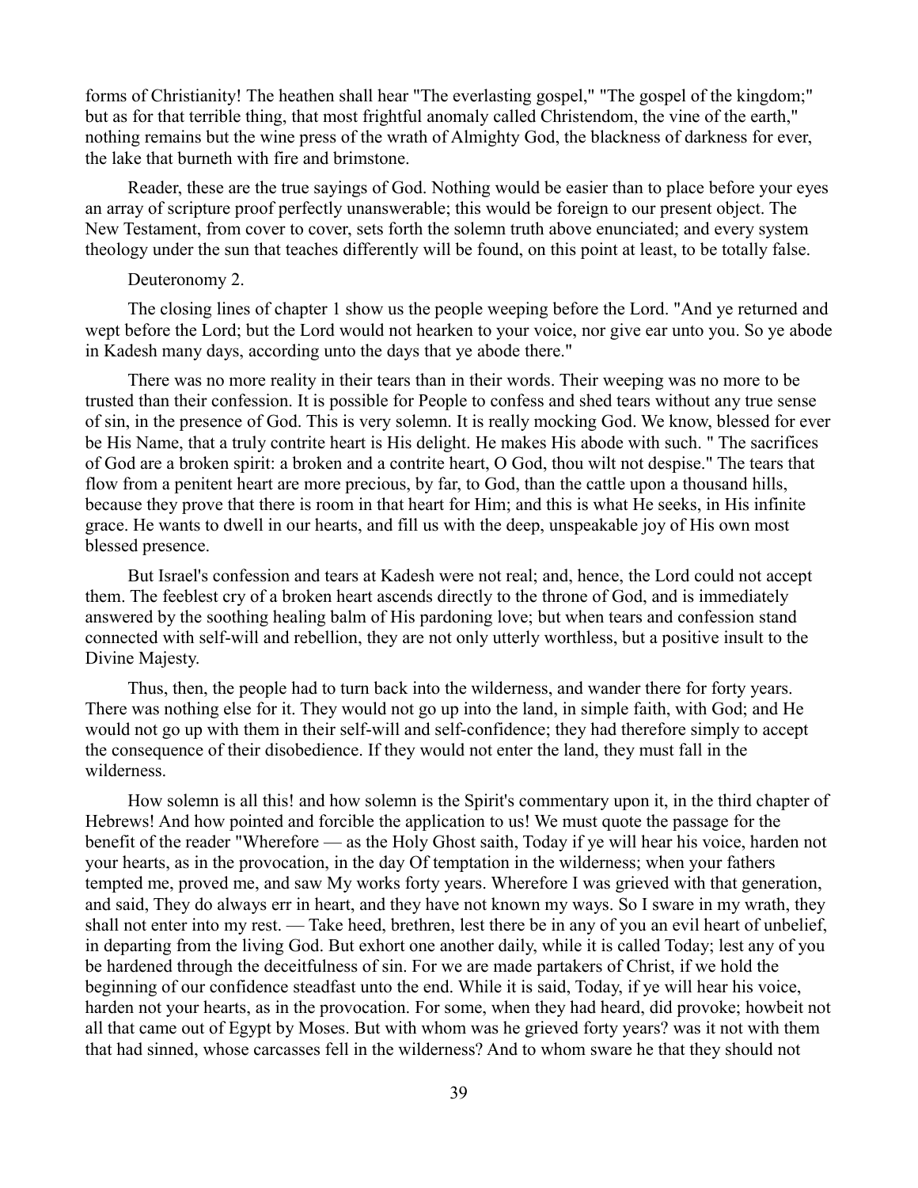forms of Christianity! The heathen shall hear "The everlasting gospel," "The gospel of the kingdom;" but as for that terrible thing, that most frightful anomaly called Christendom, the vine of the earth," nothing remains but the wine press of the wrath of Almighty God, the blackness of darkness for ever, the lake that burneth with fire and brimstone.

Reader, these are the true sayings of God. Nothing would be easier than to place before your eyes an array of scripture proof perfectly unanswerable; this would be foreign to our present object. The New Testament, from cover to cover, sets forth the solemn truth above enunciated; and every system theology under the sun that teaches differently will be found, on this point at least, to be totally false.

## Deuteronomy 2.

The closing lines of chapter 1 show us the people weeping before the Lord. "And ye returned and wept before the Lord; but the Lord would not hearken to your voice, nor give ear unto you. So ye abode in Kadesh many days, according unto the days that ye abode there."

There was no more reality in their tears than in their words. Their weeping was no more to be trusted than their confession. It is possible for People to confess and shed tears without any true sense of sin, in the presence of God. This is very solemn. It is really mocking God. We know, blessed for ever be His Name, that a truly contrite heart is His delight. He makes His abode with such. " The sacrifices of God are a broken spirit: a broken and a contrite heart, O God, thou wilt not despise." The tears that flow from a penitent heart are more precious, by far, to God, than the cattle upon a thousand hills, because they prove that there is room in that heart for Him; and this is what He seeks, in His infinite grace. He wants to dwell in our hearts, and fill us with the deep, unspeakable joy of His own most blessed presence.

But Israel's confession and tears at Kadesh were not real; and, hence, the Lord could not accept them. The feeblest cry of a broken heart ascends directly to the throne of God, and is immediately answered by the soothing healing balm of His pardoning love; but when tears and confession stand connected with self-will and rebellion, they are not only utterly worthless, but a positive insult to the Divine Majesty.

Thus, then, the people had to turn back into the wilderness, and wander there for forty years. There was nothing else for it. They would not go up into the land, in simple faith, with God; and He would not go up with them in their self-will and self-confidence; they had therefore simply to accept the consequence of their disobedience. If they would not enter the land, they must fall in the wilderness.

How solemn is all this! and how solemn is the Spirit's commentary upon it, in the third chapter of Hebrews! And how pointed and forcible the application to us! We must quote the passage for the benefit of the reader "Wherefore — as the Holy Ghost saith, Today if ye will hear his voice, harden not your hearts, as in the provocation, in the day Of temptation in the wilderness; when your fathers tempted me, proved me, and saw My works forty years. Wherefore I was grieved with that generation, and said, They do always err in heart, and they have not known my ways. So I sware in my wrath, they shall not enter into my rest. — Take heed, brethren, lest there be in any of you an evil heart of unbelief, in departing from the living God. But exhort one another daily, while it is called Today; lest any of you be hardened through the deceitfulness of sin. For we are made partakers of Christ, if we hold the beginning of our confidence steadfast unto the end. While it is said, Today, if ye will hear his voice, harden not your hearts, as in the provocation. For some, when they had heard, did provoke; howbeit not all that came out of Egypt by Moses. But with whom was he grieved forty years? was it not with them that had sinned, whose carcasses fell in the wilderness? And to whom sware he that they should not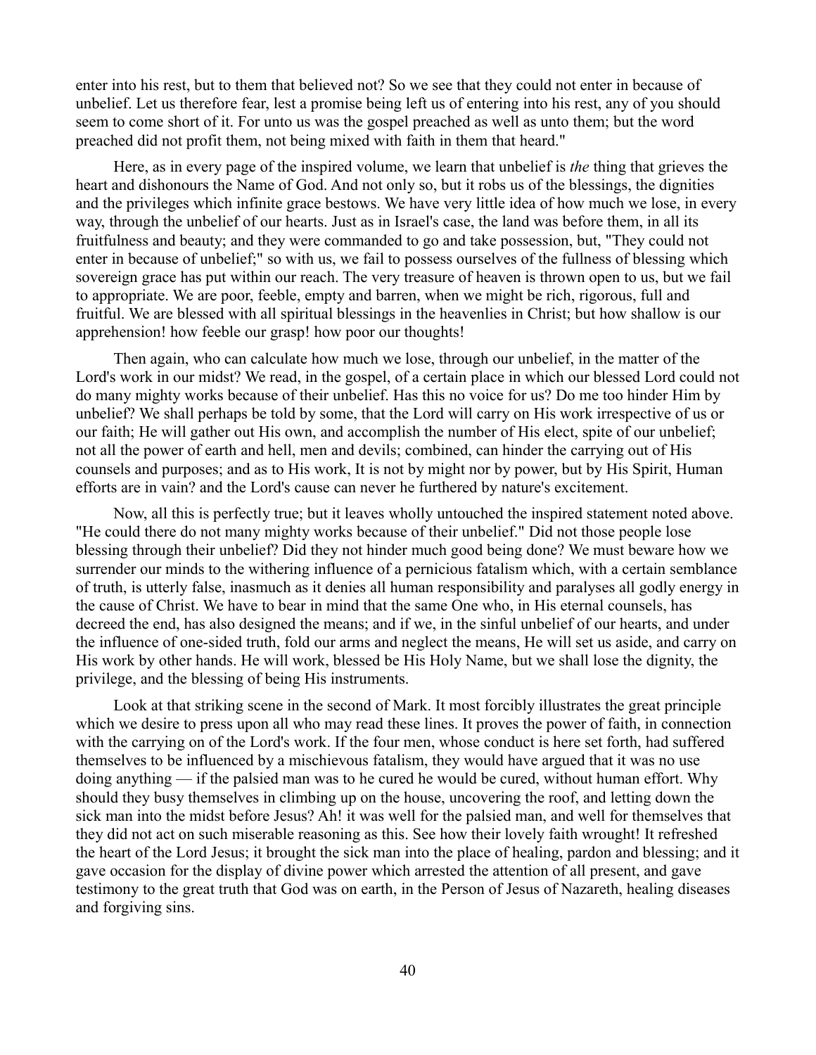enter into his rest, but to them that believed not? So we see that they could not enter in because of unbelief. Let us therefore fear, lest a promise being left us of entering into his rest, any of you should seem to come short of it. For unto us was the gospel preached as well as unto them; but the word preached did not profit them, not being mixed with faith in them that heard."

Here, as in every page of the inspired volume, we learn that unbelief is *the* thing that grieves the heart and dishonours the Name of God. And not only so, but it robs us of the blessings, the dignities and the privileges which infinite grace bestows. We have very little idea of how much we lose, in every way, through the unbelief of our hearts. Just as in Israel's case, the land was before them, in all its fruitfulness and beauty; and they were commanded to go and take possession, but, "They could not enter in because of unbelief;" so with us, we fail to possess ourselves of the fullness of blessing which sovereign grace has put within our reach. The very treasure of heaven is thrown open to us, but we fail to appropriate. We are poor, feeble, empty and barren, when we might be rich, rigorous, full and fruitful. We are blessed with all spiritual blessings in the heavenlies in Christ; but how shallow is our apprehension! how feeble our grasp! how poor our thoughts!

Then again, who can calculate how much we lose, through our unbelief, in the matter of the Lord's work in our midst? We read, in the gospel, of a certain place in which our blessed Lord could not do many mighty works because of their unbelief. Has this no voice for us? Do me too hinder Him by unbelief? We shall perhaps be told by some, that the Lord will carry on His work irrespective of us or our faith; He will gather out His own, and accomplish the number of His elect, spite of our unbelief; not all the power of earth and hell, men and devils; combined, can hinder the carrying out of His counsels and purposes; and as to His work, It is not by might nor by power, but by His Spirit, Human efforts are in vain? and the Lord's cause can never he furthered by nature's excitement.

Now, all this is perfectly true; but it leaves wholly untouched the inspired statement noted above. "He could there do not many mighty works because of their unbelief." Did not those people lose blessing through their unbelief? Did they not hinder much good being done? We must beware how we surrender our minds to the withering influence of a pernicious fatalism which, with a certain semblance of truth, is utterly false, inasmuch as it denies all human responsibility and paralyses all godly energy in the cause of Christ. We have to bear in mind that the same One who, in His eternal counsels, has decreed the end, has also designed the means; and if we, in the sinful unbelief of our hearts, and under the influence of one-sided truth, fold our arms and neglect the means, He will set us aside, and carry on His work by other hands. He will work, blessed be His Holy Name, but we shall lose the dignity, the privilege, and the blessing of being His instruments.

Look at that striking scene in the second of Mark. It most forcibly illustrates the great principle which we desire to press upon all who may read these lines. It proves the power of faith, in connection with the carrying on of the Lord's work. If the four men, whose conduct is here set forth, had suffered themselves to be influenced by a mischievous fatalism, they would have argued that it was no use doing anything — if the palsied man was to he cured he would be cured, without human effort. Why should they busy themselves in climbing up on the house, uncovering the roof, and letting down the sick man into the midst before Jesus? Ah! it was well for the palsied man, and well for themselves that they did not act on such miserable reasoning as this. See how their lovely faith wrought! It refreshed the heart of the Lord Jesus; it brought the sick man into the place of healing, pardon and blessing; and it gave occasion for the display of divine power which arrested the attention of all present, and gave testimony to the great truth that God was on earth, in the Person of Jesus of Nazareth, healing diseases and forgiving sins.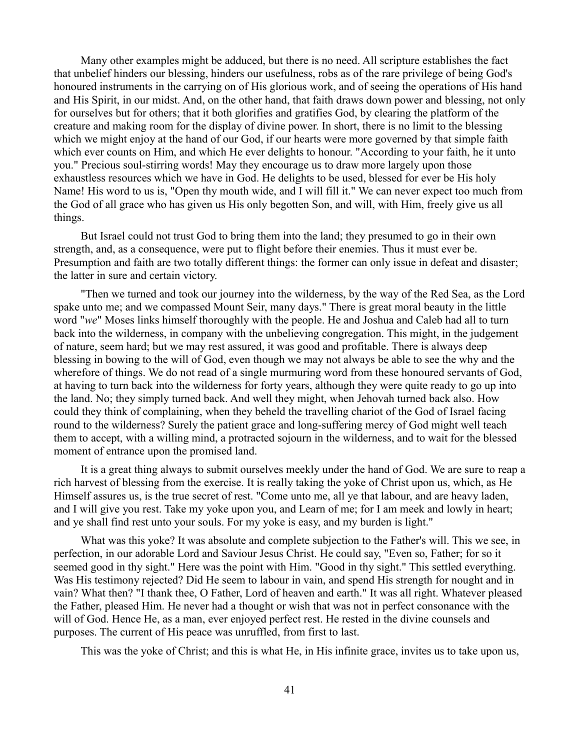Many other examples might be adduced, but there is no need. All scripture establishes the fact that unbelief hinders our blessing, hinders our usefulness, robs as of the rare privilege of being God's honoured instruments in the carrying on of His glorious work, and of seeing the operations of His hand and His Spirit, in our midst. And, on the other hand, that faith draws down power and blessing, not only for ourselves but for others; that it both glorifies and gratifies God, by clearing the platform of the creature and making room for the display of divine power. In short, there is no limit to the blessing which we might enjoy at the hand of our God, if our hearts were more governed by that simple faith which ever counts on Him, and which He ever delights to honour. "According to your faith, he it unto you." Precious soul-stirring words! May they encourage us to draw more largely upon those exhaustless resources which we have in God. He delights to be used, blessed for ever be His holy Name! His word to us is, "Open thy mouth wide, and I will fill it." We can never expect too much from the God of all grace who has given us His only begotten Son, and will, with Him, freely give us all things.

But Israel could not trust God to bring them into the land; they presumed to go in their own strength, and, as a consequence, were put to flight before their enemies. Thus it must ever be. Presumption and faith are two totally different things: the former can only issue in defeat and disaster; the latter in sure and certain victory.

"Then we turned and took our journey into the wilderness, by the way of the Red Sea, as the Lord spake unto me; and we compassed Mount Seir, many days." There is great moral beauty in the little word "*we*" Moses links himself thoroughly with the people. He and Joshua and Caleb had all to turn back into the wilderness, in company with the unbelieving congregation. This might, in the judgement of nature, seem hard; but we may rest assured, it was good and profitable. There is always deep blessing in bowing to the will of God, even though we may not always be able to see the why and the wherefore of things. We do not read of a single murmuring word from these honoured servants of God, at having to turn back into the wilderness for forty years, although they were quite ready to go up into the land. No; they simply turned back. And well they might, when Jehovah turned back also. How could they think of complaining, when they beheld the travelling chariot of the God of Israel facing round to the wilderness? Surely the patient grace and long-suffering mercy of God might well teach them to accept, with a willing mind, a protracted sojourn in the wilderness, and to wait for the blessed moment of entrance upon the promised land.

It is a great thing always to submit ourselves meekly under the hand of God. We are sure to reap a rich harvest of blessing from the exercise. It is really taking the yoke of Christ upon us, which, as He Himself assures us, is the true secret of rest. "Come unto me, all ye that labour, and are heavy laden, and I will give you rest. Take my yoke upon you, and Learn of me; for I am meek and lowly in heart; and ye shall find rest unto your souls. For my yoke is easy, and my burden is light."

What was this yoke? It was absolute and complete subjection to the Father's will. This we see, in perfection, in our adorable Lord and Saviour Jesus Christ. He could say, "Even so, Father; for so it seemed good in thy sight." Here was the point with Him. "Good in thy sight." This settled everything. Was His testimony rejected? Did He seem to labour in vain, and spend His strength for nought and in vain? What then? "I thank thee, O Father, Lord of heaven and earth." It was all right. Whatever pleased the Father, pleased Him. He never had a thought or wish that was not in perfect consonance with the will of God. Hence He, as a man, ever enjoyed perfect rest. He rested in the divine counsels and purposes. The current of His peace was unruffled, from first to last.

This was the yoke of Christ; and this is what He, in His infinite grace, invites us to take upon us,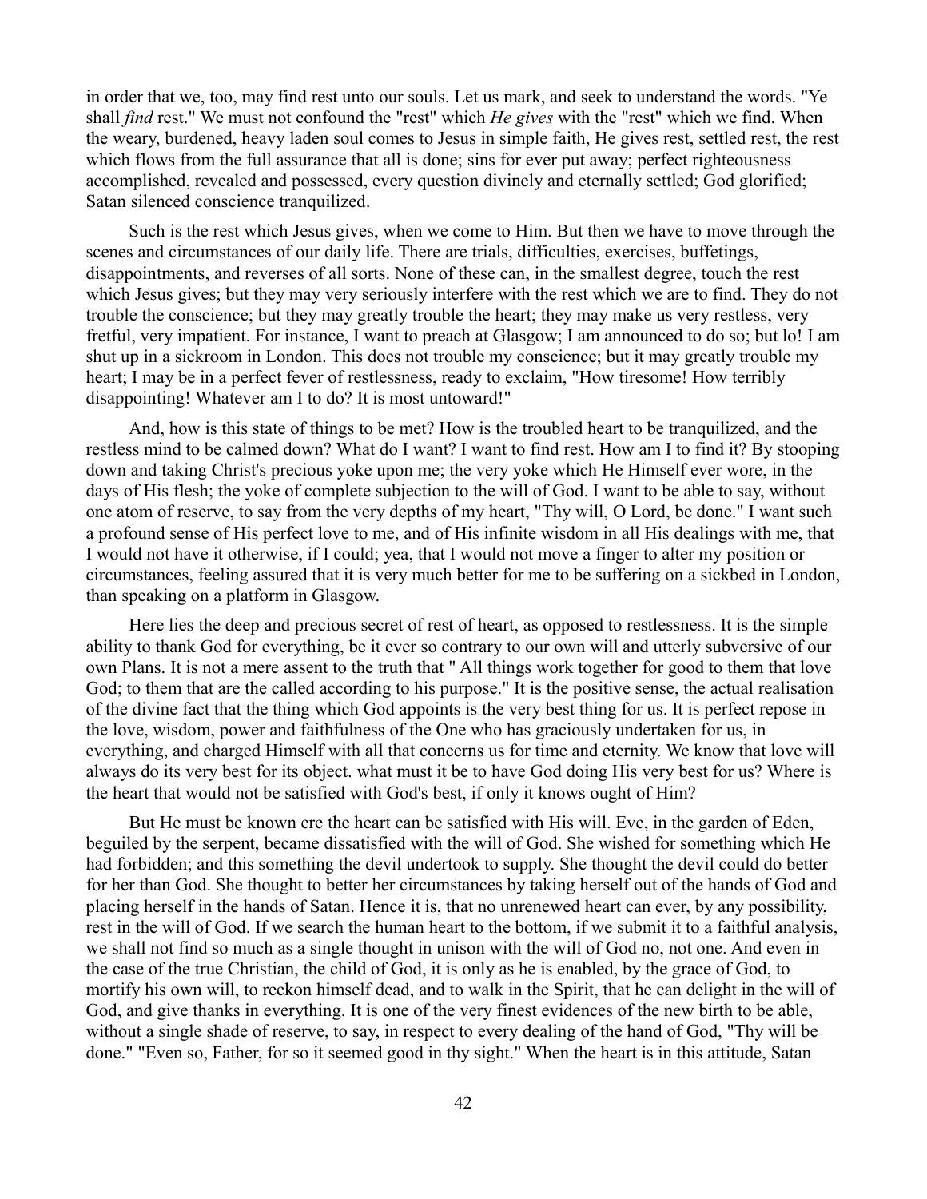in order that we, too, may find rest unto our souls. Let us mark, and seek to understand the words. "Ye shall *find* rest." We must not confound the "rest" which *He gives* with the "rest" which we find. When the weary, burdened, heavy laden soul comes to Jesus in simple faith, He gives rest, settled rest, the rest which flows from the full assurance that all is done; sins for ever put away; perfect righteousness accomplished, revealed and possessed, every question divinely and eternally settled; God glorified; Satan silenced conscience tranquilized.

Such is the rest which Jesus gives, when we come to Him. But then we have to move through the scenes and circumstances of our daily life. There are trials, difficulties, exercises, buffetings, disappointments, and reverses of all sorts. None of these can, in the smallest degree, touch the rest which Jesus gives; but they may very seriously interfere with the rest which we are to find. They do not trouble the conscience; but they may greatly trouble the heart; they may make us very restless, very fretful, very impatient. For instance, I want to preach at Glasgow; I am announced to do so; but lo! I am shut up in a sickroom in London. This does not trouble my conscience; but it may greatly trouble my heart; I may be in a perfect fever of restlessness, ready to exclaim, "How tiresome! How terribly disappointing! Whatever am I to do? It is most untoward!"

And, how is this state of things to be met? How is the troubled heart to be tranquilized, and the restless mind to be calmed down? What do I want? I want to find rest. How am I to find it? By stooping down and taking Christ's precious yoke upon me; the very yoke which He Himself ever wore, in the days of His flesh; the yoke of complete subjection to the will of God. I want to be able to say, without one atom of reserve, to say from the very depths of my heart, "Thy will, O Lord, be done." I want such a profound sense of His perfect love to me, and of His infinite wisdom in all His dealings with me, that I would not have it otherwise, if I could; yea, that I would not move a finger to alter my position or circumstances, feeling assured that it is very much better for me to be suffering on a sickbed in London, than speaking on a platform in Glasgow.

Here lies the deep and precious secret of rest of heart, as opposed to restlessness. It is the simple ability to thank God for everything, be it ever so contrary to our own will and utterly subversive of our own Plans. It is not a mere assent to the truth that " All things work together for good to them that love God; to them that are the called according to his purpose." It is the positive sense, the actual realisation of the divine fact that the thing which God appoints is the very best thing for us. It is perfect repose in the love, wisdom, power and faithfulness of the One who has graciously undertaken for us, in everything, and charged Himself with all that concerns us for time and eternity. We know that love will always do its very best for its object. what must it be to have God doing His very best for us? Where is the heart that would not be satisfied with God's best, if only it knows ought of Him?

But He must be known ere the heart can be satisfied with His will. Eve, in the garden of Eden, beguiled by the serpent, became dissatisfied with the will of God. She wished for something which He had forbidden; and this something the devil undertook to supply. She thought the devil could do better for her than God. She thought to better her circumstances by taking herself out of the hands of God and placing herself in the hands of Satan. Hence it is, that no unrenewed heart can ever, by any possibility, rest in the will of God. If we search the human heart to the bottom, if we submit it to a faithful analysis, we shall not find so much as a single thought in unison with the will of God no, not one. And even in the case of the true Christian, the child of God, it is only as he is enabled, by the grace of God, to mortify his own will, to reckon himself dead, and to walk in the Spirit, that he can delight in the will of God, and give thanks in everything. It is one of the very finest evidences of the new birth to be able, without a single shade of reserve, to say, in respect to every dealing of the hand of God, "Thy will be done." "Even so, Father, for so it seemed good in thy sight." When the heart is in this attitude, Satan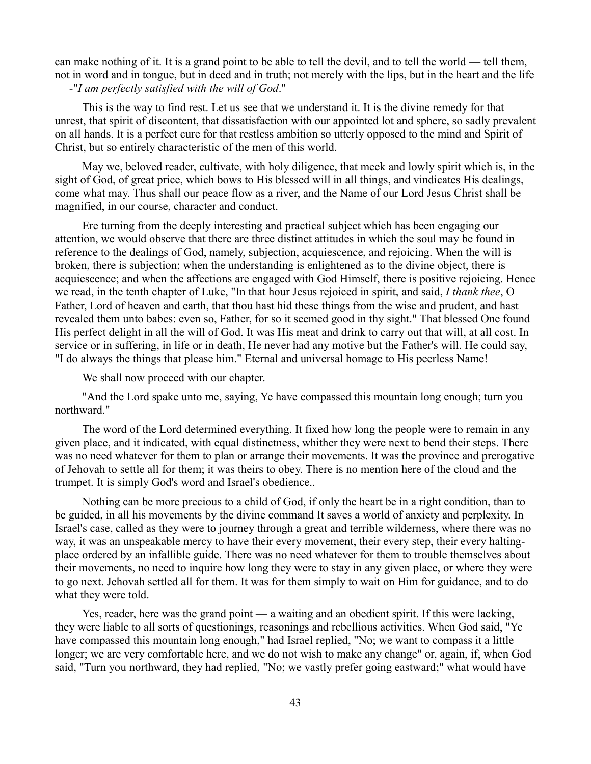can make nothing of it. It is a grand point to be able to tell the devil, and to tell the world — tell them, not in word and in tongue, but in deed and in truth; not merely with the lips, but in the heart and the life — -"*I am perfectly satisfied with the will of God*."

This is the way to find rest. Let us see that we understand it. It is the divine remedy for that unrest, that spirit of discontent, that dissatisfaction with our appointed lot and sphere, so sadly prevalent on all hands. It is a perfect cure for that restless ambition so utterly opposed to the mind and Spirit of Christ, but so entirely characteristic of the men of this world.

May we, beloved reader, cultivate, with holy diligence, that meek and lowly spirit which is, in the sight of God, of great price, which bows to His blessed will in all things, and vindicates His dealings, come what may. Thus shall our peace flow as a river, and the Name of our Lord Jesus Christ shall be magnified, in our course, character and conduct.

Ere turning from the deeply interesting and practical subject which has been engaging our attention, we would observe that there are three distinct attitudes in which the soul may be found in reference to the dealings of God, namely, subjection, acquiescence, and rejoicing. When the will is broken, there is subjection; when the understanding is enlightened as to the divine object, there is acquiescence; and when the affections are engaged with God Himself, there is positive rejoicing. Hence we read, in the tenth chapter of Luke, "In that hour Jesus rejoiced in spirit, and said, *I thank thee*, O Father, Lord of heaven and earth, that thou hast hid these things from the wise and prudent, and hast revealed them unto babes: even so, Father, for so it seemed good in thy sight." That blessed One found His perfect delight in all the will of God. It was His meat and drink to carry out that will, at all cost. In service or in suffering, in life or in death, He never had any motive but the Father's will. He could say, "I do always the things that please him." Eternal and universal homage to His peerless Name!

We shall now proceed with our chapter.

"And the Lord spake unto me, saying, Ye have compassed this mountain long enough; turn you northward."

The word of the Lord determined everything. It fixed how long the people were to remain in any given place, and it indicated, with equal distinctness, whither they were next to bend their steps. There was no need whatever for them to plan or arrange their movements. It was the province and prerogative of Jehovah to settle all for them; it was theirs to obey. There is no mention here of the cloud and the trumpet. It is simply God's word and Israel's obedience..

Nothing can be more precious to a child of God, if only the heart be in a right condition, than to be guided, in all his movements by the divine command It saves a world of anxiety and perplexity. In Israel's case, called as they were to journey through a great and terrible wilderness, where there was no way, it was an unspeakable mercy to have their every movement, their every step, their every halting-place ordered by an infallible guide. There was no need whatever for them to trouble themselves about their movements, no need to inquire how long they were to stay in any given place, or where they were to go next. Jehovah settled all for them. It was for them simply to wait on Him for guidance, and to do what they were told.

Yes, reader, here was the grand point — a waiting and an obedient spirit. If this were lacking, they were liable to all sorts of questionings, reasonings and rebellious activities. When God said, "Ye have compassed this mountain long enough," had Israel replied, "No; we want to compass it a little longer; we are very comfortable here, and we do not wish to make any change" or, again, if, when God said, "Turn you northward, they had replied, "No; we vastly prefer going eastward;" what would have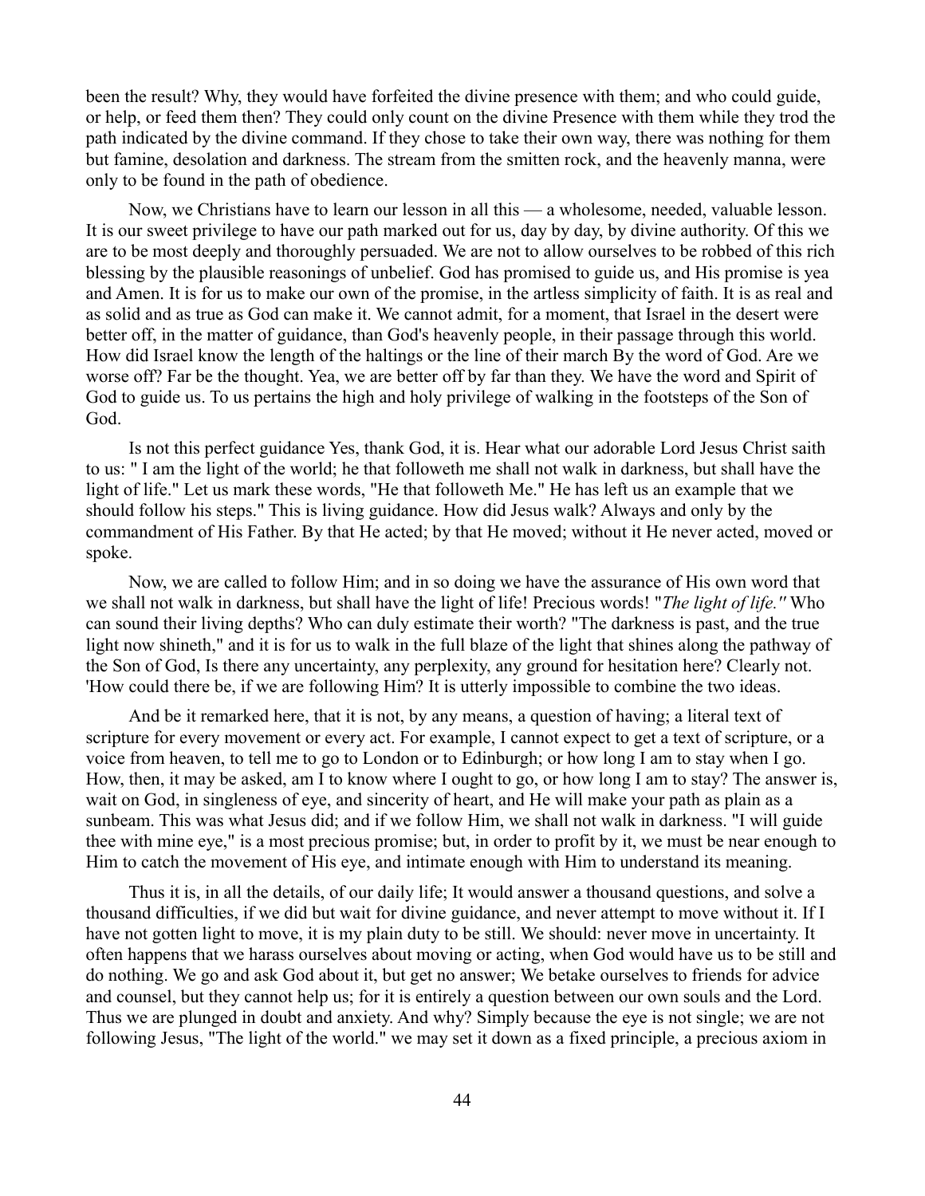been the result? Why, they would have forfeited the divine presence with them; and who could guide, or help, or feed them then? They could only count on the divine Presence with them while they trod the path indicated by the divine command. If they chose to take their own way, there was nothing for them but famine, desolation and darkness. The stream from the smitten rock, and the heavenly manna, were only to be found in the path of obedience.

Now, we Christians have to learn our lesson in all this — a wholesome, needed, valuable lesson. It is our sweet privilege to have our path marked out for us, day by day, by divine authority. Of this we are to be most deeply and thoroughly persuaded. We are not to allow ourselves to be robbed of this rich blessing by the plausible reasonings of unbelief. God has promised to guide us, and His promise is yea and Amen. It is for us to make our own of the promise, in the artless simplicity of faith. It is as real and as solid and as true as God can make it. We cannot admit, for a moment, that Israel in the desert were better off, in the matter of guidance, than God's heavenly people, in their passage through this world. How did Israel know the length of the haltings or the line of their march By the word of God. Are we worse off? Far be the thought. Yea, we are better off by far than they. We have the word and Spirit of God to guide us. To us pertains the high and holy privilege of walking in the footsteps of the Son of God.

Is not this perfect guidance Yes, thank God, it is. Hear what our adorable Lord Jesus Christ saith to us: " I am the light of the world; he that followeth me shall not walk in darkness, but shall have the light of life." Let us mark these words, "He that followeth Me." He has left us an example that we should follow his steps." This is living guidance. How did Jesus walk? Always and only by the commandment of His Father. By that He acted; by that He moved; without it He never acted, moved or spoke.

Now, we are called to follow Him; and in so doing we have the assurance of His own word that we shall not walk in darkness, but shall have the light of life! Precious words! "*The light of life."* Who can sound their living depths? Who can duly estimate their worth? "The darkness is past, and the true light now shineth," and it is for us to walk in the full blaze of the light that shines along the pathway of the Son of God, Is there any uncertainty, any perplexity, any ground for hesitation here? Clearly not. 'How could there be, if we are following Him? It is utterly impossible to combine the two ideas.

And be it remarked here, that it is not, by any means, a question of having; a literal text of scripture for every movement or every act. For example, I cannot expect to get a text of scripture, or a voice from heaven, to tell me to go to London or to Edinburgh; or how long I am to stay when I go. How, then, it may be asked, am I to know where I ought to go, or how long I am to stay? The answer is, wait on God, in singleness of eye, and sincerity of heart, and He will make your path as plain as a sunbeam. This was what Jesus did; and if we follow Him, we shall not walk in darkness. "I will guide thee with mine eye," is a most precious promise; but, in order to profit by it, we must be near enough to Him to catch the movement of His eye, and intimate enough with Him to understand its meaning.

Thus it is, in all the details, of our daily life; It would answer a thousand questions, and solve a thousand difficulties, if we did but wait for divine guidance, and never attempt to move without it. If I have not gotten light to move, it is my plain duty to be still. We should: never move in uncertainty. It often happens that we harass ourselves about moving or acting, when God would have us to be still and do nothing. We go and ask God about it, but get no answer; We betake ourselves to friends for advice and counsel, but they cannot help us; for it is entirely a question between our own souls and the Lord. Thus we are plunged in doubt and anxiety. And why? Simply because the eye is not single; we are not following Jesus, "The light of the world." we may set it down as a fixed principle, a precious axiom in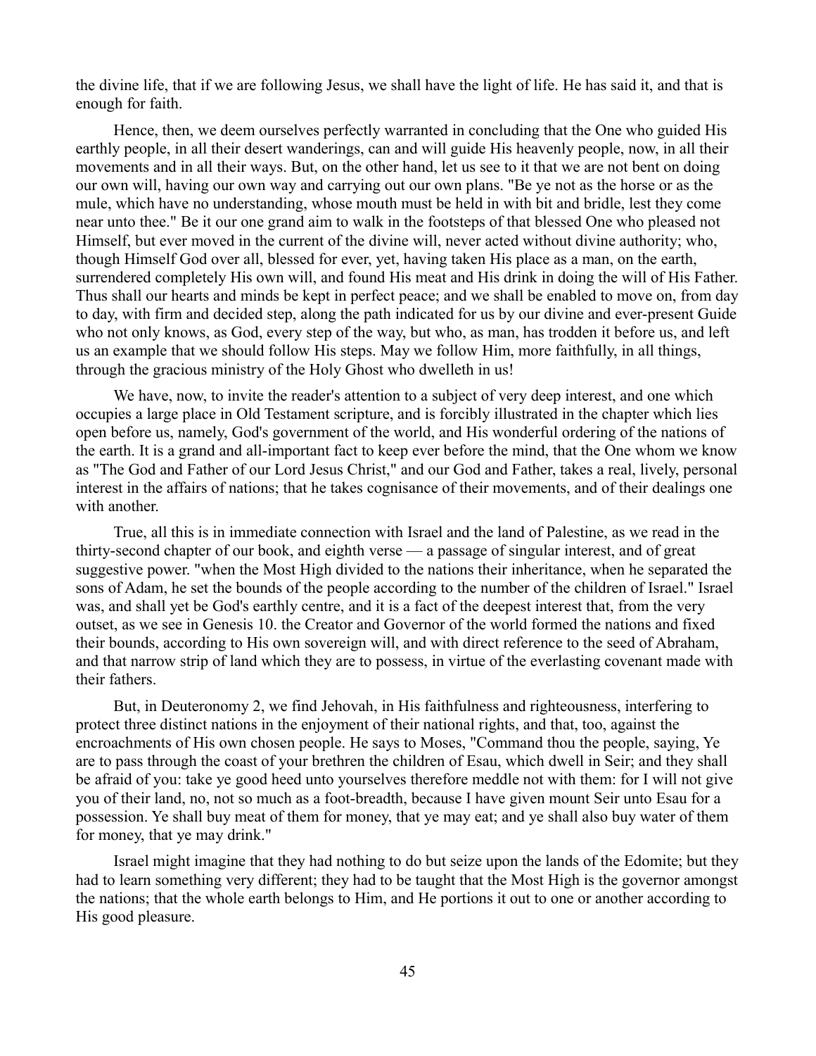the divine life, that if we are following Jesus, we shall have the light of life. He has said it, and that is enough for faith.

Hence, then, we deem ourselves perfectly warranted in concluding that the One who guided His earthly people, in all their desert wanderings, can and will guide His heavenly people, now, in all their movements and in all their ways. But, on the other hand, let us see to it that we are not bent on doing our own will, having our own way and carrying out our own plans. "Be ye not as the horse or as the mule, which have no understanding, whose mouth must be held in with bit and bridle, lest they come near unto thee." Be it our one grand aim to walk in the footsteps of that blessed One who pleased not Himself, but ever moved in the current of the divine will, never acted without divine authority; who, though Himself God over all, blessed for ever, yet, having taken His place as a man, on the earth, surrendered completely His own will, and found His meat and His drink in doing the will of His Father. Thus shall our hearts and minds be kept in perfect peace; and we shall be enabled to move on, from day to day, with firm and decided step, along the path indicated for us by our divine and ever-present Guide who not only knows, as God, every step of the way, but who, as man, has trodden it before us, and left us an example that we should follow His steps. May we follow Him, more faithfully, in all things, through the gracious ministry of the Holy Ghost who dwelleth in us!

We have, now, to invite the reader's attention to a subject of very deep interest, and one which occupies a large place in Old Testament scripture, and is forcibly illustrated in the chapter which lies open before us, namely, God's government of the world, and His wonderful ordering of the nations of the earth. It is a grand and all-important fact to keep ever before the mind, that the One whom we know as "The God and Father of our Lord Jesus Christ," and our God and Father, takes a real, lively, personal interest in the affairs of nations; that he takes cognisance of their movements, and of their dealings one with another.

True, all this is in immediate connection with Israel and the land of Palestine, as we read in the thirty-second chapter of our book, and eighth verse — a passage of singular interest, and of great suggestive power. "when the Most High divided to the nations their inheritance, when he separated the sons of Adam, he set the bounds of the people according to the number of the children of Israel." Israel was, and shall yet be God's earthly centre, and it is a fact of the deepest interest that, from the very outset, as we see in Genesis 10. the Creator and Governor of the world formed the nations and fixed their bounds, according to His own sovereign will, and with direct reference to the seed of Abraham, and that narrow strip of land which they are to possess, in virtue of the everlasting covenant made with their fathers.

But, in Deuteronomy 2, we find Jehovah, in His faithfulness and righteousness, interfering to protect three distinct nations in the enjoyment of their national rights, and that, too, against the encroachments of His own chosen people. He says to Moses, "Command thou the people, saying, Ye are to pass through the coast of your brethren the children of Esau, which dwell in Seir; and they shall be afraid of you: take ye good heed unto yourselves therefore meddle not with them: for I will not give you of their land, no, not so much as a foot-breadth, because I have given mount Seir unto Esau for a possession. Ye shall buy meat of them for money, that ye may eat; and ye shall also buy water of them for money, that ye may drink."

Israel might imagine that they had nothing to do but seize upon the lands of the Edomite; but they had to learn something very different; they had to be taught that the Most High is the governor amongst the nations; that the whole earth belongs to Him, and He portions it out to one or another according to His good pleasure.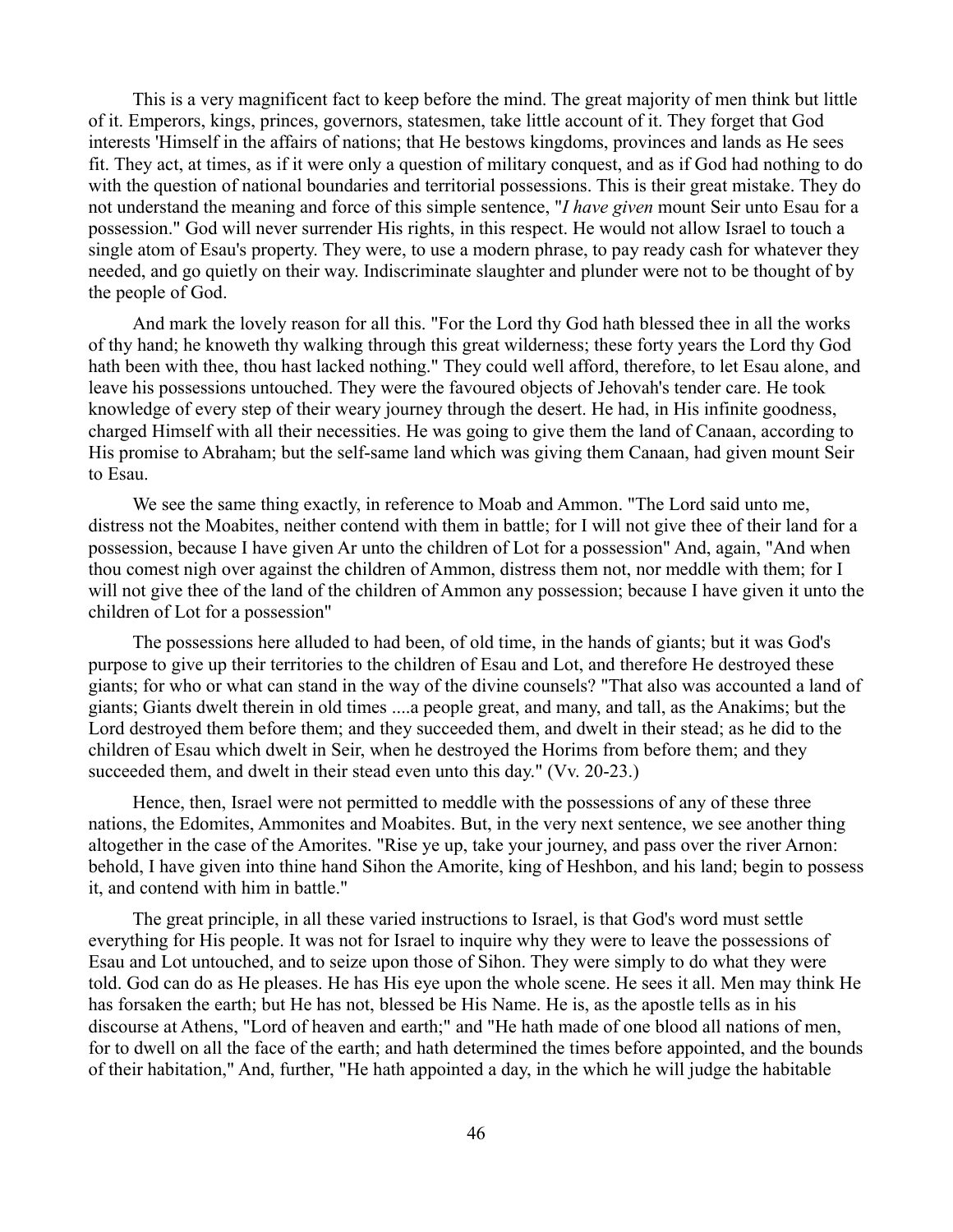This is a very magnificent fact to keep before the mind. The great majority of men think but little of it. Emperors, kings, princes, governors, statesmen, take little account of it. They forget that God interests 'Himself in the affairs of nations; that He bestows kingdoms, provinces and lands as He sees fit. They act, at times, as if it were only a question of military conquest, and as if God had nothing to do with the question of national boundaries and territorial possessions. This is their great mistake. They do not understand the meaning and force of this simple sentence, "*I have given* mount Seir unto Esau for a possession." God will never surrender His rights, in this respect. He would not allow Israel to touch a single atom of Esau's property. They were, to use a modern phrase, to pay ready cash for whatever they needed, and go quietly on their way. Indiscriminate slaughter and plunder were not to be thought of by the people of God.

And mark the lovely reason for all this. "For the Lord thy God hath blessed thee in all the works of thy hand; he knoweth thy walking through this great wilderness; these forty years the Lord thy God hath been with thee, thou hast lacked nothing." They could well afford, therefore, to let Esau alone, and leave his possessions untouched. They were the favoured objects of Jehovah's tender care. He took knowledge of every step of their weary journey through the desert. He had, in His infinite goodness, charged Himself with all their necessities. He was going to give them the land of Canaan, according to His promise to Abraham; but the self-same land which was giving them Canaan, had given mount Seir to Esau.

We see the same thing exactly, in reference to Moab and Ammon. "The Lord said unto me, distress not the Moabites, neither contend with them in battle; for I will not give thee of their land for a possession, because I have given Ar unto the children of Lot for a possession" And, again, "And when thou comest nigh over against the children of Ammon, distress them not, nor meddle with them; for I will not give thee of the land of the children of Ammon any possession; because I have given it unto the children of Lot for a possession"

The possessions here alluded to had been, of old time, in the hands of giants; but it was God's purpose to give up their territories to the children of Esau and Lot, and therefore He destroyed these giants; for who or what can stand in the way of the divine counsels? "That also was accounted a land of giants; Giants dwelt therein in old times ....a people great, and many, and tall, as the Anakims; but the Lord destroyed them before them; and they succeeded them, and dwelt in their stead; as he did to the children of Esau which dwelt in Seir, when he destroyed the Horims from before them; and they succeeded them, and dwelt in their stead even unto this day." (Vv. 20-23.)

Hence, then, Israel were not permitted to meddle with the possessions of any of these three nations, the Edomites, Ammonites and Moabites. But, in the very next sentence, we see another thing altogether in the case of the Amorites. "Rise ye up, take your journey, and pass over the river Arnon: behold, I have given into thine hand Sihon the Amorite, king of Heshbon, and his land; begin to possess it, and contend with him in battle."

The great principle, in all these varied instructions to Israel, is that God's word must settle everything for His people. It was not for Israel to inquire why they were to leave the possessions of Esau and Lot untouched, and to seize upon those of Sihon. They were simply to do what they were told. God can do as He pleases. He has His eye upon the whole scene. He sees it all. Men may think He has forsaken the earth; but He has not, blessed be His Name. He is, as the apostle tells as in his discourse at Athens, "Lord of heaven and earth;" and "He hath made of one blood all nations of men, for to dwell on all the face of the earth; and hath determined the times before appointed, and the bounds of their habitation," And, further, "He hath appointed a day, in the which he will judge the habitable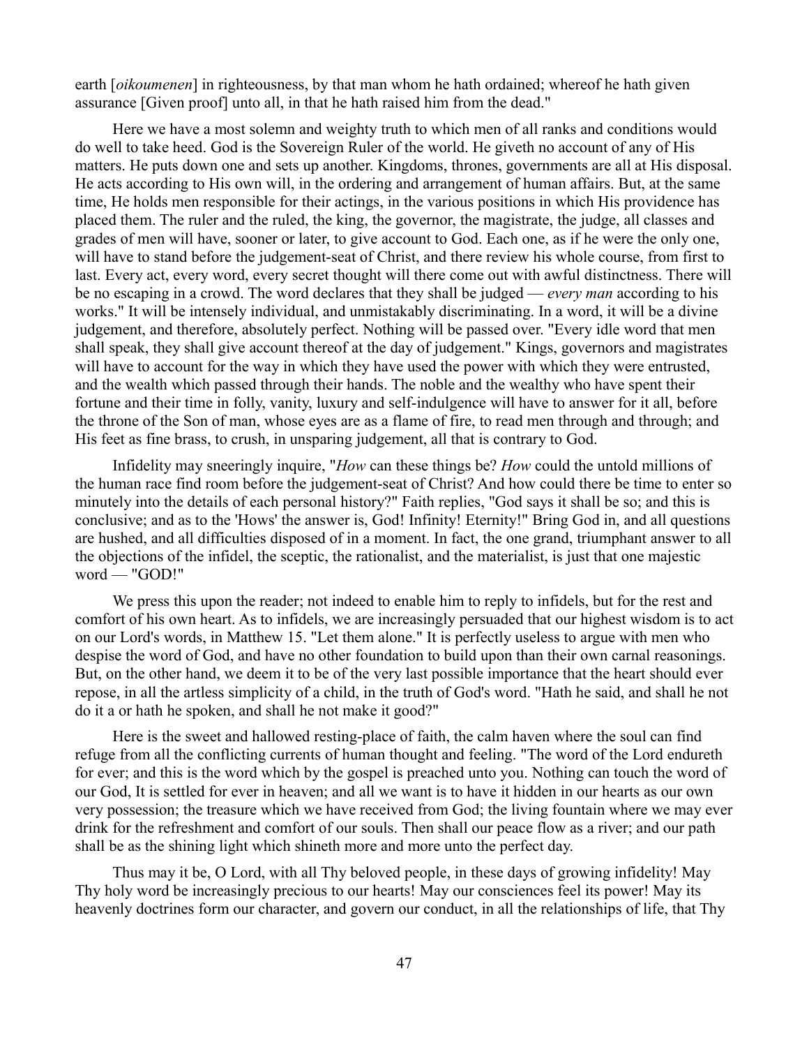earth [*oikoumenen*] in righteousness, by that man whom he hath ordained; whereof he hath given assurance [Given proof] unto all, in that he hath raised him from the dead."

Here we have a most solemn and weighty truth to which men of all ranks and conditions would do well to take heed. God is the Sovereign Ruler of the world. He giveth no account of any of His matters. He puts down one and sets up another. Kingdoms, thrones, governments are all at His disposal. He acts according to His own will, in the ordering and arrangement of human affairs. But, at the same time, He holds men responsible for their actings, in the various positions in which His providence has placed them. The ruler and the ruled, the king, the governor, the magistrate, the judge, all classes and grades of men will have, sooner or later, to give account to God. Each one, as if he were the only one, will have to stand before the judgement-seat of Christ, and there review his whole course, from first to last. Every act, every word, every secret thought will there come out with awful distinctness. There will be no escaping in a crowd. The word declares that they shall be judged — *every man* according to his works." It will be intensely individual, and unmistakably discriminating. In a word, it will be a divine judgement, and therefore, absolutely perfect. Nothing will be passed over. "Every idle word that men shall speak, they shall give account thereof at the day of judgement." Kings, governors and magistrates will have to account for the way in which they have used the power with which they were entrusted, and the wealth which passed through their hands. The noble and the wealthy who have spent their fortune and their time in folly, vanity, luxury and self-indulgence will have to answer for it all, before the throne of the Son of man, whose eyes are as a flame of fire, to read men through and through; and His feet as fine brass, to crush, in unsparing judgement, all that is contrary to God.

Infidelity may sneeringly inquire, "*How* can these things be? *How* could the untold millions of the human race find room before the judgement-seat of Christ? And how could there be time to enter so minutely into the details of each personal history?" Faith replies, "God says it shall be so; and this is conclusive; and as to the 'Hows' the answer is, God! Infinity! Eternity!" Bring God in, and all questions are hushed, and all difficulties disposed of in a moment. In fact, the one grand, triumphant answer to all the objections of the infidel, the sceptic, the rationalist, and the materialist, is just that one majestic word — "GOD!"

We press this upon the reader; not indeed to enable him to reply to infidels, but for the rest and comfort of his own heart. As to infidels, we are increasingly persuaded that our highest wisdom is to act on our Lord's words, in Matthew 15. "Let them alone." It is perfectly useless to argue with men who despise the word of God, and have no other foundation to build upon than their own carnal reasonings. But, on the other hand, we deem it to be of the very last possible importance that the heart should ever repose, in all the artless simplicity of a child, in the truth of God's word. "Hath he said, and shall he not do it a or hath he spoken, and shall he not make it good?"

Here is the sweet and hallowed resting-place of faith, the calm haven where the soul can find refuge from all the conflicting currents of human thought and feeling. "The word of the Lord endureth for ever; and this is the word which by the gospel is preached unto you. Nothing can touch the word of our God, It is settled for ever in heaven; and all we want is to have it hidden in our hearts as our own very possession; the treasure which we have received from God; the living fountain where we may ever drink for the refreshment and comfort of our souls. Then shall our peace flow as a river; and our path shall be as the shining light which shineth more and more unto the perfect day.

Thus may it be, O Lord, with all Thy beloved people, in these days of growing infidelity! May Thy holy word be increasingly precious to our hearts! May our consciences feel its power! May its heavenly doctrines form our character, and govern our conduct, in all the relationships of life, that Thy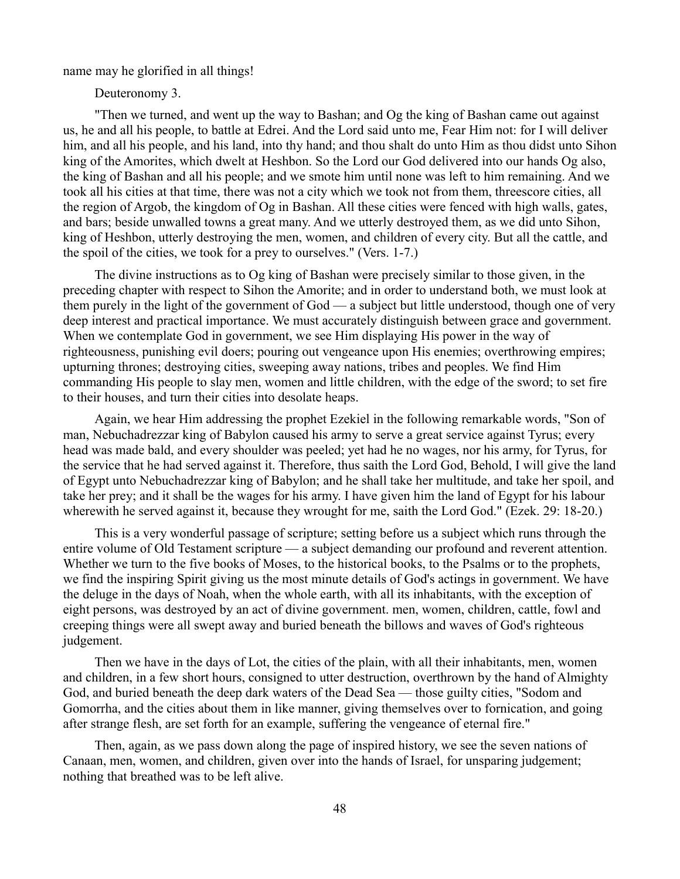name may he glorified in all things!

Deuteronomy 3.

"Then we turned, and went up the way to Bashan; and Og the king of Bashan came out against us, he and all his people, to battle at Edrei. And the Lord said unto me, Fear Him not: for I will deliver him, and all his people, and his land, into thy hand; and thou shalt do unto Him as thou didst unto Sihon king of the Amorites, which dwelt at Heshbon. So the Lord our God delivered into our hands Og also, the king of Bashan and all his people; and we smote him until none was left to him remaining. And we took all his cities at that time, there was not a city which we took not from them, threescore cities, all the region of Argob, the kingdom of Og in Bashan. All these cities were fenced with high walls, gates, and bars; beside unwalled towns a great many. And we utterly destroyed them, as we did unto Sihon, king of Heshbon, utterly destroying the men, women, and children of every city. But all the cattle, and the spoil of the cities, we took for a prey to ourselves." (Vers. 1-7.)

The divine instructions as to Og king of Bashan were precisely similar to those given, in the preceding chapter with respect to Sihon the Amorite; and in order to understand both, we must look at them purely in the light of the government of God — a subject but little understood, though one of very deep interest and practical importance. We must accurately distinguish between grace and government. When we contemplate God in government, we see Him displaying His power in the way of righteousness, punishing evil doers; pouring out vengeance upon His enemies; overthrowing empires; upturning thrones; destroying cities, sweeping away nations, tribes and peoples. We find Him commanding His people to slay men, women and little children, with the edge of the sword; to set fire to their houses, and turn their cities into desolate heaps.

Again, we hear Him addressing the prophet Ezekiel in the following remarkable words, "Son of man, Nebuchadrezzar king of Babylon caused his army to serve a great service against Tyrus; every head was made bald, and every shoulder was peeled; yet had he no wages, nor his army, for Tyrus, for the service that he had served against it. Therefore, thus saith the Lord God, Behold, I will give the land of Egypt unto Nebuchadrezzar king of Babylon; and he shall take her multitude, and take her spoil, and take her prey; and it shall be the wages for his army. I have given him the land of Egypt for his labour wherewith he served against it, because they wrought for me, saith the Lord God." (Ezek. 29: 18-20.)

This is a very wonderful passage of scripture; setting before us a subject which runs through the entire volume of Old Testament scripture — a subject demanding our profound and reverent attention. Whether we turn to the five books of Moses, to the historical books, to the Psalms or to the prophets, we find the inspiring Spirit giving us the most minute details of God's actings in government. We have the deluge in the days of Noah, when the whole earth, with all its inhabitants, with the exception of eight persons, was destroyed by an act of divine government. men, women, children, cattle, fowl and creeping things were all swept away and buried beneath the billows and waves of God's righteous judgement.

Then we have in the days of Lot, the cities of the plain, with all their inhabitants, men, women and children, in a few short hours, consigned to utter destruction, overthrown by the hand of Almighty God, and buried beneath the deep dark waters of the Dead Sea — those guilty cities, "Sodom and Gomorrha, and the cities about them in like manner, giving themselves over to fornication, and going after strange flesh, are set forth for an example, suffering the vengeance of eternal fire."

Then, again, as we pass down along the page of inspired history, we see the seven nations of Canaan, men, women, and children, given over into the hands of Israel, for unsparing judgement; nothing that breathed was to be left alive.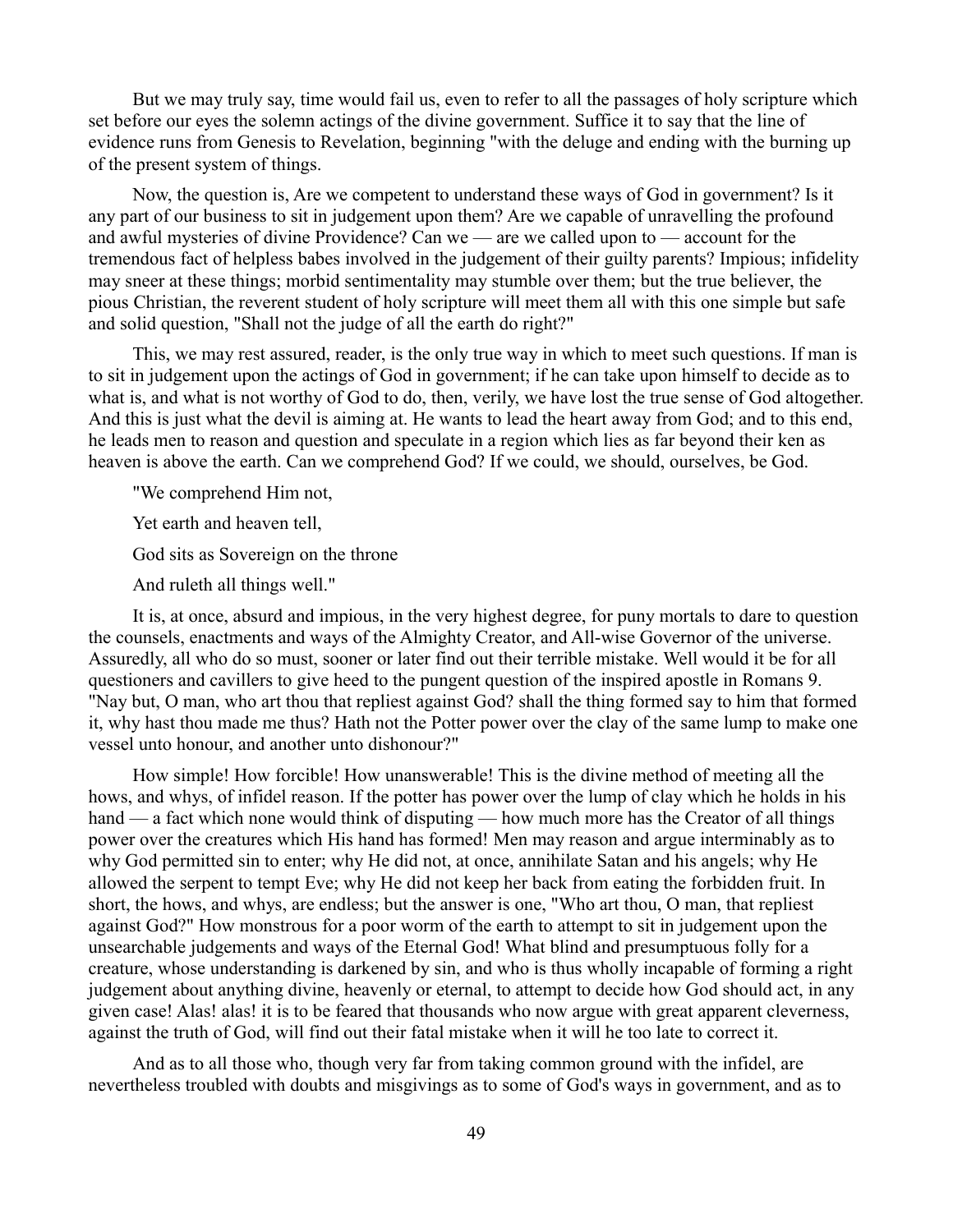But we may truly say, time would fail us, even to refer to all the passages of holy scripture which set before our eyes the solemn actings of the divine government. Suffice it to say that the line of evidence runs from Genesis to Revelation, beginning "with the deluge and ending with the burning up of the present system of things.

Now, the question is, Are we competent to understand these ways of God in government? Is it any part of our business to sit in judgement upon them? Are we capable of unravelling the profound and awful mysteries of divine Providence? Can we — are we called upon to — account for the tremendous fact of helpless babes involved in the judgement of their guilty parents? Impious; infidelity may sneer at these things; morbid sentimentality may stumble over them; but the true believer, the pious Christian, the reverent student of holy scripture will meet them all with this one simple but safe and solid question, "Shall not the judge of all the earth do right?"

This, we may rest assured, reader, is the only true way in which to meet such questions. If man is to sit in judgement upon the actings of God in government; if he can take upon himself to decide as to what is, and what is not worthy of God to do, then, verily, we have lost the true sense of God altogether. And this is just what the devil is aiming at. He wants to lead the heart away from God; and to this end, he leads men to reason and question and speculate in a region which lies as far beyond their ken as heaven is above the earth. Can we comprehend God? If we could, we should, ourselves, be God.

"We comprehend Him not,

Yet earth and heaven tell,

God sits as Sovereign on the throne

And ruleth all things well."

It is, at once, absurd and impious, in the very highest degree, for puny mortals to dare to question the counsels, enactments and ways of the Almighty Creator, and All-wise Governor of the universe. Assuredly, all who do so must, sooner or later find out their terrible mistake. Well would it be for all questioners and cavillers to give heed to the pungent question of the inspired apostle in Romans 9. "Nay but, O man, who art thou that repliest against God? shall the thing formed say to him that formed it, why hast thou made me thus? Hath not the Potter power over the clay of the same lump to make one vessel unto honour, and another unto dishonour?"

How simple! How forcible! How unanswerable! This is the divine method of meeting all the hows, and whys, of infidel reason. If the potter has power over the lump of clay which he holds in his hand — a fact which none would think of disputing — how much more has the Creator of all things power over the creatures which His hand has formed! Men may reason and argue interminably as to why God permitted sin to enter; why He did not, at once, annihilate Satan and his angels; why He allowed the serpent to tempt Eve; why He did not keep her back from eating the forbidden fruit. In short, the hows, and whys, are endless; but the answer is one, "Who art thou, O man, that repliest against God?" How monstrous for a poor worm of the earth to attempt to sit in judgement upon the unsearchable judgements and ways of the Eternal God! What blind and presumptuous folly for a creature, whose understanding is darkened by sin, and who is thus wholly incapable of forming a right judgement about anything divine, heavenly or eternal, to attempt to decide how God should act, in any given case! Alas! alas! it is to be feared that thousands who now argue with great apparent cleverness, against the truth of God, will find out their fatal mistake when it will he too late to correct it.

And as to all those who, though very far from taking common ground with the infidel, are nevertheless troubled with doubts and misgivings as to some of God's ways in government, and as to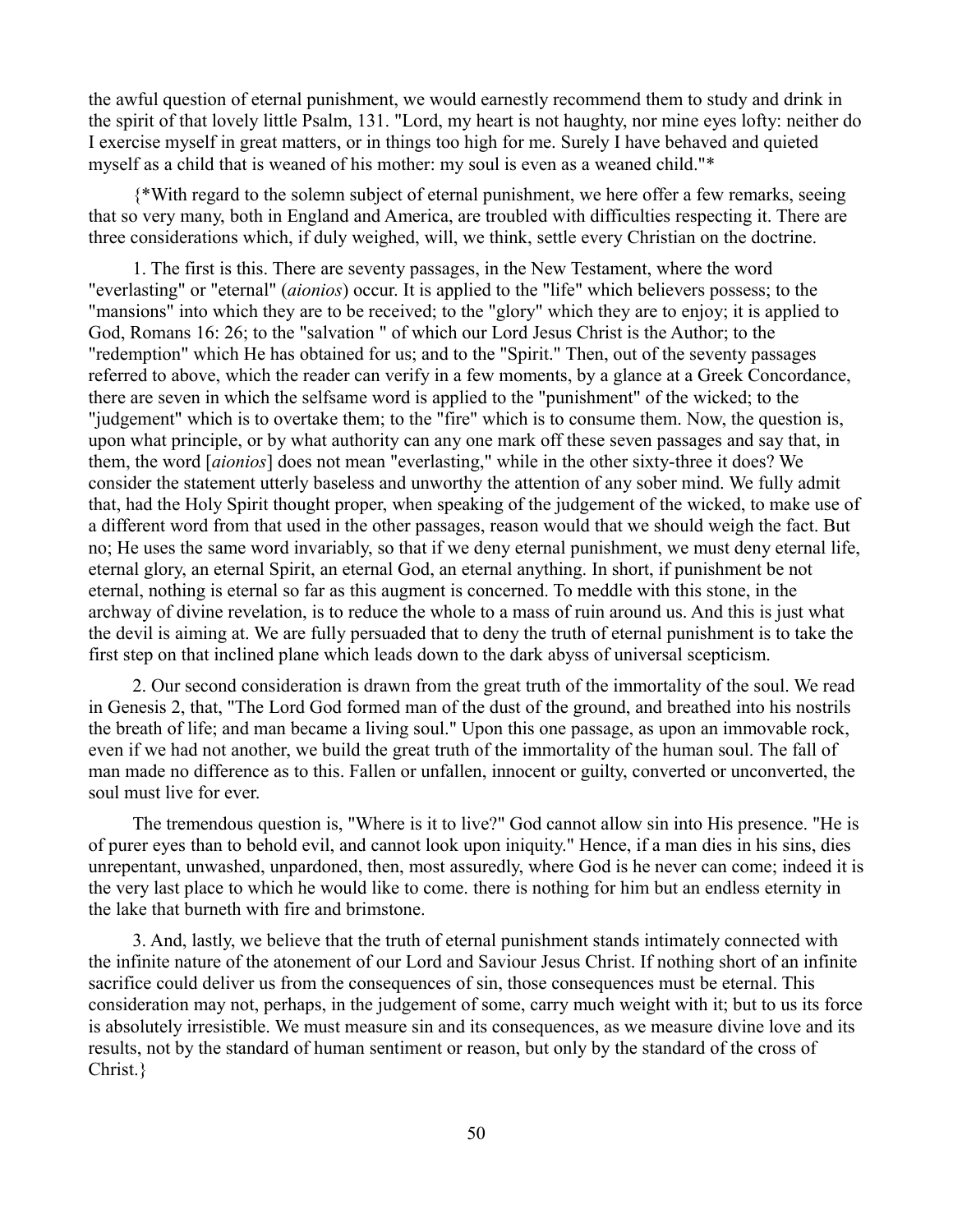the awful question of eternal punishment, we would earnestly recommend them to study and drink in the spirit of that lovely little Psalm, 131. "Lord, my heart is not haughty, nor mine eyes lofty: neither do I exercise myself in great matters, or in things too high for me. Surely I have behaved and quieted myself as a child that is weaned of his mother: my soul is even as a weaned child."*

{*With regard to the solemn subject of eternal punishment, we here offer a few remarks, seeing that so very many, both in England and America, are troubled with difficulties respecting it. There are three considerations which, if duly weighed, will, we think, settle every Christian on the doctrine.

1. The first is this. There are seventy passages, in the New Testament, where the word "everlasting" or "eternal" (*aionios*) occur. It is applied to the "life" which believers possess; to the "mansions" into which they are to be received; to the "glory" which they are to enjoy; it is applied to God, Romans 16: 26; to the "salvation " of which our Lord Jesus Christ is the Author; to the "redemption" which He has obtained for us; and to the "Spirit." Then, out of the seventy passages referred to above, which the reader can verify in a few moments, by a glance at a Greek Concordance, there are seven in which the selfsame word is applied to the "punishment" of the wicked; to the "judgement" which is to overtake them; to the "fire" which is to consume them. Now, the question is, upon what principle, or by what authority can any one mark off these seven passages and say that, in them, the word [*aionios*] does not mean "everlasting," while in the other sixty-three it does? We consider the statement utterly baseless and unworthy the attention of any sober mind. We fully admit that, had the Holy Spirit thought proper, when speaking of the judgement of the wicked, to make use of a different word from that used in the other passages, reason would that we should weigh the fact. But no; He uses the same word invariably, so that if we deny eternal punishment, we must deny eternal life, eternal glory, an eternal Spirit, an eternal God, an eternal anything. In short, if punishment be not eternal, nothing is eternal so far as this augment is concerned. To meddle with this stone, in the archway of divine revelation, is to reduce the whole to a mass of ruin around us. And this is just what the devil is aiming at. We are fully persuaded that to deny the truth of eternal punishment is to take the first step on that inclined plane which leads down to the dark abyss of universal scepticism.

2. Our second consideration is drawn from the great truth of the immortality of the soul. We read in Genesis 2, that, "The Lord God formed man of the dust of the ground, and breathed into his nostrils the breath of life; and man became a living soul." Upon this one passage, as upon an immovable rock, even if we had not another, we build the great truth of the immortality of the human soul. The fall of man made no difference as to this. Fallen or unfallen, innocent or guilty, converted or unconverted, the soul must live for ever.

The tremendous question is, "Where is it to live?" God cannot allow sin into His presence. "He is of purer eyes than to behold evil, and cannot look upon iniquity." Hence, if a man dies in his sins, dies unrepentant, unwashed, unpardoned, then, most assuredly, where God is he never can come; indeed it is the very last place to which he would like to come. there is nothing for him but an endless eternity in the lake that burneth with fire and brimstone.

3. And, lastly, we believe that the truth of eternal punishment stands intimately connected with the infinite nature of the atonement of our Lord and Saviour Jesus Christ. If nothing short of an infinite sacrifice could deliver us from the consequences of sin, those consequences must be eternal. This consideration may not, perhaps, in the judgement of some, carry much weight with it; but to us its force is absolutely irresistible. We must measure sin and its consequences, as we measure divine love and its results, not by the standard of human sentiment or reason, but only by the standard of the cross of Christ.}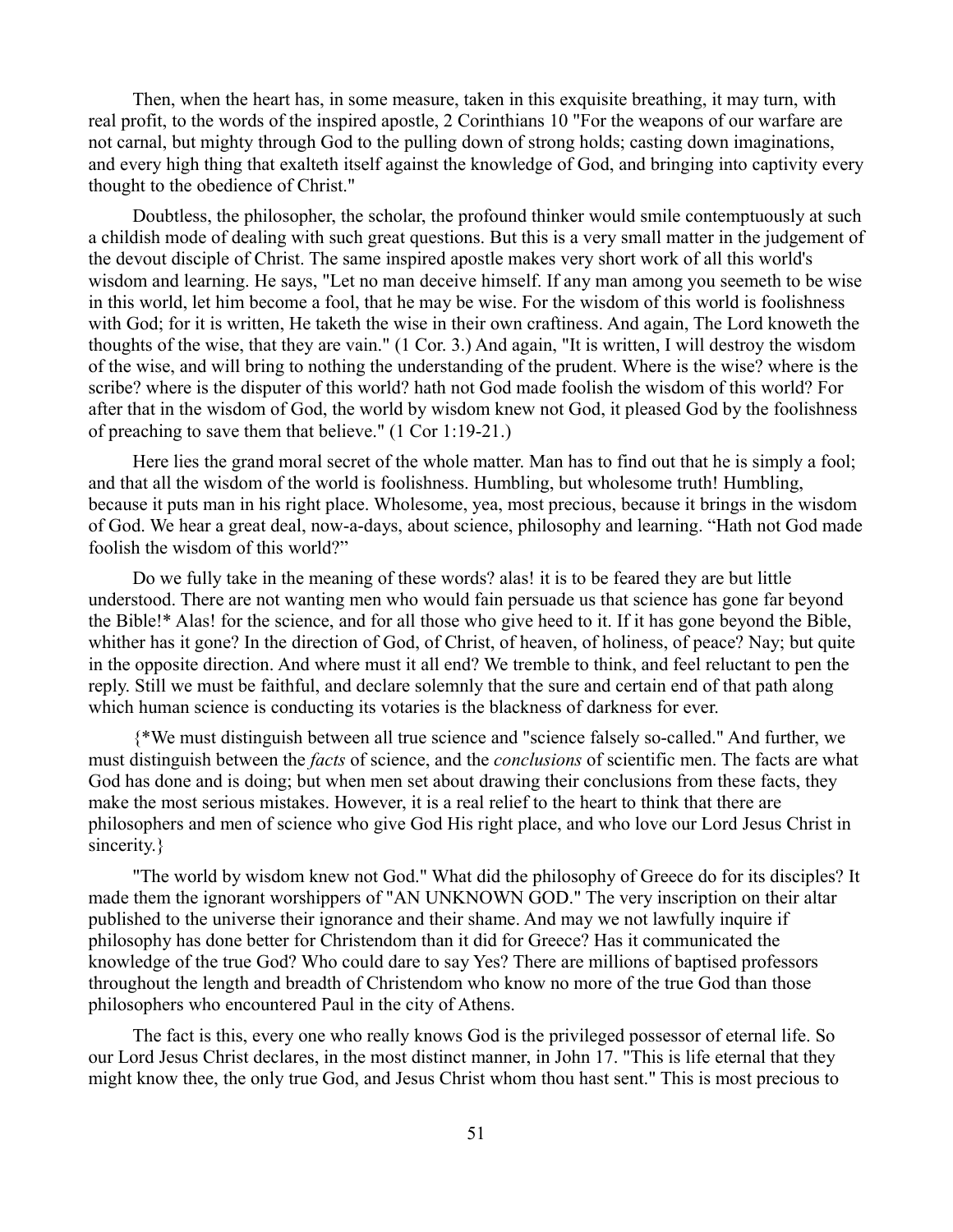Then, when the heart has, in some measure, taken in this exquisite breathing, it may turn, with real profit, to the words of the inspired apostle, 2 Corinthians 10 "For the weapons of our warfare are not carnal, but mighty through God to the pulling down of strong holds; casting down imaginations, and every high thing that exalteth itself against the knowledge of God, and bringing into captivity every thought to the obedience of Christ."

Doubtless, the philosopher, the scholar, the profound thinker would smile contemptuously at such a childish mode of dealing with such great questions. But this is a very small matter in the judgement of the devout disciple of Christ. The same inspired apostle makes very short work of all this world's wisdom and learning. He says, "Let no man deceive himself. If any man among you seemeth to be wise in this world, let him become a fool, that he may be wise. For the wisdom of this world is foolishness with God; for it is written, He taketh the wise in their own craftiness. And again, The Lord knoweth the thoughts of the wise, that they are vain." (1 Cor. 3.) And again, "It is written, I will destroy the wisdom of the wise, and will bring to nothing the understanding of the prudent. Where is the wise? where is the scribe? where is the disputer of this world? hath not God made foolish the wisdom of this world? For after that in the wisdom of God, the world by wisdom knew not God, it pleased God by the foolishness of preaching to save them that believe." (1 Cor 1:19-21.)

Here lies the grand moral secret of the whole matter. Man has to find out that he is simply a fool; and that all the wisdom of the world is foolishness. Humbling, but wholesome truth! Humbling, because it puts man in his right place. Wholesome, yea, most precious, because it brings in the wisdom of God. We hear a great deal, now-a-days, about science, philosophy and learning. "Hath not God made foolish the wisdom of this world?"

Do we fully take in the meaning of these words? alas! it is to be feared they are but little understood. There are not wanting men who would fain persuade us that science has gone far beyond the Bible!* Alas! for the science, and for all those who give heed to it. If it has gone beyond the Bible, whither has it gone? In the direction of God, of Christ, of heaven, of holiness, of peace? Nay; but quite in the opposite direction. And where must it all end? We tremble to think, and feel reluctant to pen the reply. Still we must be faithful, and declare solemnly that the sure and certain end of that path along which human science is conducting its votaries is the blackness of darkness for ever.

{*We must distinguish between all true science and "science falsely so-called." And further, we must distinguish between the *facts* of science, and the *conclusions* of scientific men. The facts are what God has done and is doing; but when men set about drawing their conclusions from these facts, they make the most serious mistakes. However, it is a real relief to the heart to think that there are philosophers and men of science who give God His right place, and who love our Lord Jesus Christ in sincerity.}

"The world by wisdom knew not God." What did the philosophy of Greece do for its disciples? It made them the ignorant worshippers of "AN UNKNOWN GOD." The very inscription on their altar published to the universe their ignorance and their shame. And may we not lawfully inquire if philosophy has done better for Christendom than it did for Greece? Has it communicated the knowledge of the true God? Who could dare to say Yes? There are millions of baptised professors throughout the length and breadth of Christendom who know no more of the true God than those philosophers who encountered Paul in the city of Athens.

The fact is this, every one who really knows God is the privileged possessor of eternal life. So our Lord Jesus Christ declares, in the most distinct manner, in John 17. "This is life eternal that they might know thee, the only true God, and Jesus Christ whom thou hast sent." This is most precious to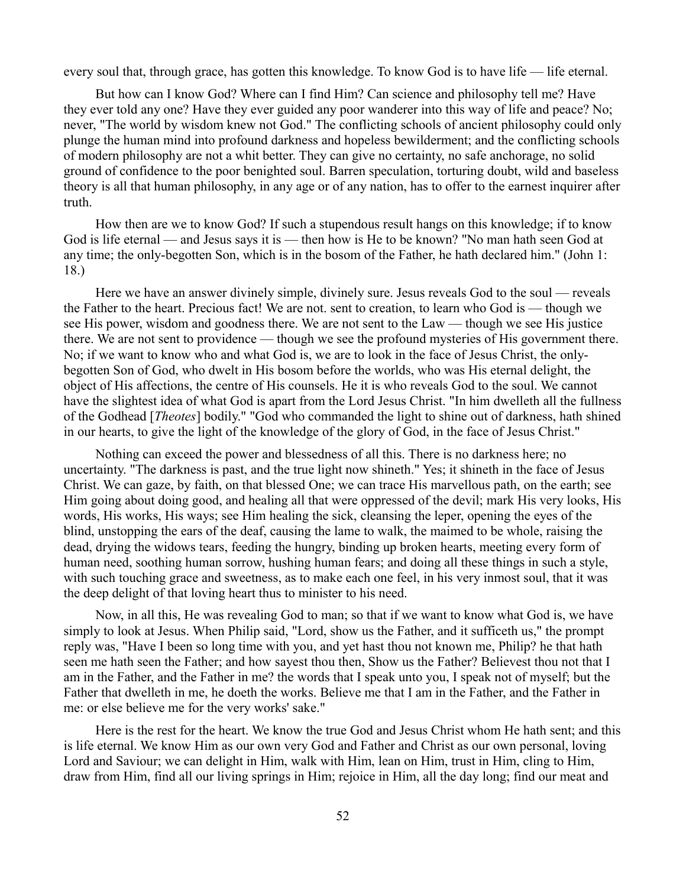every soul that, through grace, has gotten this knowledge. To know God is to have life — life eternal.

But how can I know God? Where can I find Him? Can science and philosophy tell me? Have they ever told any one? Have they ever guided any poor wanderer into this way of life and peace? No; never, "The world by wisdom knew not God." The conflicting schools of ancient philosophy could only plunge the human mind into profound darkness and hopeless bewilderment; and the conflicting schools of modern philosophy are not a whit better. They can give no certainty, no safe anchorage, no solid ground of confidence to the poor benighted soul. Barren speculation, torturing doubt, wild and baseless theory is all that human philosophy, in any age or of any nation, has to offer to the earnest inquirer after truth.

How then are we to know God? If such a stupendous result hangs on this knowledge; if to know God is life eternal — and Jesus says it is — then how is He to be known? "No man hath seen God at any time; the only-begotten Son, which is in the bosom of the Father, he hath declared him." (John 1: 18.)

Here we have an answer divinely simple, divinely sure. Jesus reveals God to the soul — reveals the Father to the heart. Precious fact! We are not. sent to creation, to learn who God is — though we see His power, wisdom and goodness there. We are not sent to the Law — though we see His justice there. We are not sent to providence — though we see the profound mysteries of His government there. No; if we want to know who and what God is, we are to look in the face of Jesus Christ, the only-begotten Son of God, who dwelt in His bosom before the worlds, who was His eternal delight, the object of His affections, the centre of His counsels. He it is who reveals God to the soul. We cannot have the slightest idea of what God is apart from the Lord Jesus Christ. "In him dwelleth all the fullness of the Godhead [*Theotes*] bodily." "God who commanded the light to shine out of darkness, hath shined in our hearts, to give the light of the knowledge of the glory of God, in the face of Jesus Christ."

Nothing can exceed the power and blessedness of all this. There is no darkness here; no uncertainty. "The darkness is past, and the true light now shineth." Yes; it shineth in the face of Jesus Christ. We can gaze, by faith, on that blessed One; we can trace His marvellous path, on the earth; see Him going about doing good, and healing all that were oppressed of the devil; mark His very looks, His words, His works, His ways; see Him healing the sick, cleansing the leper, opening the eyes of the blind, unstopping the ears of the deaf, causing the lame to walk, the maimed to be whole, raising the dead, drying the widows tears, feeding the hungry, binding up broken hearts, meeting every form of human need, soothing human sorrow, hushing human fears; and doing all these things in such a style, with such touching grace and sweetness, as to make each one feel, in his very inmost soul, that it was the deep delight of that loving heart thus to minister to his need.

Now, in all this, He was revealing God to man; so that if we want to know what God is, we have simply to look at Jesus. When Philip said, "Lord, show us the Father, and it sufficeth us," the prompt reply was, "Have I been so long time with you, and yet hast thou not known me, Philip? he that hath seen me hath seen the Father; and how sayest thou then, Show us the Father? Believest thou not that I am in the Father, and the Father in me? the words that I speak unto you, I speak not of myself; but the Father that dwelleth in me, he doeth the works. Believe me that I am in the Father, and the Father in me: or else believe me for the very works' sake."

Here is the rest for the heart. We know the true God and Jesus Christ whom He hath sent; and this is life eternal. We know Him as our own very God and Father and Christ as our own personal, loving Lord and Saviour; we can delight in Him, walk with Him, lean on Him, trust in Him, cling to Him, draw from Him, find all our living springs in Him; rejoice in Him, all the day long; find our meat and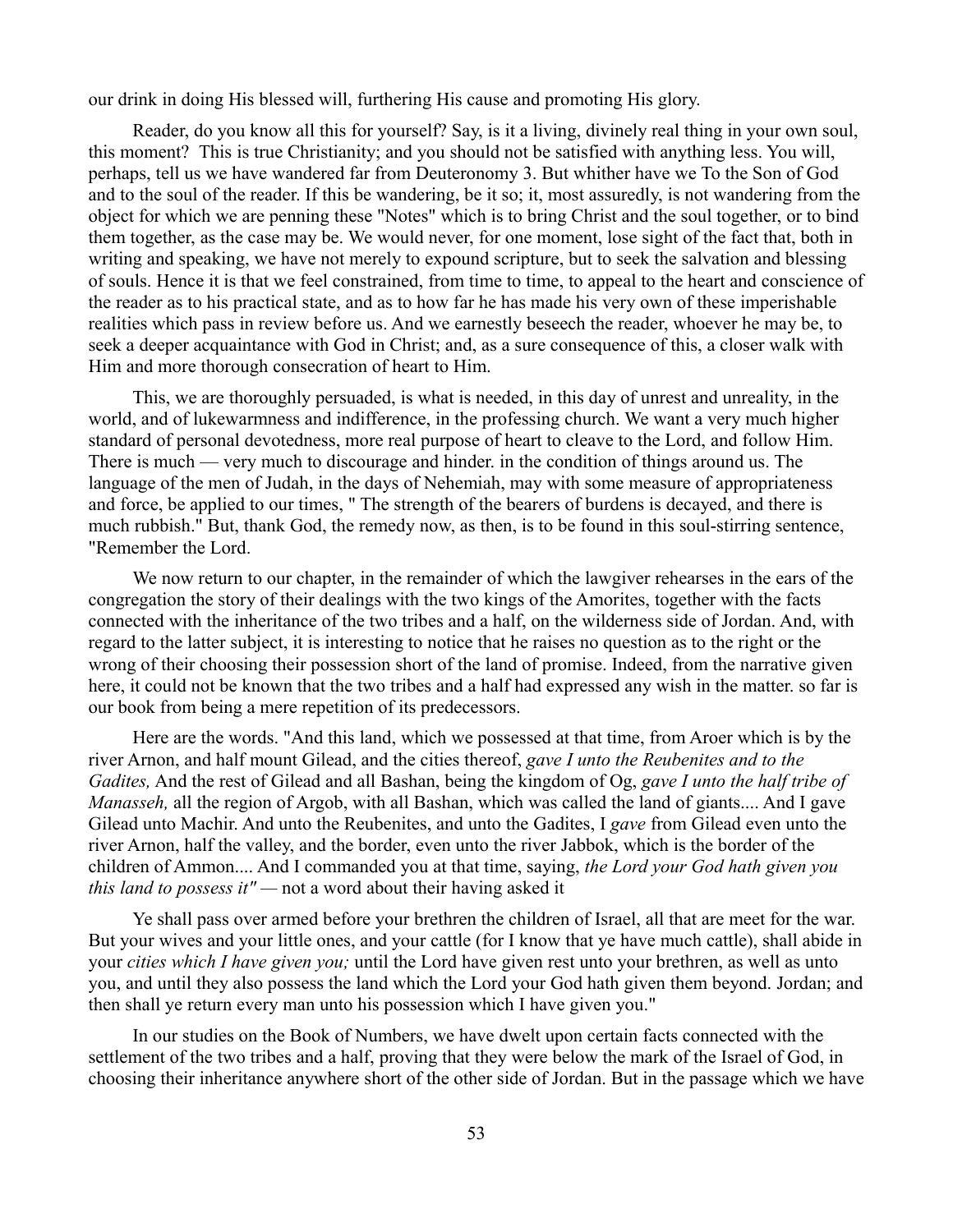our drink in doing His blessed will, furthering His cause and promoting His glory.

Reader, do you know all this for yourself? Say, is it a living, divinely real thing in your own soul, this moment? This is true Christianity; and you should not be satisfied with anything less. You will, perhaps, tell us we have wandered far from Deuteronomy 3. But whither have we To the Son of God and to the soul of the reader. If this be wandering, be it so; it, most assuredly, is not wandering from the object for which we are penning these "Notes" which is to bring Christ and the soul together, or to bind them together, as the case may be. We would never, for one moment, lose sight of the fact that, both in writing and speaking, we have not merely to expound scripture, but to seek the salvation and blessing of souls. Hence it is that we feel constrained, from time to time, to appeal to the heart and conscience of the reader as to his practical state, and as to how far he has made his very own of these imperishable realities which pass in review before us. And we earnestly beseech the reader, whoever he may be, to seek a deeper acquaintance with God in Christ; and, as a sure consequence of this, a closer walk with Him and more thorough consecration of heart to Him.

This, we are thoroughly persuaded, is what is needed, in this day of unrest and unreality, in the world, and of lukewarmness and indifference, in the professing church. We want a very much higher standard of personal devotedness, more real purpose of heart to cleave to the Lord, and follow Him. There is much — very much to discourage and hinder. in the condition of things around us. The language of the men of Judah, in the days of Nehemiah, may with some measure of appropriateness and force, be applied to our times, " The strength of the bearers of burdens is decayed, and there is much rubbish." But, thank God, the remedy now, as then, is to be found in this soul-stirring sentence, "Remember the Lord.

We now return to our chapter, in the remainder of which the lawgiver rehearses in the ears of the congregation the story of their dealings with the two kings of the Amorites, together with the facts connected with the inheritance of the two tribes and a half, on the wilderness side of Jordan. And, with regard to the latter subject, it is interesting to notice that he raises no question as to the right or the wrong of their choosing their possession short of the land of promise. Indeed, from the narrative given here, it could not be known that the two tribes and a half had expressed any wish in the matter. so far is our book from being a mere repetition of its predecessors.

Here are the words. "And this land, which we possessed at that time, from Aroer which is by the river Arnon, and half mount Gilead, and the cities thereof, *gave I unto the Reubenites and to the Gadites,* And the rest of Gilead and all Bashan, being the kingdom of Og, *gave I unto the half tribe of Manasseh,* all the region of Argob, with all Bashan, which was called the land of giants.... And I gave Gilead unto Machir. And unto the Reubenites, and unto the Gadites, I *gave* from Gilead even unto the river Arnon, half the valley, and the border, even unto the river Jabbok, which is the border of the children of Ammon.... And I commanded you at that time, saying, *the Lord your God hath given you this land to possess it"* — not a word about their having asked it

Ye shall pass over armed before your brethren the children of Israel, all that are meet for the war. But your wives and your little ones, and your cattle (for I know that ye have much cattle), shall abide in your *cities which I have given you;* until the Lord have given rest unto your brethren, as well as unto you, and until they also possess the land which the Lord your God hath given them beyond. Jordan; and then shall ye return every man unto his possession which I have given you."

In our studies on the Book of Numbers, we have dwelt upon certain facts connected with the settlement of the two tribes and a half, proving that they were below the mark of the Israel of God, in choosing their inheritance anywhere short of the other side of Jordan. But in the passage which we have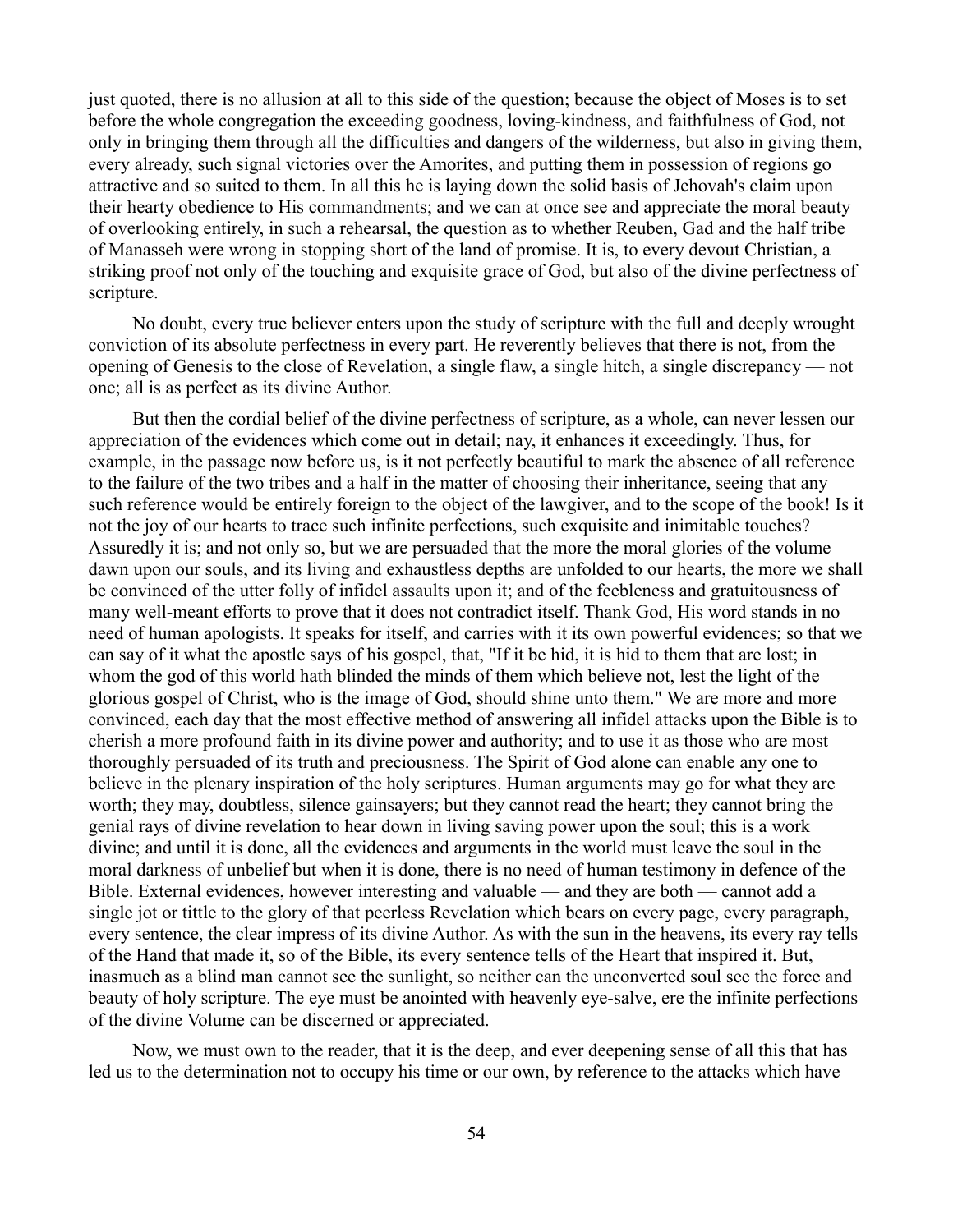just quoted, there is no allusion at all to this side of the question; because the object of Moses is to set before the whole congregation the exceeding goodness, loving-kindness, and faithfulness of God, not only in bringing them through all the difficulties and dangers of the wilderness, but also in giving them, every already, such signal victories over the Amorites, and putting them in possession of regions go attractive and so suited to them. In all this he is laying down the solid basis of Jehovah's claim upon their hearty obedience to His commandments; and we can at once see and appreciate the moral beauty of overlooking entirely, in such a rehearsal, the question as to whether Reuben, Gad and the half tribe of Manasseh were wrong in stopping short of the land of promise. It is, to every devout Christian, a striking proof not only of the touching and exquisite grace of God, but also of the divine perfectness of scripture.

No doubt, every true believer enters upon the study of scripture with the full and deeply wrought conviction of its absolute perfectness in every part. He reverently believes that there is not, from the opening of Genesis to the close of Revelation, a single flaw, a single hitch, a single discrepancy — not one; all is as perfect as its divine Author.

But then the cordial belief of the divine perfectness of scripture, as a whole, can never lessen our appreciation of the evidences which come out in detail; nay, it enhances it exceedingly. Thus, for example, in the passage now before us, is it not perfectly beautiful to mark the absence of all reference to the failure of the two tribes and a half in the matter of choosing their inheritance, seeing that any such reference would be entirely foreign to the object of the lawgiver, and to the scope of the book! Is it not the joy of our hearts to trace such infinite perfections, such exquisite and inimitable touches? Assuredly it is; and not only so, but we are persuaded that the more the moral glories of the volume dawn upon our souls, and its living and exhaustless depths are unfolded to our hearts, the more we shall be convinced of the utter folly of infidel assaults upon it; and of the feebleness and gratuitousness of many well-meant efforts to prove that it does not contradict itself. Thank God, His word stands in no need of human apologists. It speaks for itself, and carries with it its own powerful evidences; so that we can say of it what the apostle says of his gospel, that, "If it be hid, it is hid to them that are lost; in whom the god of this world hath blinded the minds of them which believe not, lest the light of the glorious gospel of Christ, who is the image of God, should shine unto them." We are more and more convinced, each day that the most effective method of answering all infidel attacks upon the Bible is to cherish a more profound faith in its divine power and authority; and to use it as those who are most thoroughly persuaded of its truth and preciousness. The Spirit of God alone can enable any one to believe in the plenary inspiration of the holy scriptures. Human arguments may go for what they are worth; they may, doubtless, silence gainsayers; but they cannot read the heart; they cannot bring the genial rays of divine revelation to hear down in living saving power upon the soul; this is a work divine; and until it is done, all the evidences and arguments in the world must leave the soul in the moral darkness of unbelief but when it is done, there is no need of human testimony in defence of the Bible. External evidences, however interesting and valuable — and they are both — cannot add a single jot or tittle to the glory of that peerless Revelation which bears on every page, every paragraph, every sentence, the clear impress of its divine Author. As with the sun in the heavens, its every ray tells of the Hand that made it, so of the Bible, its every sentence tells of the Heart that inspired it. But, inasmuch as a blind man cannot see the sunlight, so neither can the unconverted soul see the force and beauty of holy scripture. The eye must be anointed with heavenly eye-salve, ere the infinite perfections of the divine Volume can be discerned or appreciated.

Now, we must own to the reader, that it is the deep, and ever deepening sense of all this that has led us to the determination not to occupy his time or our own, by reference to the attacks which have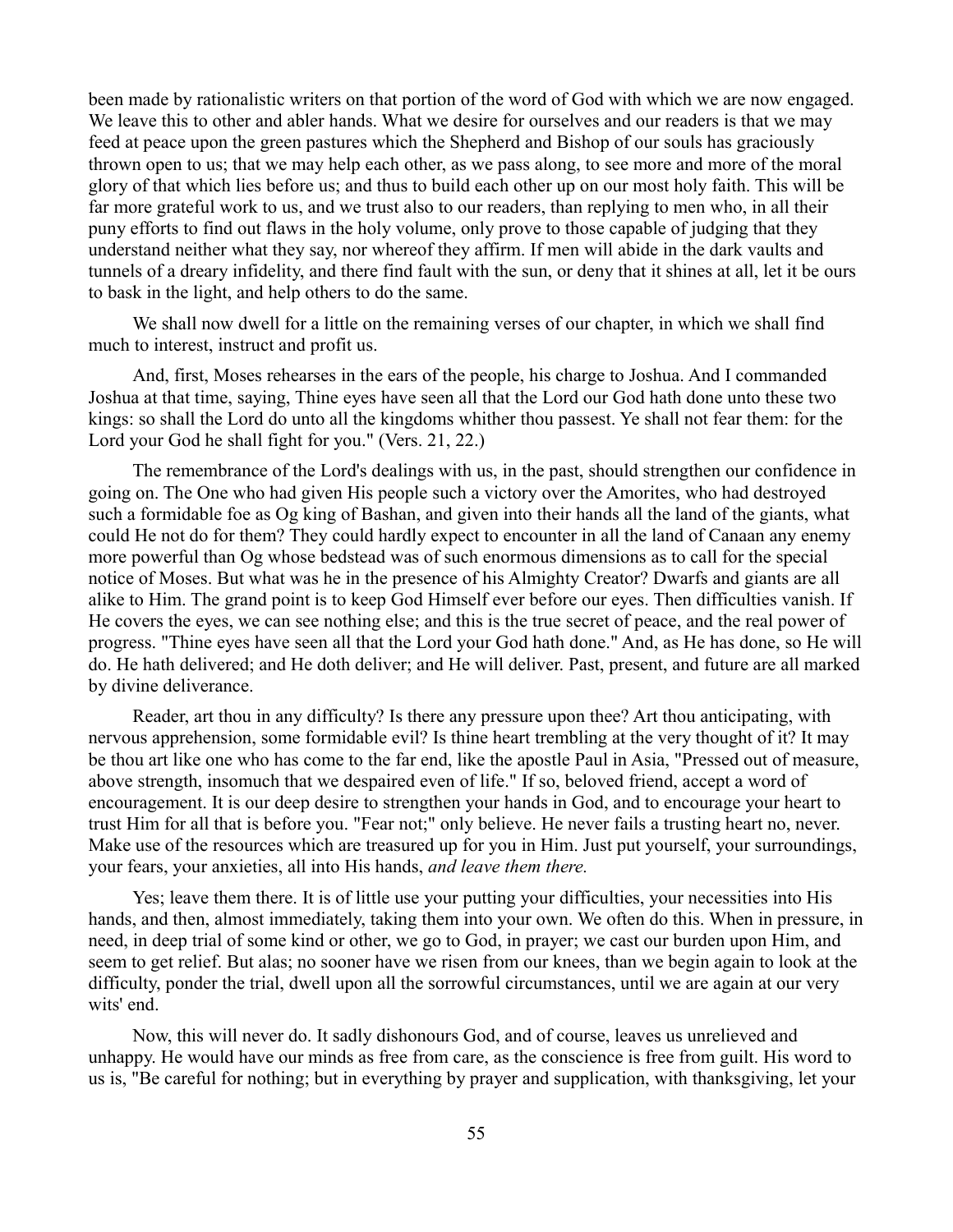been made by rationalistic writers on that portion of the word of God with which we are now engaged. We leave this to other and abler hands. What we desire for ourselves and our readers is that we may feed at peace upon the green pastures which the Shepherd and Bishop of our souls has graciously thrown open to us; that we may help each other, as we pass along, to see more and more of the moral glory of that which lies before us; and thus to build each other up on our most holy faith. This will be far more grateful work to us, and we trust also to our readers, than replying to men who, in all their puny efforts to find out flaws in the holy volume, only prove to those capable of judging that they understand neither what they say, nor whereof they affirm. If men will abide in the dark vaults and tunnels of a dreary infidelity, and there find fault with the sun, or deny that it shines at all, let it be ours to bask in the light, and help others to do the same.

We shall now dwell for a little on the remaining verses of our chapter, in which we shall find much to interest, instruct and profit us.

And, first, Moses rehearses in the ears of the people, his charge to Joshua. And I commanded Joshua at that time, saying, Thine eyes have seen all that the Lord our God hath done unto these two kings: so shall the Lord do unto all the kingdoms whither thou passest. Ye shall not fear them: for the Lord your God he shall fight for you." (Vers. 21, 22.)

The remembrance of the Lord's dealings with us, in the past, should strengthen our confidence in going on. The One who had given His people such a victory over the Amorites, who had destroyed such a formidable foe as Og king of Bashan, and given into their hands all the land of the giants, what could He not do for them? They could hardly expect to encounter in all the land of Canaan any enemy more powerful than Og whose bedstead was of such enormous dimensions as to call for the special notice of Moses. But what was he in the presence of his Almighty Creator? Dwarfs and giants are all alike to Him. The grand point is to keep God Himself ever before our eyes. Then difficulties vanish. If He covers the eyes, we can see nothing else; and this is the true secret of peace, and the real power of progress. "Thine eyes have seen all that the Lord your God hath done." And, as He has done, so He will do. He hath delivered; and He doth deliver; and He will deliver. Past, present, and future are all marked by divine deliverance.

Reader, art thou in any difficulty? Is there any pressure upon thee? Art thou anticipating, with nervous apprehension, some formidable evil? Is thine heart trembling at the very thought of it? It may be thou art like one who has come to the far end, like the apostle Paul in Asia, "Pressed out of measure, above strength, insomuch that we despaired even of life." If so, beloved friend, accept a word of encouragement. It is our deep desire to strengthen your hands in God, and to encourage your heart to trust Him for all that is before you. "Fear not;" only believe. He never fails a trusting heart no, never. Make use of the resources which are treasured up for you in Him. Just put yourself, your surroundings, your fears, your anxieties, all into His hands, *and leave them there.*

Yes; leave them there. It is of little use your putting your difficulties, your necessities into His hands, and then, almost immediately, taking them into your own. We often do this. When in pressure, in need, in deep trial of some kind or other, we go to God, in prayer; we cast our burden upon Him, and seem to get relief. But alas; no sooner have we risen from our knees, than we begin again to look at the difficulty, ponder the trial, dwell upon all the sorrowful circumstances, until we are again at our very wits' end.

Now, this will never do. It sadly dishonours God, and of course, leaves us unrelieved and unhappy. He would have our minds as free from care, as the conscience is free from guilt. His word to us is, "Be careful for nothing; but in everything by prayer and supplication, with thanksgiving, let your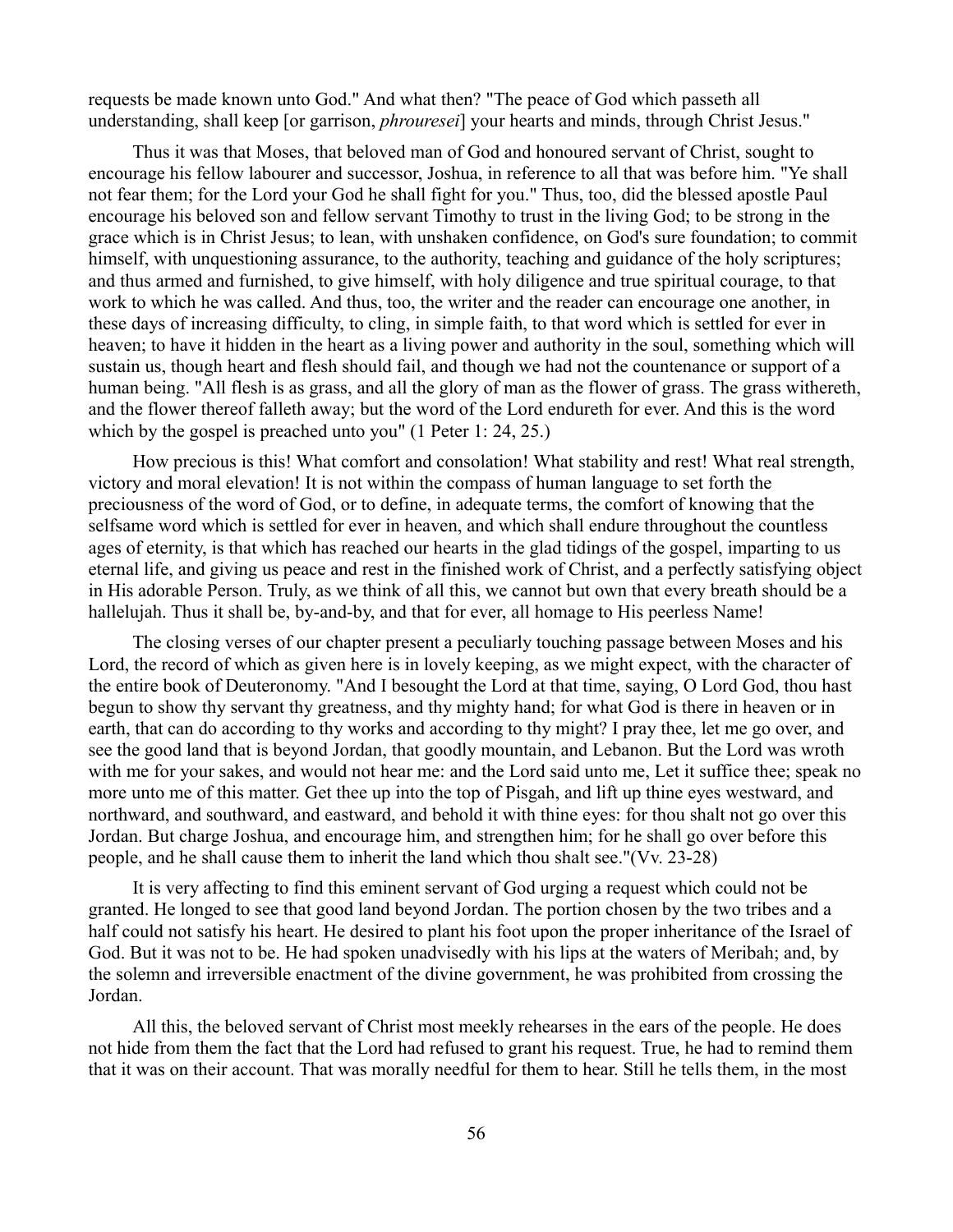requests be made known unto God." And what then? "The peace of God which passeth all understanding, shall keep [or garrison, *phrouresei*] your hearts and minds, through Christ Jesus."

Thus it was that Moses, that beloved man of God and honoured servant of Christ, sought to encourage his fellow labourer and successor, Joshua, in reference to all that was before him. "Ye shall not fear them; for the Lord your God he shall fight for you." Thus, too, did the blessed apostle Paul encourage his beloved son and fellow servant Timothy to trust in the living God; to be strong in the grace which is in Christ Jesus; to lean, with unshaken confidence, on God's sure foundation; to commit himself, with unquestioning assurance, to the authority, teaching and guidance of the holy scriptures; and thus armed and furnished, to give himself, with holy diligence and true spiritual courage, to that work to which he was called. And thus, too, the writer and the reader can encourage one another, in these days of increasing difficulty, to cling, in simple faith, to that word which is settled for ever in heaven; to have it hidden in the heart as a living power and authority in the soul, something which will sustain us, though heart and flesh should fail, and though we had not the countenance or support of a human being. "All flesh is as grass, and all the glory of man as the flower of grass. The grass withereth, and the flower thereof falleth away; but the word of the Lord endureth for ever. And this is the word which by the gospel is preached unto you" (1 Peter 1: 24, 25.)

How precious is this! What comfort and consolation! What stability and rest! What real strength, victory and moral elevation! It is not within the compass of human language to set forth the preciousness of the word of God, or to define, in adequate terms, the comfort of knowing that the selfsame word which is settled for ever in heaven, and which shall endure throughout the countless ages of eternity, is that which has reached our hearts in the glad tidings of the gospel, imparting to us eternal life, and giving us peace and rest in the finished work of Christ, and a perfectly satisfying object in His adorable Person. Truly, as we think of all this, we cannot but own that every breath should be a hallelujah. Thus it shall be, by-and-by, and that for ever, all homage to His peerless Name!

The closing verses of our chapter present a peculiarly touching passage between Moses and his Lord, the record of which as given here is in lovely keeping, as we might expect, with the character of the entire book of Deuteronomy. "And I besought the Lord at that time, saying, O Lord God, thou hast begun to show thy servant thy greatness, and thy mighty hand; for what God is there in heaven or in earth, that can do according to thy works and according to thy might? I pray thee, let me go over, and see the good land that is beyond Jordan, that goodly mountain, and Lebanon. But the Lord was wroth with me for your sakes, and would not hear me: and the Lord said unto me, Let it suffice thee; speak no more unto me of this matter. Get thee up into the top of Pisgah, and lift up thine eyes westward, and northward, and southward, and eastward, and behold it with thine eyes: for thou shalt not go over this Jordan. But charge Joshua, and encourage him, and strengthen him; for he shall go over before this people, and he shall cause them to inherit the land which thou shalt see."(Vv. 23-28)

It is very affecting to find this eminent servant of God urging a request which could not be granted. He longed to see that good land beyond Jordan. The portion chosen by the two tribes and a half could not satisfy his heart. He desired to plant his foot upon the proper inheritance of the Israel of God. But it was not to be. He had spoken unadvisedly with his lips at the waters of Meribah; and, by the solemn and irreversible enactment of the divine government, he was prohibited from crossing the Jordan.

All this, the beloved servant of Christ most meekly rehearses in the ears of the people. He does not hide from them the fact that the Lord had refused to grant his request. True, he had to remind them that it was on their account. That was morally needful for them to hear. Still he tells them, in the most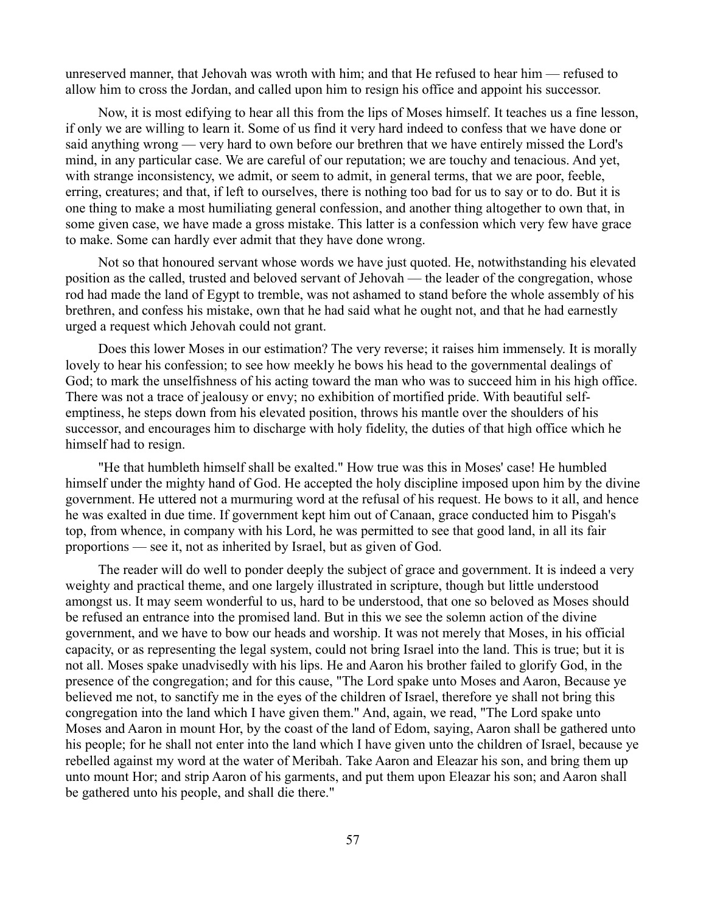unreserved manner, that Jehovah was wroth with him; and that He refused to hear him — refused to allow him to cross the Jordan, and called upon him to resign his office and appoint his successor.

Now, it is most edifying to hear all this from the lips of Moses himself. It teaches us a fine lesson, if only we are willing to learn it. Some of us find it very hard indeed to confess that we have done or said anything wrong — very hard to own before our brethren that we have entirely missed the Lord's mind, in any particular case. We are careful of our reputation; we are touchy and tenacious. And yet, with strange inconsistency, we admit, or seem to admit, in general terms, that we are poor, feeble, erring, creatures; and that, if left to ourselves, there is nothing too bad for us to say or to do. But it is one thing to make a most humiliating general confession, and another thing altogether to own that, in some given case, we have made a gross mistake. This latter is a confession which very few have grace to make. Some can hardly ever admit that they have done wrong.

Not so that honoured servant whose words we have just quoted. He, notwithstanding his elevated position as the called, trusted and beloved servant of Jehovah — the leader of the congregation, whose rod had made the land of Egypt to tremble, was not ashamed to stand before the whole assembly of his brethren, and confess his mistake, own that he had said what he ought not, and that he had earnestly urged a request which Jehovah could not grant.

Does this lower Moses in our estimation? The very reverse; it raises him immensely. It is morally lovely to hear his confession; to see how meekly he bows his head to the governmental dealings of God; to mark the unselfishness of his acting toward the man who was to succeed him in his high office. There was not a trace of jealousy or envy; no exhibition of mortified pride. With beautiful self-emptiness, he steps down from his elevated position, throws his mantle over the shoulders of his successor, and encourages him to discharge with holy fidelity, the duties of that high office which he himself had to resign.

"He that humbleth himself shall be exalted." How true was this in Moses' case! He humbled himself under the mighty hand of God. He accepted the holy discipline imposed upon him by the divine government. He uttered not a murmuring word at the refusal of his request. He bows to it all, and hence he was exalted in due time. If government kept him out of Canaan, grace conducted him to Pisgah's top, from whence, in company with his Lord, he was permitted to see that good land, in all its fair proportions — see it, not as inherited by Israel, but as given of God.

The reader will do well to ponder deeply the subject of grace and government. It is indeed a very weighty and practical theme, and one largely illustrated in scripture, though but little understood amongst us. It may seem wonderful to us, hard to be understood, that one so beloved as Moses should be refused an entrance into the promised land. But in this we see the solemn action of the divine government, and we have to bow our heads and worship. It was not merely that Moses, in his official capacity, or as representing the legal system, could not bring Israel into the land. This is true; but it is not all. Moses spake unadvisedly with his lips. He and Aaron his brother failed to glorify God, in the presence of the congregation; and for this cause, "The Lord spake unto Moses and Aaron, Because ye believed me not, to sanctify me in the eyes of the children of Israel, therefore ye shall not bring this congregation into the land which I have given them." And, again, we read, "The Lord spake unto Moses and Aaron in mount Hor, by the coast of the land of Edom, saying, Aaron shall be gathered unto his people; for he shall not enter into the land which I have given unto the children of Israel, because ye rebelled against my word at the water of Meribah. Take Aaron and Eleazar his son, and bring them up unto mount Hor; and strip Aaron of his garments, and put them upon Eleazar his son; and Aaron shall be gathered unto his people, and shall die there."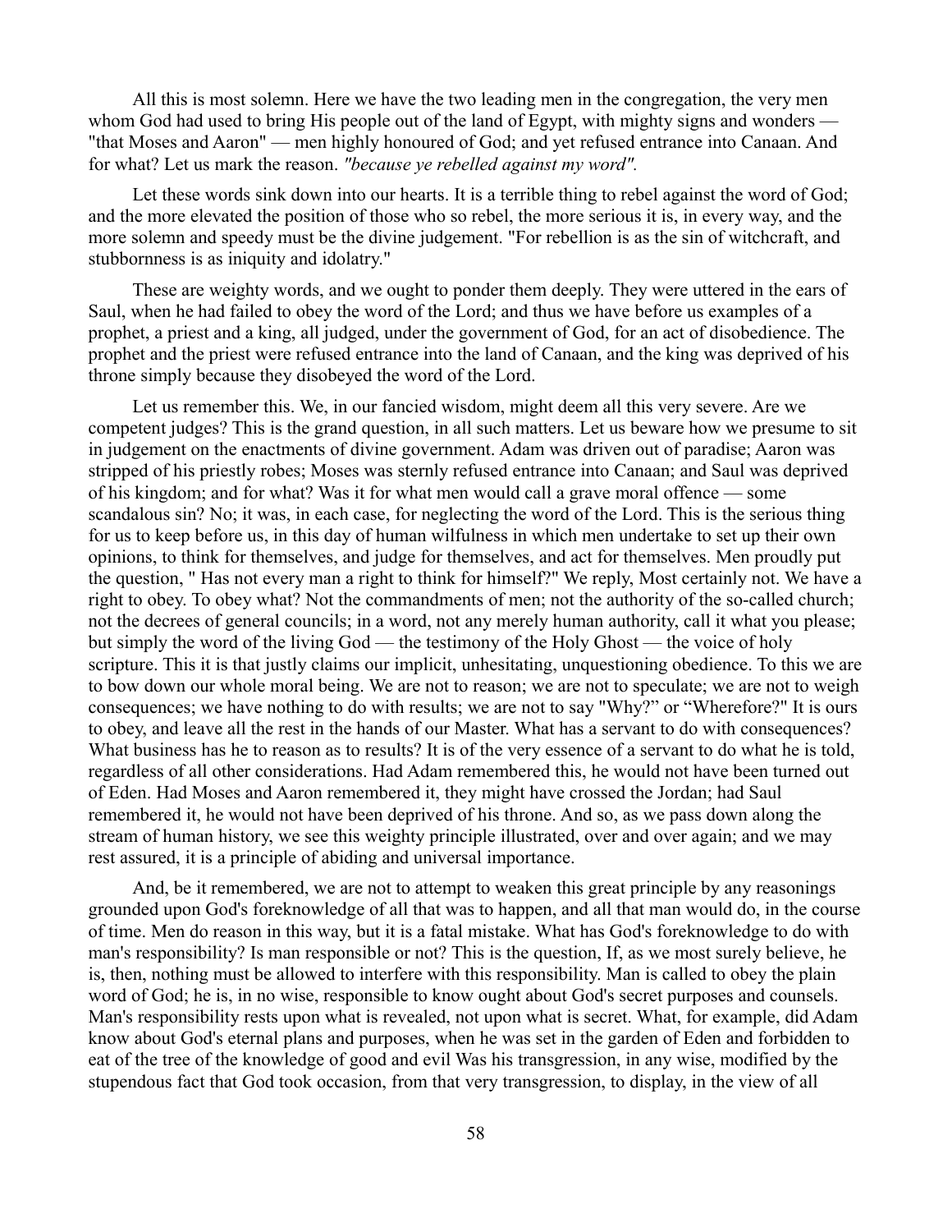All this is most solemn. Here we have the two leading men in the congregation, the very men whom God had used to bring His people out of the land of Egypt, with mighty signs and wonders — "that Moses and Aaron" — men highly honoured of God; and yet refused entrance into Canaan. And for what? Let us mark the reason. *"because ye rebelled against my word".*

Let these words sink down into our hearts. It is a terrible thing to rebel against the word of God; and the more elevated the position of those who so rebel, the more serious it is, in every way, and the more solemn and speedy must be the divine judgement. "For rebellion is as the sin of witchcraft, and stubbornness is as iniquity and idolatry."

These are weighty words, and we ought to ponder them deeply. They were uttered in the ears of Saul, when he had failed to obey the word of the Lord; and thus we have before us examples of a prophet, a priest and a king, all judged, under the government of God, for an act of disobedience. The prophet and the priest were refused entrance into the land of Canaan, and the king was deprived of his throne simply because they disobeyed the word of the Lord.

Let us remember this. We, in our fancied wisdom, might deem all this very severe. Are we competent judges? This is the grand question, in all such matters. Let us beware how we presume to sit in judgement on the enactments of divine government. Adam was driven out of paradise; Aaron was stripped of his priestly robes; Moses was sternly refused entrance into Canaan; and Saul was deprived of his kingdom; and for what? Was it for what men would call a grave moral offence — some scandalous sin? No; it was, in each case, for neglecting the word of the Lord. This is the serious thing for us to keep before us, in this day of human wilfulness in which men undertake to set up their own opinions, to think for themselves, and judge for themselves, and act for themselves. Men proudly put the question, " Has not every man a right to think for himself?" We reply, Most certainly not. We have a right to obey. To obey what? Not the commandments of men; not the authority of the so-called church; not the decrees of general councils; in a word, not any merely human authority, call it what you please; but simply the word of the living God — the testimony of the Holy Ghost — the voice of holy scripture. This it is that justly claims our implicit, unhesitating, unquestioning obedience. To this we are to bow down our whole moral being. We are not to reason; we are not to speculate; we are not to weigh consequences; we have nothing to do with results; we are not to say "Why?" or "Wherefore?" It is ours to obey, and leave all the rest in the hands of our Master. What has a servant to do with consequences? What business has he to reason as to results? It is of the very essence of a servant to do what he is told, regardless of all other considerations. Had Adam remembered this, he would not have been turned out of Eden. Had Moses and Aaron remembered it, they might have crossed the Jordan; had Saul remembered it, he would not have been deprived of his throne. And so, as we pass down along the stream of human history, we see this weighty principle illustrated, over and over again; and we may rest assured, it is a principle of abiding and universal importance.

And, be it remembered, we are not to attempt to weaken this great principle by any reasonings grounded upon God's foreknowledge of all that was to happen, and all that man would do, in the course of time. Men do reason in this way, but it is a fatal mistake. What has God's foreknowledge to do with man's responsibility? Is man responsible or not? This is the question, If, as we most surely believe, he is, then, nothing must be allowed to interfere with this responsibility. Man is called to obey the plain word of God; he is, in no wise, responsible to know ought about God's secret purposes and counsels. Man's responsibility rests upon what is revealed, not upon what is secret. What, for example, did Adam know about God's eternal plans and purposes, when he was set in the garden of Eden and forbidden to eat of the tree of the knowledge of good and evil Was his transgression, in any wise, modified by the stupendous fact that God took occasion, from that very transgression, to display, in the view of all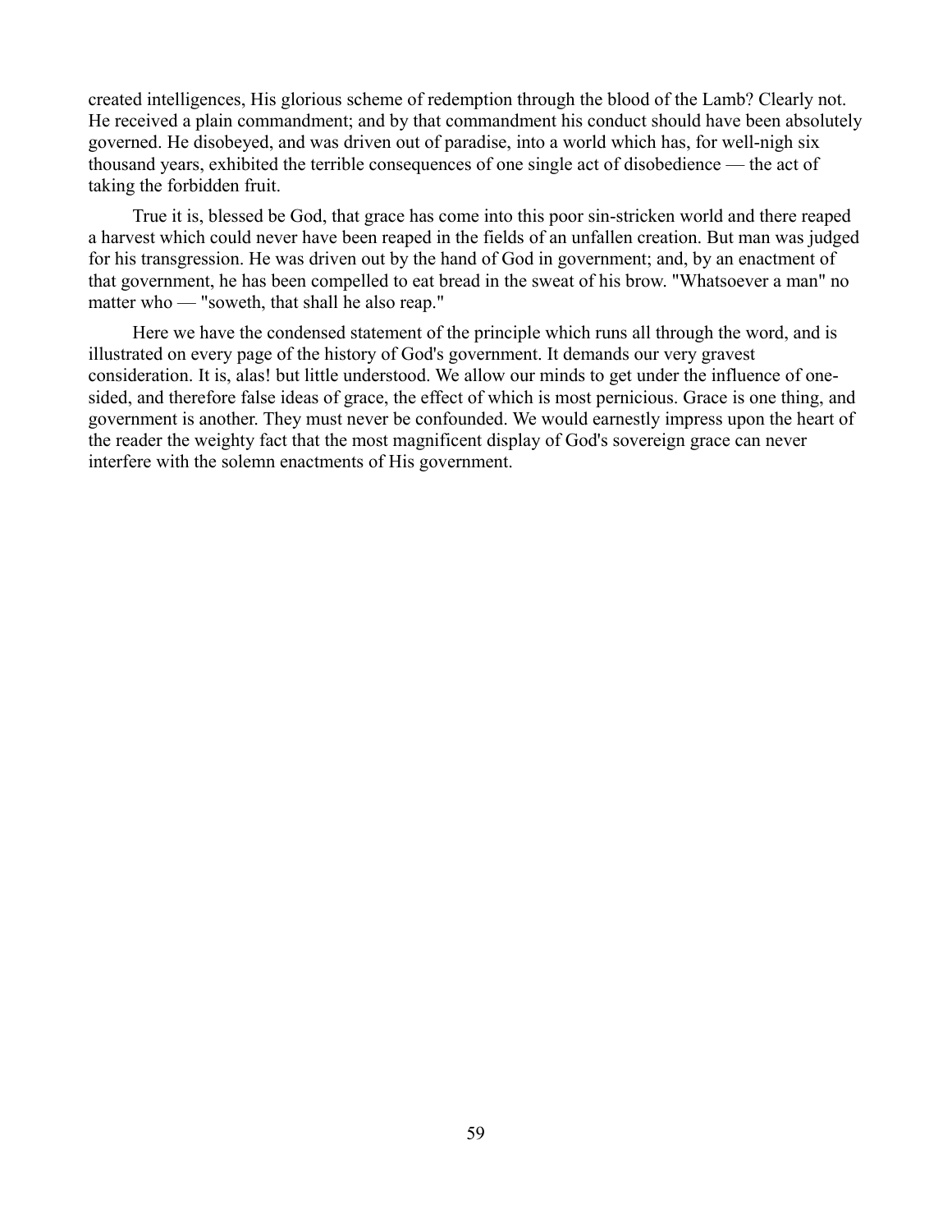created intelligences, His glorious scheme of redemption through the blood of the Lamb? Clearly not. He received a plain commandment; and by that commandment his conduct should have been absolutely governed. He disobeyed, and was driven out of paradise, into a world which has, for well-nigh six thousand years, exhibited the terrible consequences of one single act of disobedience — the act of taking the forbidden fruit.

True it is, blessed be God, that grace has come into this poor sin-stricken world and there reaped a harvest which could never have been reaped in the fields of an unfallen creation. But man was judged for his transgression. He was driven out by the hand of God in government; and, by an enactment of that government, he has been compelled to eat bread in the sweat of his brow. "Whatsoever a man" no matter who — "soweth, that shall he also reap."

Here we have the condensed statement of the principle which runs all through the word, and is illustrated on every page of the history of God's government. It demands our very gravest consideration. It is, alas! but little understood. We allow our minds to get under the influence of one-sided, and therefore false ideas of grace, the effect of which is most pernicious. Grace is one thing, and government is another. They must never be confounded. We would earnestly impress upon the heart of the reader the weighty fact that the most magnificent display of God's sovereign grace can never interfere with the solemn enactments of His government.